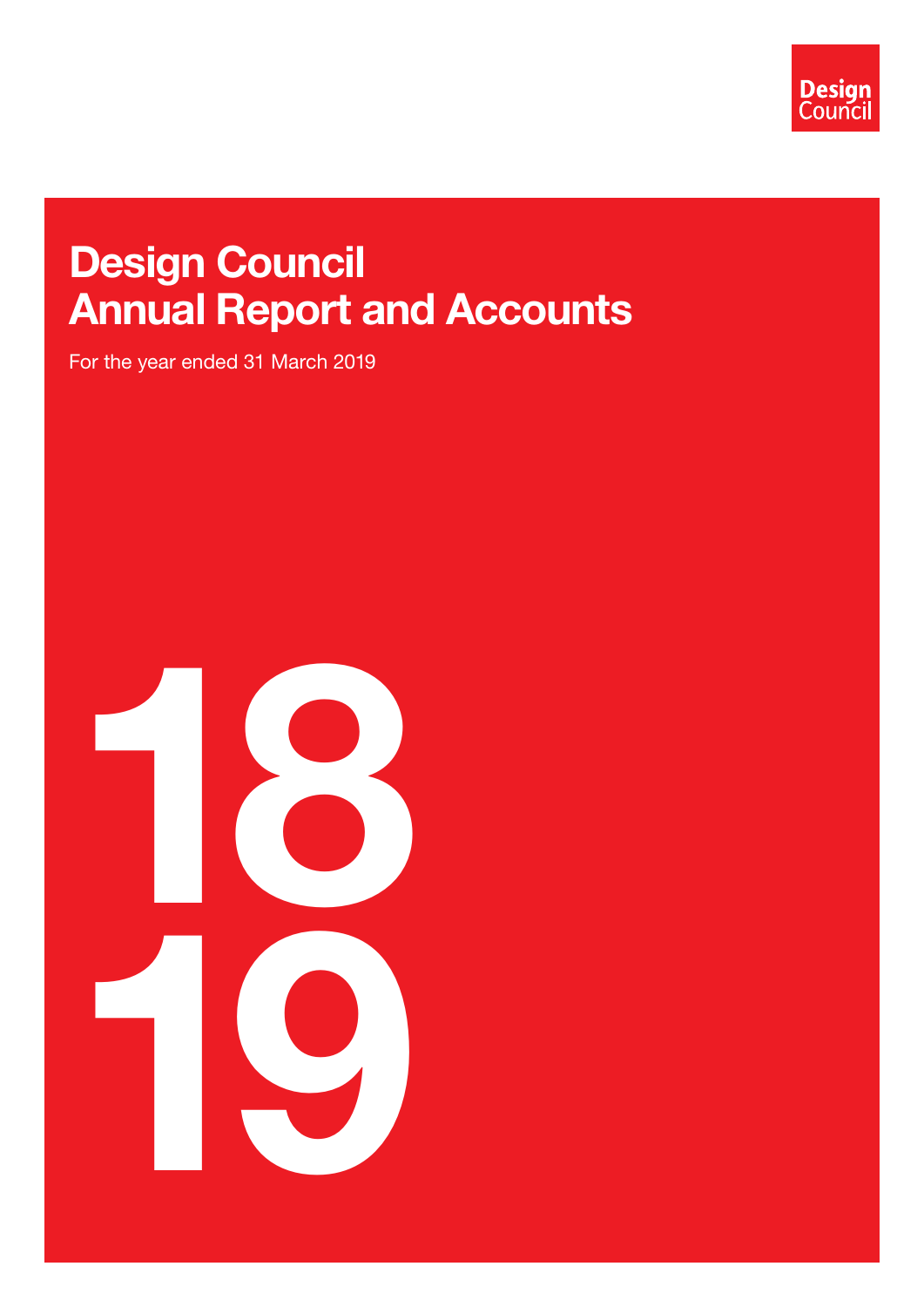Design Council

# Design Council Annual Report and Accounts

For the year ended 31 March 2019

18
19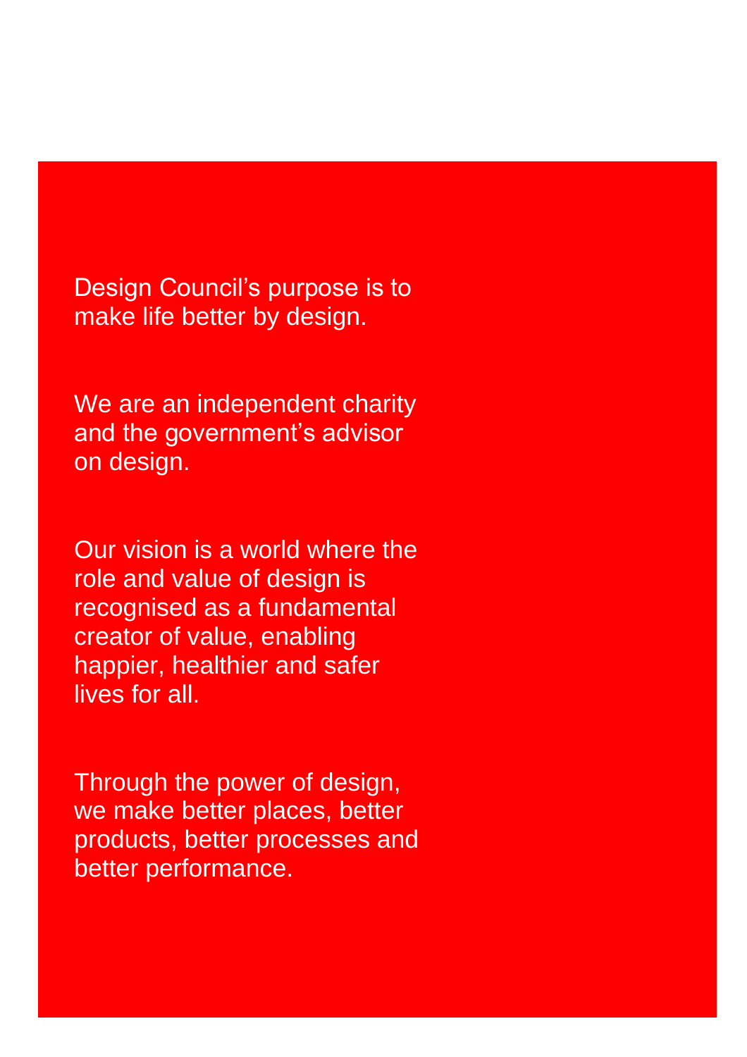Design Council's purpose is to make life better by design.

We are an independent charity and the government's advisor on design.

Our vision is a world where the role and value of design is recognised as a fundamental creator of value, enabling happier, healthier and safer lives for all.

Through the power of design, we make better places, better products, better processes and better performance.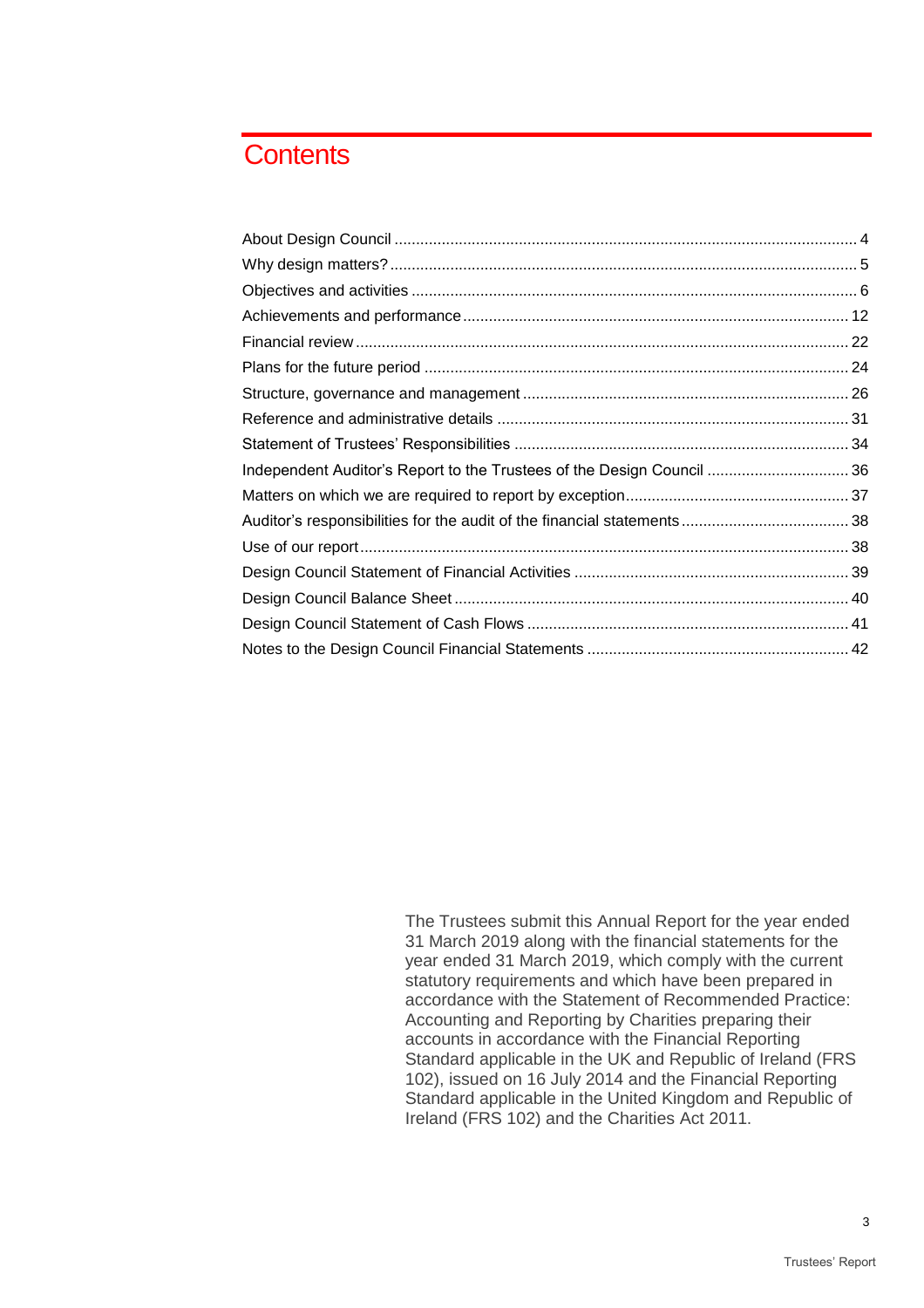# Contents

| | |
|---|---|
| About Design Council | 4 |
| Why design matters? | 5 |
| Objectives and activities | 6 |
| Achievements and performance | 12 |
| Financial review | 22 |
| Plans for the future period | 24 |
| Structure, governance and management | 26 |
| Reference and administrative details | 31 |
| Statement of Trustees' Responsibilities | 34 |
| Independent Auditor's Report to the Trustees of the Design Council | 36 |
| Matters on which we are required to report by exception | 37 |
| Auditor's responsibilities for the audit of the financial statements | 38 |
| Use of our report | 38 |
| Design Council Statement of Financial Activities | 39 |
| Design Council Balance Sheet | 40 |
| Design Council Statement of Cash Flows | 41 |
| Notes to the Design Council Financial Statements | 42 |

The Trustees submit this Annual Report for the year ended 31 March 2019 along with the financial statements for the year ended 31 March 2019, which comply with the current statutory requirements and which have been prepared in accordance with the Statement of Recommended Practice: Accounting and Reporting by Charities preparing their accounts in accordance with the Financial Reporting Standard applicable in the UK and Republic of Ireland (FRS 102), issued on 16 July 2014 and the Financial Reporting Standard applicable in the United Kingdom and Republic of Ireland (FRS 102) and the Charities Act 2011.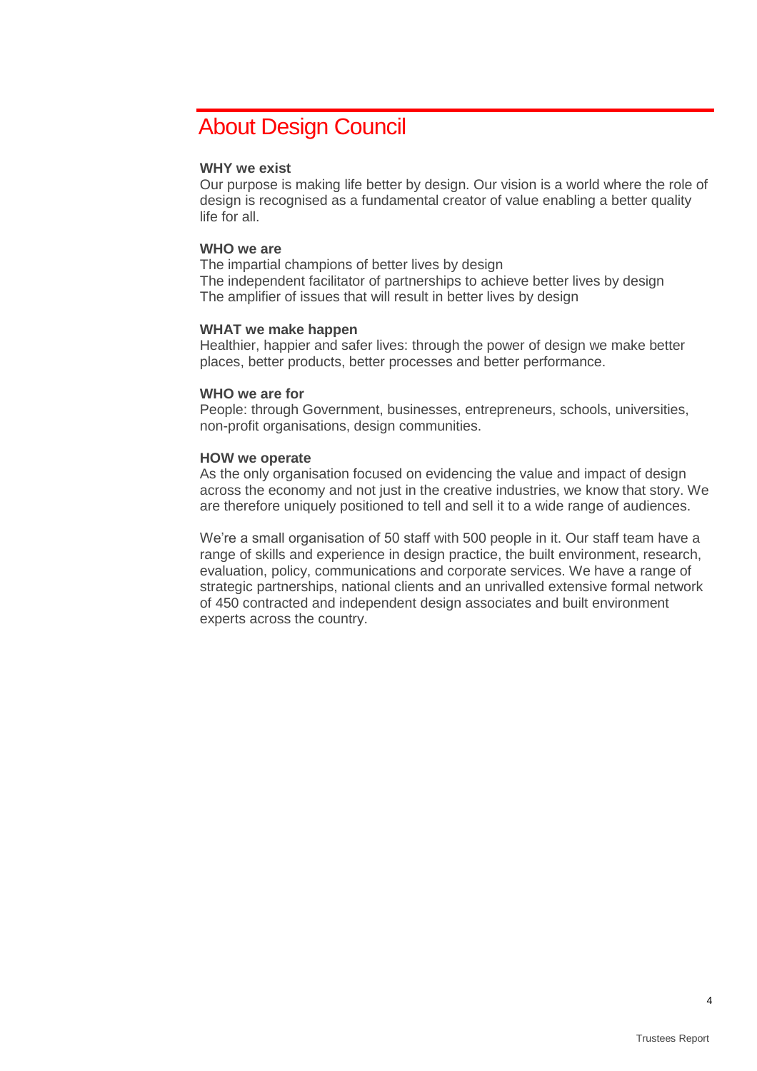# About Design Council

**WHY we exist**

Our purpose is making life better by design. Our vision is a world where the role of design is recognised as a fundamental creator of value enabling a better quality life for all.

**WHO we are**

The impartial champions of better lives by design
The independent facilitator of partnerships to achieve better lives by design
The amplifier of issues that will result in better lives by design

**WHAT we make happen**

Healthier, happier and safer lives: through the power of design we make better places, better products, better processes and better performance.

**WHO we are for**

People: through Government, businesses, entrepreneurs, schools, universities, non-profit organisations, design communities.

**HOW we operate**

As the only organisation focused on evidencing the value and impact of design across the economy and not just in the creative industries, we know that story. We are therefore uniquely positioned to tell and sell it to a wide range of audiences.

We're a small organisation of 50 staff with 500 people in it. Our staff team have a range of skills and experience in design practice, the built environment, research, evaluation, policy, communications and corporate services. We have a range of strategic partnerships, national clients and an unrivalled extensive formal network of 450 contracted and independent design associates and built environment experts across the country.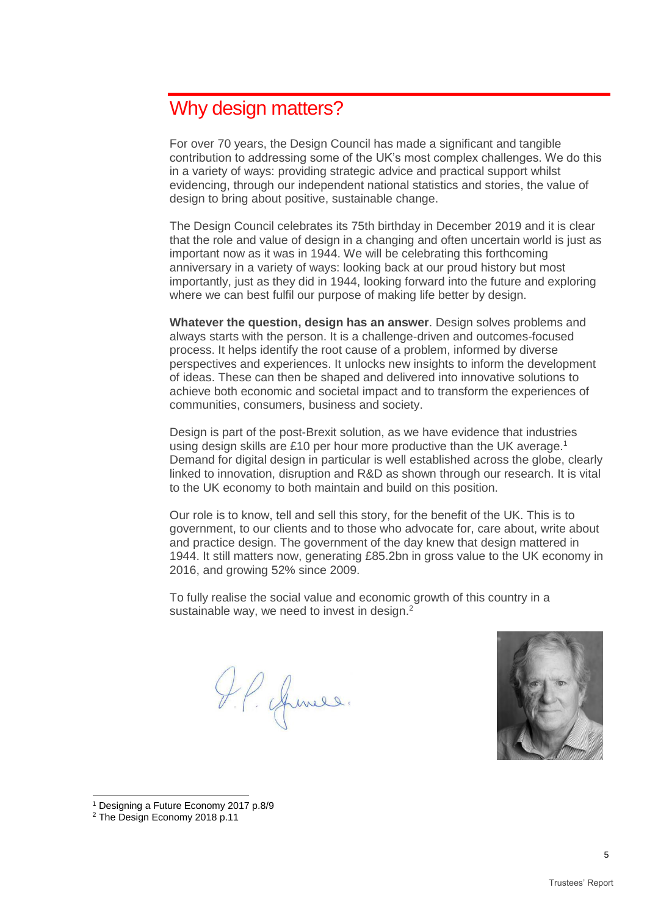# Why design matters?

For over 70 years, the Design Council has made a significant and tangible contribution to addressing some of the UK's most complex challenges. We do this in a variety of ways: providing strategic advice and practical support whilst evidencing, through our independent national statistics and stories, the value of design to bring about positive, sustainable change.

The Design Council celebrates its 75th birthday in December 2019 and it is clear that the role and value of design in a changing and often uncertain world is just as important now as it was in 1944. We will be celebrating this forthcoming anniversary in a variety of ways: looking back at our proud history but most importantly, just as they did in 1944, looking forward into the future and exploring where we can best fulfil our purpose of making life better by design.

**Whatever the question, design has an answer**. Design solves problems and always starts with the person. It is a challenge-driven and outcomes-focused process. It helps identify the root cause of a problem, informed by diverse perspectives and experiences. It unlocks new insights to inform the development of ideas. These can then be shaped and delivered into innovative solutions to achieve both economic and societal impact and to transform the experiences of communities, consumers, business and society.

Design is part of the post-Brexit solution, as we have evidence that industries using design skills are £10 per hour more productive than the UK average.[1] Demand for digital design in particular is well established across the globe, clearly linked to innovation, disruption and R&D as shown through our research. It is vital to the UK economy to both maintain and build on this position.

Our role is to know, tell and sell this story, for the benefit of the UK. This is to government, to our clients and to those who advocate for, care about, write about and practice design. The government of the day knew that design mattered in 1944. It still matters now, generating £85.2bn in gross value to the UK economy in 2016, and growing 52% since 2009.

To fully realise the social value and economic growth of this country in a sustainable way, we need to invest in design.[2]

---

[1] Designing a Future Economy 2017 p.8/9

[2] The Design Economy 2018 p.11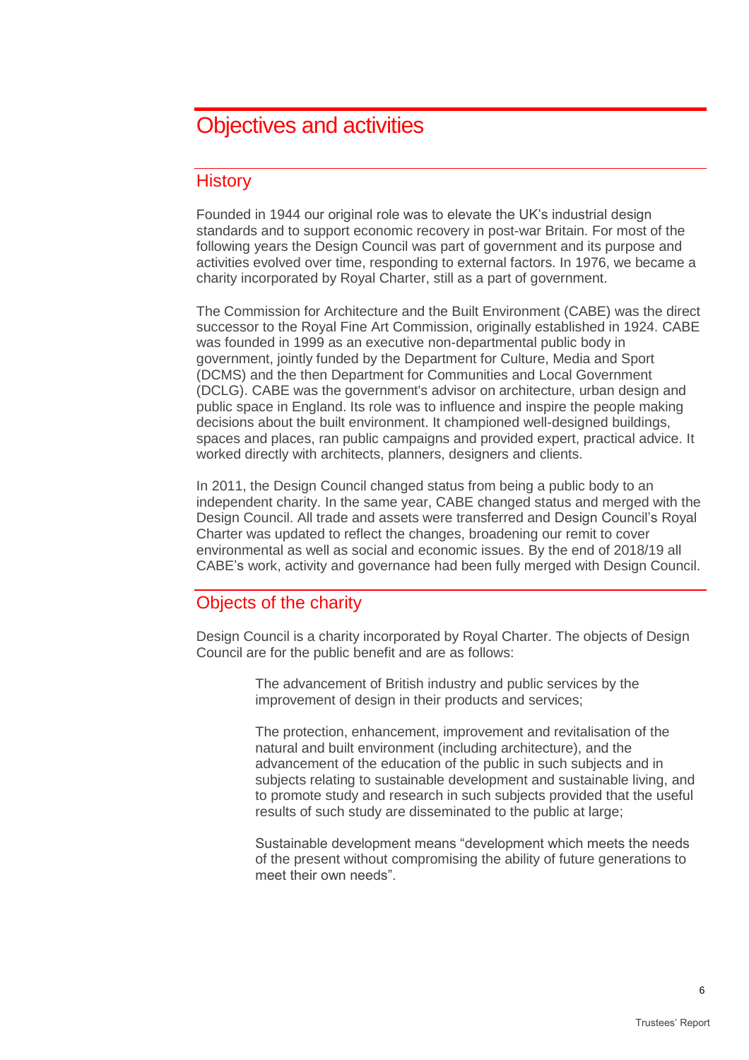# Objectives and activities

## History

Founded in 1944 our original role was to elevate the UK's industrial design standards and to support economic recovery in post-war Britain. For most of the following years the Design Council was part of government and its purpose and activities evolved over time, responding to external factors. In 1976, we became a charity incorporated by Royal Charter, still as a part of government.

The Commission for Architecture and the Built Environment (CABE) was the direct successor to the Royal Fine Art Commission, originally established in 1924. CABE was founded in 1999 as an executive non-departmental public body in government, jointly funded by the Department for Culture, Media and Sport (DCMS) and the then Department for Communities and Local Government (DCLG). CABE was the government's advisor on architecture, urban design and public space in England. Its role was to influence and inspire the people making decisions about the built environment. It championed well-designed buildings, spaces and places, ran public campaigns and provided expert, practical advice. It worked directly with architects, planners, designers and clients.

In 2011, the Design Council changed status from being a public body to an independent charity. In the same year, CABE changed status and merged with the Design Council. All trade and assets were transferred and Design Council's Royal Charter was updated to reflect the changes, broadening our remit to cover environmental as well as social and economic issues. By the end of 2018/19 all CABE's work, activity and governance had been fully merged with Design Council.

## Objects of the charity

Design Council is a charity incorporated by Royal Charter. The objects of Design Council are for the public benefit and are as follows:

> The advancement of British industry and public services by the improvement of design in their products and services;
>
> The protection, enhancement, improvement and revitalisation of the natural and built environment (including architecture), and the advancement of the education of the public in such subjects and in subjects relating to sustainable development and sustainable living, and to promote study and research in such subjects provided that the useful results of such study are disseminated to the public at large;
>
> Sustainable development means "development which meets the needs of the present without compromising the ability of future generations to meet their own needs".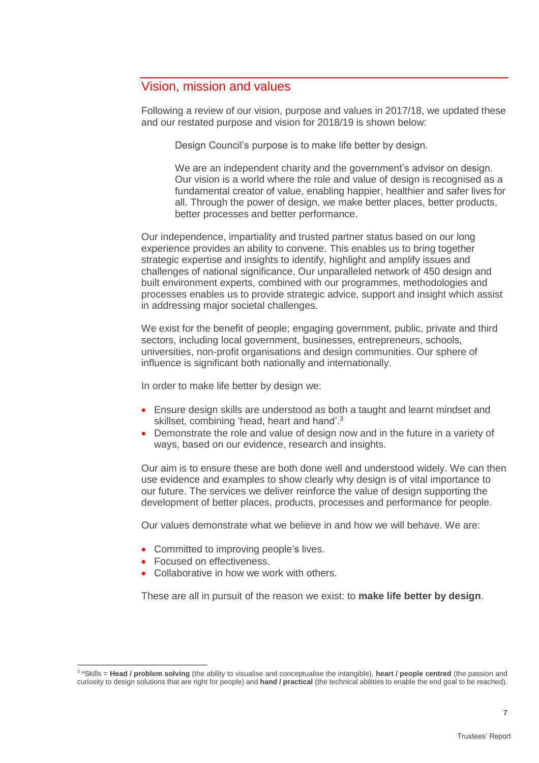## Vision, mission and values

Following a review of our vision, purpose and values in 2017/18, we updated these and our restated purpose and vision for 2018/19 is shown below:

> Design Council's purpose is to make life better by design.
>
> We are an independent charity and the government's advisor on design. Our vision is a world where the role and value of design is recognised as a fundamental creator of value, enabling happier, healthier and safer lives for all. Through the power of design, we make better places, better products, better processes and better performance.

Our independence, impartiality and trusted partner status based on our long experience provides an ability to convene. This enables us to bring together strategic expertise and insights to identify, highlight and amplify issues and challenges of national significance. Our unparalleled network of 450 design and built environment experts, combined with our programmes, methodologies and processes enables us to provide strategic advice, support and insight which assist in addressing major societal challenges.

We exist for the benefit of people; engaging government, public, private and third sectors, including local government, businesses, entrepreneurs, schools, universities, non-profit organisations and design communities. Our sphere of influence is significant both nationally and internationally.

In order to make life better by design we:

- Ensure design skills are understood as both a taught and learnt mindset and skillset, combining 'head, heart and hand'.[3]
- Demonstrate the role and value of design now and in the future in a variety of ways, based on our evidence, research and insights.

Our aim is to ensure these are both done well and understood widely. We can then use evidence and examples to show clearly why design is of vital importance to our future. The services we deliver reinforce the value of design supporting the development of better places, products, processes and performance for people.

Our values demonstrate what we believe in and how we will behave. We are:

- Committed to improving people's lives.
- Focused on effectiveness.
- Collaborative in how we work with others.

These are all in pursuit of the reason we exist: to **make life better by design**.

---

[3] *Skills = **Head / problem solving** (the ability to visualise and conceptualise the intangible), **heart / people centred** (the passion and curiosity to design solutions that are right for people) and **hand / practical** (the technical abilities to enable the end goal to be reached).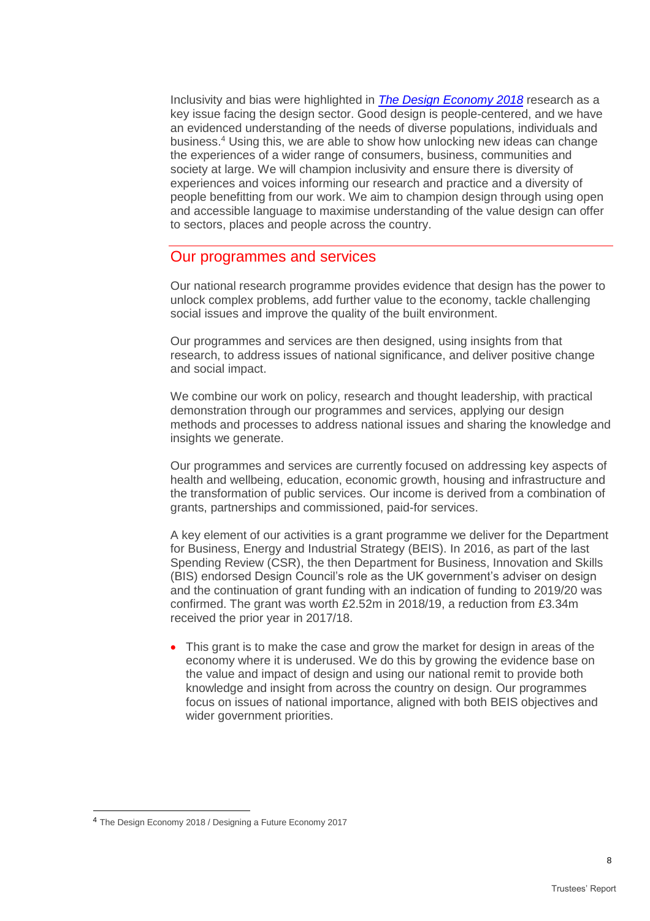Inclusivity and bias were highlighted in *The Design Economy 2018* research as a key issue facing the design sector. Good design is people-centered, and we have an evidenced understanding of the needs of diverse populations, individuals and business.[4] Using this, we are able to show how unlocking new ideas can change the experiences of a wider range of consumers, business, communities and society at large. We will champion inclusivity and ensure there is diversity of experiences and voices informing our research and practice and a diversity of people benefitting from our work. We aim to champion design through using open and accessible language to maximise understanding of the value design can offer to sectors, places and people across the country.

## Our programmes and services

Our national research programme provides evidence that design has the power to unlock complex problems, add further value to the economy, tackle challenging social issues and improve the quality of the built environment.

Our programmes and services are then designed, using insights from that research, to address issues of national significance, and deliver positive change and social impact.

We combine our work on policy, research and thought leadership, with practical demonstration through our programmes and services, applying our design methods and processes to address national issues and sharing the knowledge and insights we generate.

Our programmes and services are currently focused on addressing key aspects of health and wellbeing, education, economic growth, housing and infrastructure and the transformation of public services. Our income is derived from a combination of grants, partnerships and commissioned, paid-for services.

A key element of our activities is a grant programme we deliver for the Department for Business, Energy and Industrial Strategy (BEIS). In 2016, as part of the last Spending Review (CSR), the then Department for Business, Innovation and Skills (BIS) endorsed Design Council's role as the UK government's adviser on design and the continuation of grant funding with an indication of funding to 2019/20 was confirmed. The grant was worth £2.52m in 2018/19, a reduction from £3.34m received the prior year in 2017/18.

- This grant is to make the case and grow the market for design in areas of the economy where it is underused. We do this by growing the evidence base on the value and impact of design and using our national remit to provide both knowledge and insight from across the country on design. Our programmes focus on issues of national importance, aligned with both BEIS objectives and wider government priorities.

[4] The Design Economy 2018 / Designing a Future Economy 2017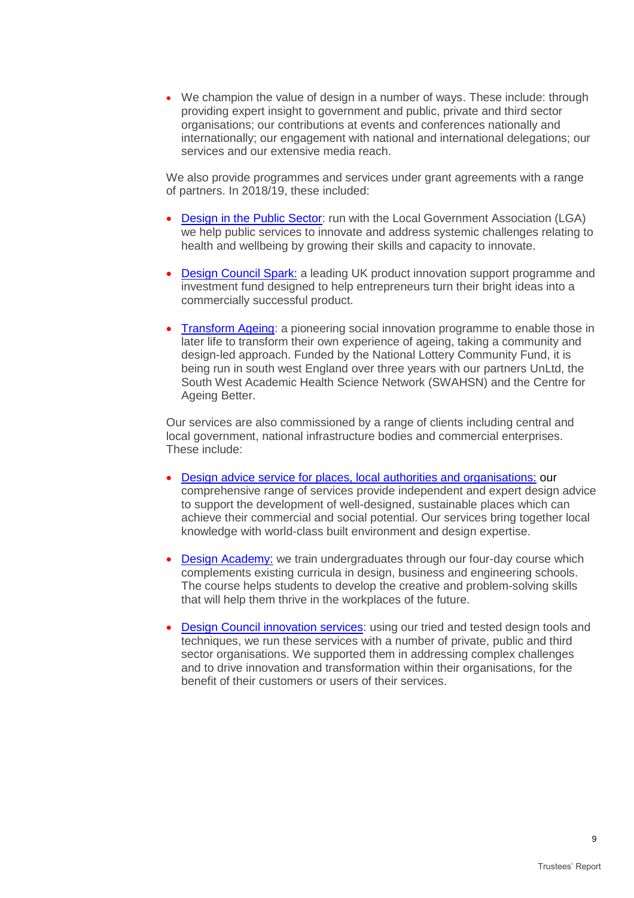- We champion the value of design in a number of ways. These include: through providing expert insight to government and public, private and third sector organisations; our contributions at events and conferences nationally and internationally; our engagement with national and international delegations; our services and our extensive media reach.

We also provide programmes and services under grant agreements with a range of partners. In 2018/19, these included:

- Design in the Public Sector: run with the Local Government Association (LGA) we help public services to innovate and address systemic challenges relating to health and wellbeing by growing their skills and capacity to innovate.

- Design Council Spark: a leading UK product innovation support programme and investment fund designed to help entrepreneurs turn their bright ideas into a commercially successful product.

- Transform Ageing: a pioneering social innovation programme to enable those in later life to transform their own experience of ageing, taking a community and design-led approach. Funded by the National Lottery Community Fund, it is being run in south west England over three years with our partners UnLtd, the South West Academic Health Science Network (SWAHSN) and the Centre for Ageing Better.

Our services are also commissioned by a range of clients including central and local government, national infrastructure bodies and commercial enterprises. These include:

- Design advice service for places, local authorities and organisations: our comprehensive range of services provide independent and expert design advice to support the development of well-designed, sustainable places which can achieve their commercial and social potential. Our services bring together local knowledge with world-class built environment and design expertise.

- Design Academy: we train undergraduates through our four-day course which complements existing curricula in design, business and engineering schools. The course helps students to develop the creative and problem-solving skills that will help them thrive in the workplaces of the future.

- Design Council innovation services: using our tried and tested design tools and techniques, we run these services with a number of private, public and third sector organisations. We supported them in addressing complex challenges and to drive innovation and transformation within their organisations, for the benefit of their customers or users of their services.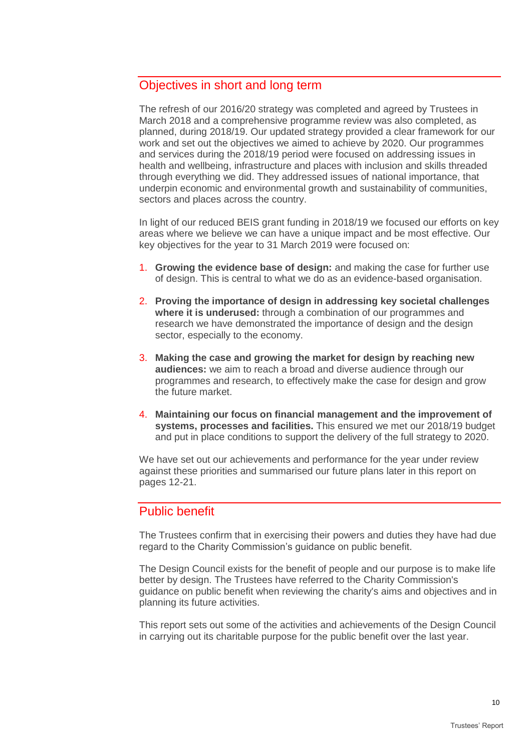## Objectives in short and long term

The refresh of our 2016/20 strategy was completed and agreed by Trustees in March 2018 and a comprehensive programme review was also completed, as planned, during 2018/19. Our updated strategy provided a clear framework for our work and set out the objectives we aimed to achieve by 2020. Our programmes and services during the 2018/19 period were focused on addressing issues in health and wellbeing, infrastructure and places with inclusion and skills threaded through everything we did. They addressed issues of national importance, that underpin economic and environmental growth and sustainability of communities, sectors and places across the country.

In light of our reduced BEIS grant funding in 2018/19 we focused our efforts on key areas where we believe we can have a unique impact and be most effective. Our key objectives for the year to 31 March 2019 were focused on:

1. **Growing the evidence base of design:** and making the case for further use of design. This is central to what we do as an evidence-based organisation.
2. **Proving the importance of design in addressing key societal challenges where it is underused:** through a combination of our programmes and research we have demonstrated the importance of design and the design sector, especially to the economy.
3. **Making the case and growing the market for design by reaching new audiences:** we aim to reach a broad and diverse audience through our programmes and research, to effectively make the case for design and grow the future market.
4. **Maintaining our focus on financial management and the improvement of systems, processes and facilities.** This ensured we met our 2018/19 budget and put in place conditions to support the delivery of the full strategy to 2020.

We have set out our achievements and performance for the year under review against these priorities and summarised our future plans later in this report on pages 12-21.

## Public benefit

The Trustees confirm that in exercising their powers and duties they have had due regard to the Charity Commission's guidance on public benefit.

The Design Council exists for the benefit of people and our purpose is to make life better by design. The Trustees have referred to the Charity Commission's guidance on public benefit when reviewing the charity's aims and objectives and in planning its future activities.

This report sets out some of the activities and achievements of the Design Council in carrying out its charitable purpose for the public benefit over the last year.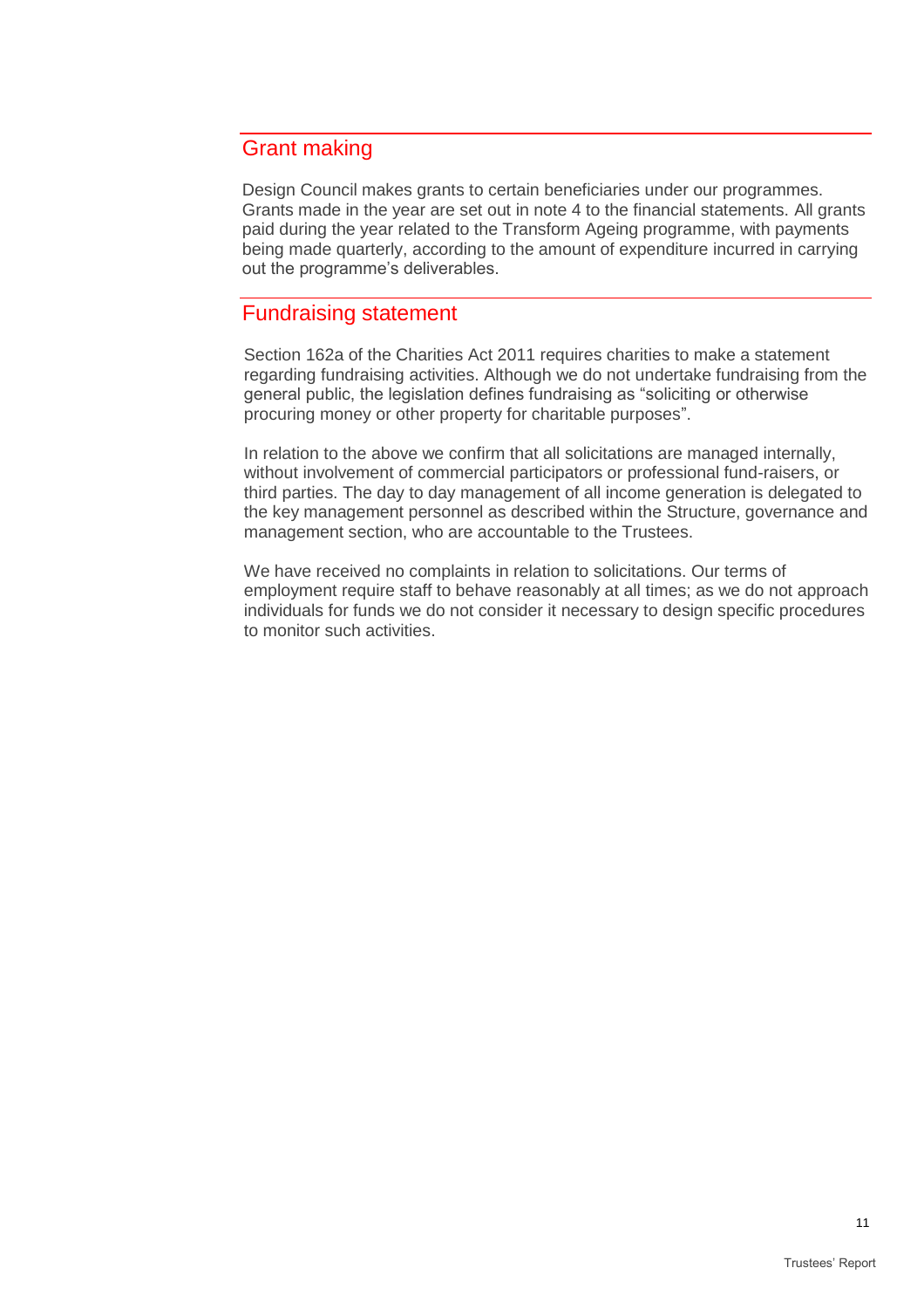## Grant making

Design Council makes grants to certain beneficiaries under our programmes. Grants made in the year are set out in note 4 to the financial statements. All grants paid during the year related to the Transform Ageing programme, with payments being made quarterly, according to the amount of expenditure incurred in carrying out the programme's deliverables.

## Fundraising statement

Section 162a of the Charities Act 2011 requires charities to make a statement regarding fundraising activities. Although we do not undertake fundraising from the general public, the legislation defines fundraising as "soliciting or otherwise procuring money or other property for charitable purposes".

In relation to the above we confirm that all solicitations are managed internally, without involvement of commercial participators or professional fund-raisers, or third parties. The day to day management of all income generation is delegated to the key management personnel as described within the Structure, governance and management section, who are accountable to the Trustees.

We have received no complaints in relation to solicitations. Our terms of employment require staff to behave reasonably at all times; as we do not approach individuals for funds we do not consider it necessary to design specific procedures to monitor such activities.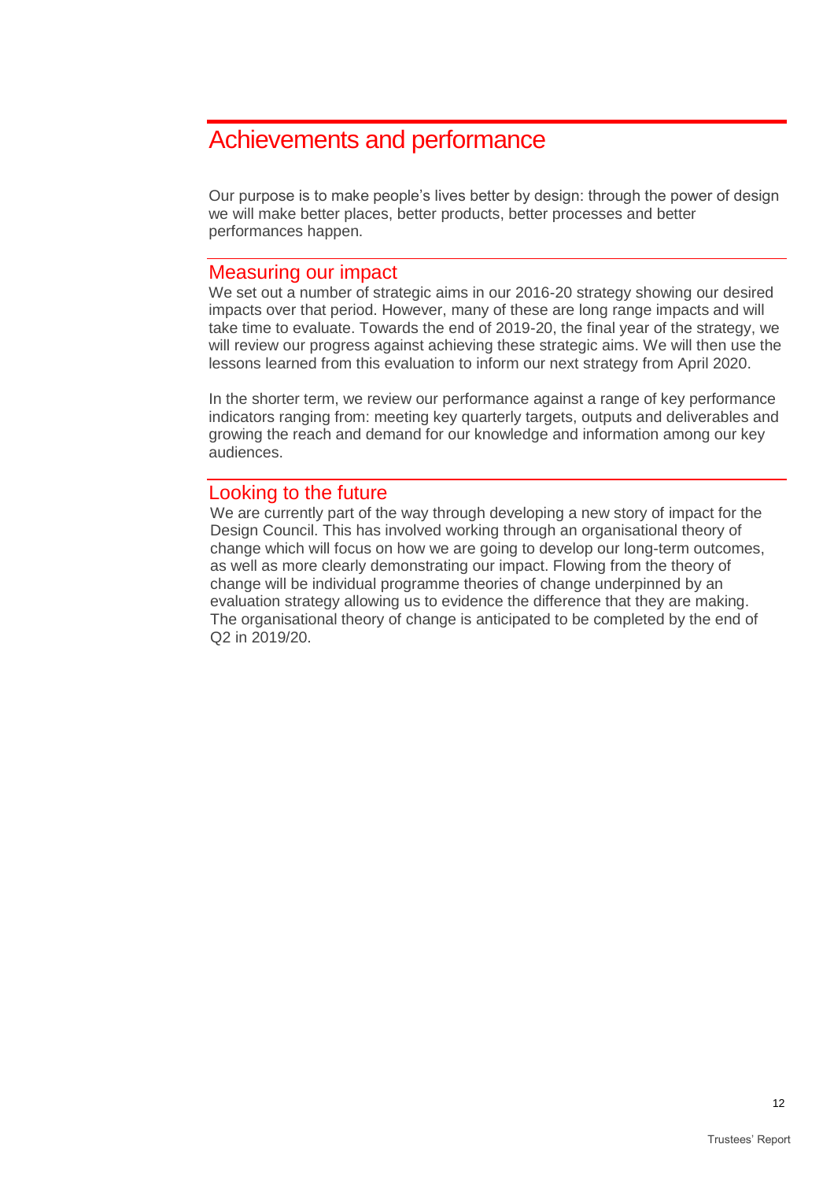# Achievements and performance

Our purpose is to make people's lives better by design: through the power of design we will make better places, better products, better processes and better performances happen.

## Measuring our impact

We set out a number of strategic aims in our 2016-20 strategy showing our desired impacts over that period. However, many of these are long range impacts and will take time to evaluate. Towards the end of 2019-20, the final year of the strategy, we will review our progress against achieving these strategic aims. We will then use the lessons learned from this evaluation to inform our next strategy from April 2020.

In the shorter term, we review our performance against a range of key performance indicators ranging from: meeting key quarterly targets, outputs and deliverables and growing the reach and demand for our knowledge and information among our key audiences.

## Looking to the future

We are currently part of the way through developing a new story of impact for the Design Council. This has involved working through an organisational theory of change which will focus on how we are going to develop our long-term outcomes, as well as more clearly demonstrating our impact. Flowing from the theory of change will be individual programme theories of change underpinned by an evaluation strategy allowing us to evidence the difference that they are making. The organisational theory of change is anticipated to be completed by the end of Q2 in 2019/20.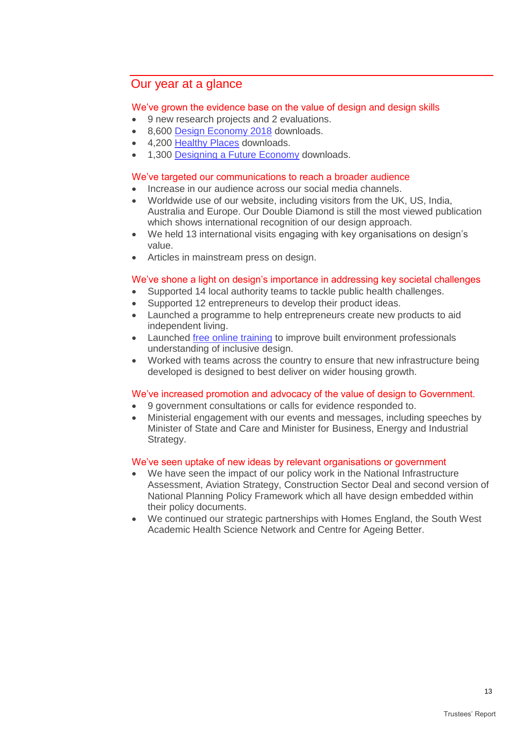## Our year at a glance

### We've grown the evidence base on the value of design and design skills

- 9 new research projects and 2 evaluations.
- 8,600 Design Economy 2018 downloads.
- 4,200 Healthy Places downloads.
- 1,300 Designing a Future Economy downloads.

### We've targeted our communications to reach a broader audience

- Increase in our audience across our social media channels.
- Worldwide use of our website, including visitors from the UK, US, India, Australia and Europe. Our Double Diamond is still the most viewed publication which shows international recognition of our design approach.
- We held 13 international visits engaging with key organisations on design's value.
- Articles in mainstream press on design.

### We've shone a light on design's importance in addressing key societal challenges

- Supported 14 local authority teams to tackle public health challenges.
- Supported 12 entrepreneurs to develop their product ideas.
- Launched a programme to help entrepreneurs create new products to aid independent living.
- Launched free online training to improve built environment professionals understanding of inclusive design.
- Worked with teams across the country to ensure that new infrastructure being developed is designed to best deliver on wider housing growth.

### We've increased promotion and advocacy of the value of design to Government.

- 9 government consultations or calls for evidence responded to.
- Ministerial engagement with our events and messages, including speeches by Minister of State and Care and Minister for Business, Energy and Industrial Strategy.

### We've seen uptake of new ideas by relevant organisations or government

- We have seen the impact of our policy work in the National Infrastructure Assessment, Aviation Strategy, Construction Sector Deal and second version of National Planning Policy Framework which all have design embedded within their policy documents.
- We continued our strategic partnerships with Homes England, the South West Academic Health Science Network and Centre for Ageing Better.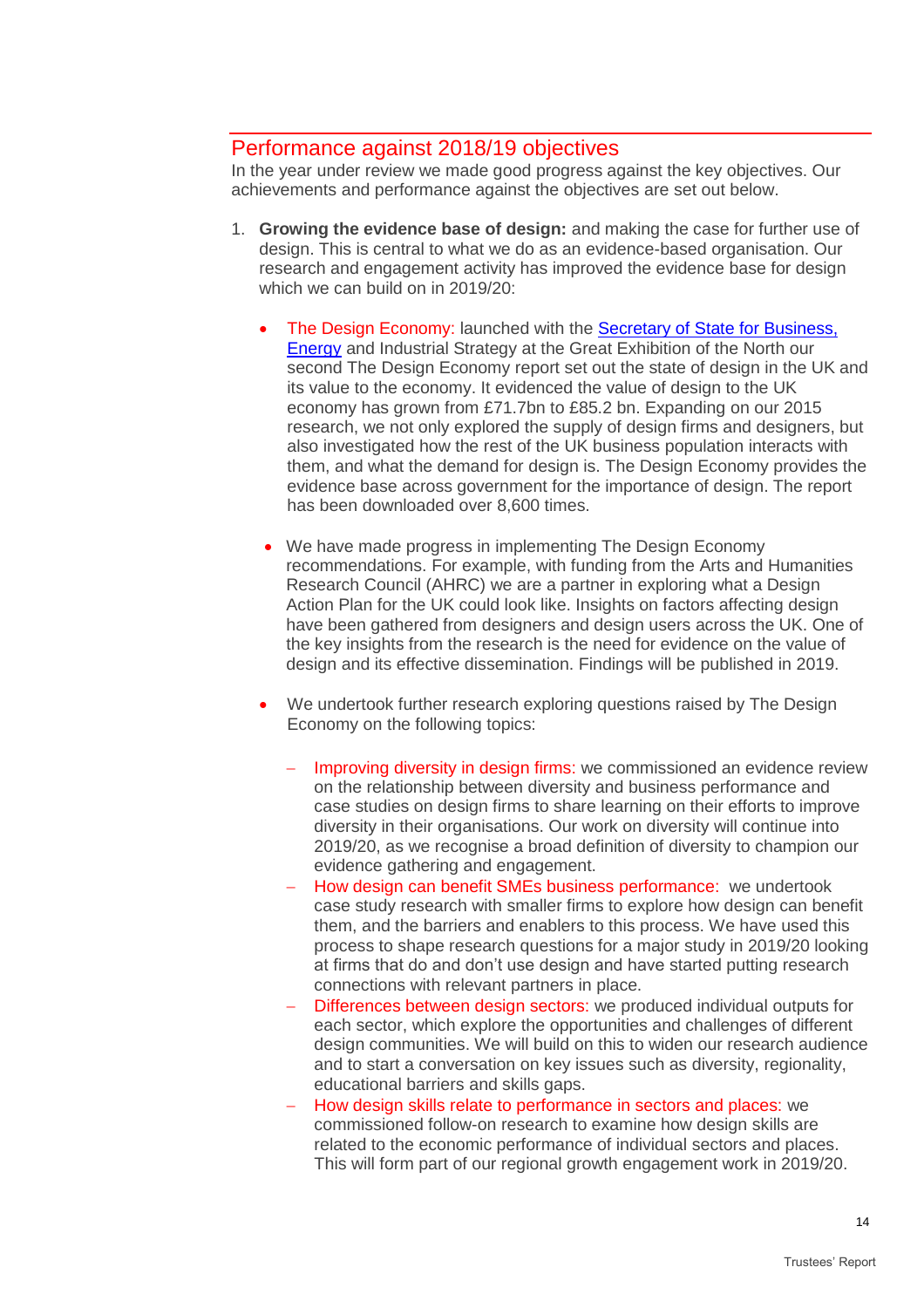## Performance against 2018/19 objectives

In the year under review we made good progress against the key objectives. Our achievements and performance against the objectives are set out below.

1. **Growing the evidence base of design:** and making the case for further use of design. This is central to what we do as an evidence-based organisation. Our research and engagement activity has improved the evidence base for design which we can build on in 2019/20:

   - The Design Economy: launched with the [Secretary of State for Business, Energy]() and Industrial Strategy at the Great Exhibition of the North our second The Design Economy report set out the state of design in the UK and its value to the economy. It evidenced the value of design to the UK economy has grown from £71.7bn to £85.2 bn. Expanding on our 2015 research, we not only explored the supply of design firms and designers, but also investigated how the rest of the UK business population interacts with them, and what the demand for design is. The Design Economy provides the evidence base across government for the importance of design. The report has been downloaded over 8,600 times.

   - We have made progress in implementing The Design Economy recommendations. For example, with funding from the Arts and Humanities Research Council (AHRC) we are a partner in exploring what a Design Action Plan for the UK could look like. Insights on factors affecting design have been gathered from designers and design users across the UK. One of the key insights from the research is the need for evidence on the value of design and its effective dissemination. Findings will be published in 2019.

   - We undertook further research exploring questions raised by The Design Economy on the following topics:

     - Improving diversity in design firms: we commissioned an evidence review on the relationship between diversity and business performance and case studies on design firms to share learning on their efforts to improve diversity in their organisations. Our work on diversity will continue into 2019/20, as we recognise a broad definition of diversity to champion our evidence gathering and engagement.
     - How design can benefit SMEs business performance: we undertook case study research with smaller firms to explore how design can benefit them, and the barriers and enablers to this process. We have used this process to shape research questions for a major study in 2019/20 looking at firms that do and don't use design and have started putting research connections with relevant partners in place.
     - Differences between design sectors: we produced individual outputs for each sector, which explore the opportunities and challenges of different design communities. We will build on this to widen our research audience and to start a conversation on key issues such as diversity, regionality, educational barriers and skills gaps.
     - How design skills relate to performance in sectors and places: we commissioned follow-on research to examine how design skills are related to the economic performance of individual sectors and places. This will form part of our regional growth engagement work in 2019/20.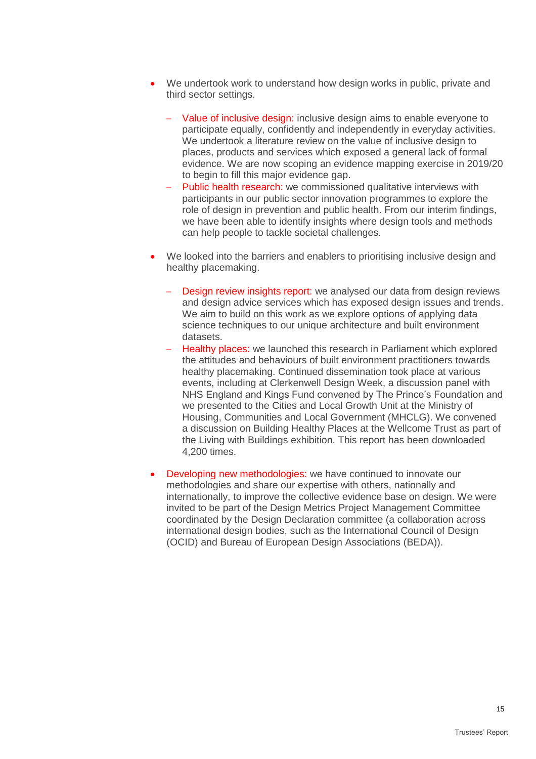- We undertook work to understand how design works in public, private and third sector settings.

  - Value of inclusive design: inclusive design aims to enable everyone to participate equally, confidently and independently in everyday activities. We undertook a literature review on the value of inclusive design to places, products and services which exposed a general lack of formal evidence. We are now scoping an evidence mapping exercise in 2019/20 to begin to fill this major evidence gap.
  - Public health research: we commissioned qualitative interviews with participants in our public sector innovation programmes to explore the role of design in prevention and public health. From our interim findings, we have been able to identify insights where design tools and methods can help people to tackle societal challenges.

- We looked into the barriers and enablers to prioritising inclusive design and healthy placemaking.

  - Design review insights report: we analysed our data from design reviews and design advice services which has exposed design issues and trends. We aim to build on this work as we explore options of applying data science techniques to our unique architecture and built environment datasets.
  - Healthy places: we launched this research in Parliament which explored the attitudes and behaviours of built environment practitioners towards healthy placemaking. Continued dissemination took place at various events, including at Clerkenwell Design Week, a discussion panel with NHS England and Kings Fund convened by The Prince's Foundation and we presented to the Cities and Local Growth Unit at the Ministry of Housing, Communities and Local Government (MHCLG). We convened a discussion on Building Healthy Places at the Wellcome Trust as part of the Living with Buildings exhibition. This report has been downloaded 4,200 times.

- Developing new methodologies: we have continued to innovate our methodologies and share our expertise with others, nationally and internationally, to improve the collective evidence base on design. We were invited to be part of the Design Metrics Project Management Committee coordinated by the Design Declaration committee (a collaboration across international design bodies, such as the International Council of Design (OCID) and Bureau of European Design Associations (BEDA)).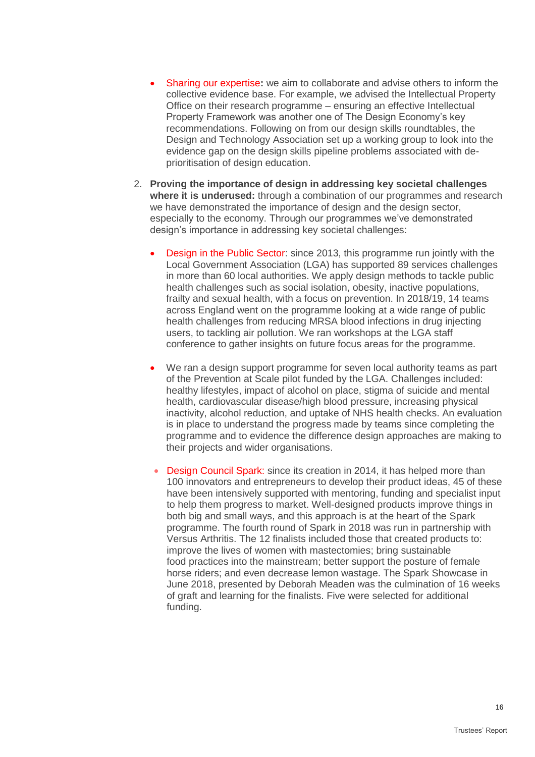- **Sharing our expertise:** we aim to collaborate and advise others to inform the collective evidence base. For example, we advised the Intellectual Property Office on their research programme – ensuring an effective Intellectual Property Framework was another one of The Design Economy's key recommendations. Following on from our design skills roundtables, the Design and Technology Association set up a working group to look into the evidence gap on the design skills pipeline problems associated with de-prioritisation of design education.

2. **Proving the importance of design in addressing key societal challenges where it is underused:** through a combination of our programmes and research we have demonstrated the importance of design and the design sector, especially to the economy. Through our programmes we've demonstrated design's importance in addressing key societal challenges:

   - Design in the Public Sector: since 2013, this programme run jointly with the Local Government Association (LGA) has supported 89 services challenges in more than 60 local authorities. We apply design methods to tackle public health challenges such as social isolation, obesity, inactive populations, frailty and sexual health, with a focus on prevention. In 2018/19, 14 teams across England went on the programme looking at a wide range of public health challenges from reducing MRSA blood infections in drug injecting users, to tackling air pollution. We ran workshops at the LGA staff conference to gather insights on future focus areas for the programme.

   - We ran a design support programme for seven local authority teams as part of the Prevention at Scale pilot funded by the LGA. Challenges included: healthy lifestyles, impact of alcohol on place, stigma of suicide and mental health, cardiovascular disease/high blood pressure, increasing physical inactivity, alcohol reduction, and uptake of NHS health checks. An evaluation is in place to understand the progress made by teams since completing the programme and to evidence the difference design approaches are making to their projects and wider organisations.

   - Design Council Spark: since its creation in 2014, it has helped more than 100 innovators and entrepreneurs to develop their product ideas, 45 of these have been intensively supported with mentoring, funding and specialist input to help them progress to market. Well-designed products improve things in both big and small ways, and this approach is at the heart of the Spark programme. The fourth round of Spark in 2018 was run in partnership with Versus Arthritis. The 12 finalists included those that created products to: improve the lives of women with mastectomies; bring sustainable food practices into the mainstream; better support the posture of female horse riders; and even decrease lemon wastage. The Spark Showcase in June 2018, presented by Deborah Meaden was the culmination of 16 weeks of graft and learning for the finalists. Five were selected for additional funding.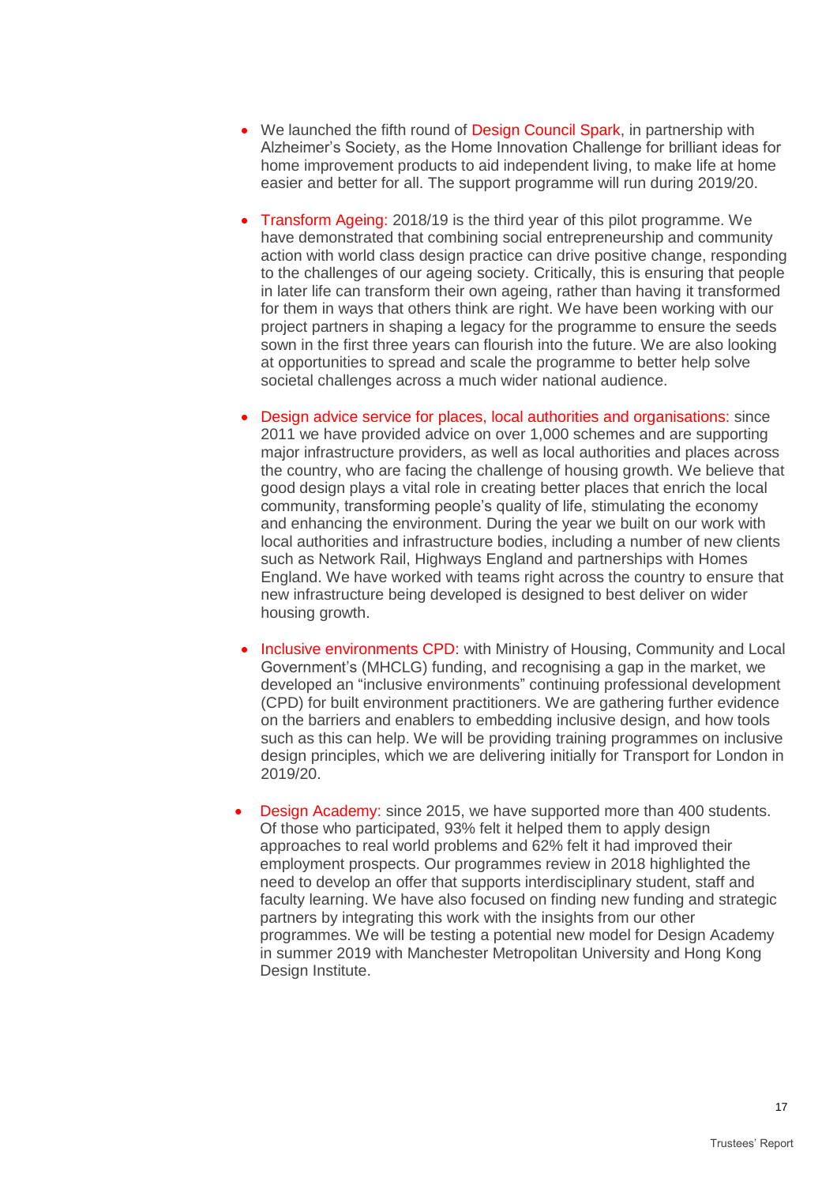- We launched the fifth round of Design Council Spark, in partnership with Alzheimer's Society, as the Home Innovation Challenge for brilliant ideas for home improvement products to aid independent living, to make life at home easier and better for all. The support programme will run during 2019/20.

- Transform Ageing: 2018/19 is the third year of this pilot programme. We have demonstrated that combining social entrepreneurship and community action with world class design practice can drive positive change, responding to the challenges of our ageing society. Critically, this is ensuring that people in later life can transform their own ageing, rather than having it transformed for them in ways that others think are right. We have been working with our project partners in shaping a legacy for the programme to ensure the seeds sown in the first three years can flourish into the future. We are also looking at opportunities to spread and scale the programme to better help solve societal challenges across a much wider national audience.

- Design advice service for places, local authorities and organisations: since 2011 we have provided advice on over 1,000 schemes and are supporting major infrastructure providers, as well as local authorities and places across the country, who are facing the challenge of housing growth. We believe that good design plays a vital role in creating better places that enrich the local community, transforming people's quality of life, stimulating the economy and enhancing the environment. During the year we built on our work with local authorities and infrastructure bodies, including a number of new clients such as Network Rail, Highways England and partnerships with Homes England. We have worked with teams right across the country to ensure that new infrastructure being developed is designed to best deliver on wider housing growth.

- Inclusive environments CPD: with Ministry of Housing, Community and Local Government's (MHCLG) funding, and recognising a gap in the market, we developed an "inclusive environments" continuing professional development (CPD) for built environment practitioners. We are gathering further evidence on the barriers and enablers to embedding inclusive design, and how tools such as this can help. We will be providing training programmes on inclusive design principles, which we are delivering initially for Transport for London in 2019/20.

- Design Academy: since 2015, we have supported more than 400 students. Of those who participated, 93% felt it helped them to apply design approaches to real world problems and 62% felt it had improved their employment prospects. Our programmes review in 2018 highlighted the need to develop an offer that supports interdisciplinary student, staff and faculty learning. We have also focused on finding new funding and strategic partners by integrating this work with the insights from our other programmes. We will be testing a potential new model for Design Academy in summer 2019 with Manchester Metropolitan University and Hong Kong Design Institute.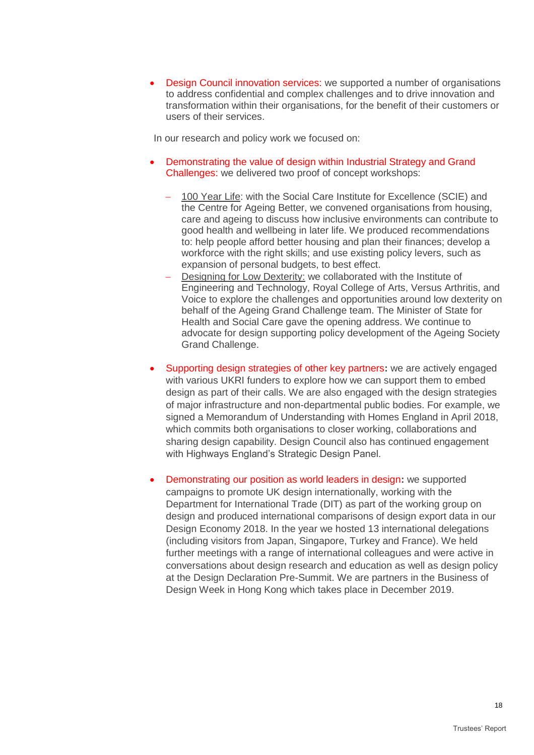- Design Council innovation services: we supported a number of organisations to address confidential and complex challenges and to drive innovation and transformation within their organisations, for the benefit of their customers or users of their services.

In our research and policy work we focused on:

- Demonstrating the value of design within Industrial Strategy and Grand Challenges: we delivered two proof of concept workshops:

  - 100 Year Life: with the Social Care Institute for Excellence (SCIE) and the Centre for Ageing Better, we convened organisations from housing, care and ageing to discuss how inclusive environments can contribute to good health and wellbeing in later life. We produced recommendations to: help people afford better housing and plan their finances; develop a workforce with the right skills; and use existing policy levers, such as expansion of personal budgets, to best effect.
  - Designing for Low Dexterity: we collaborated with the Institute of Engineering and Technology, Royal College of Arts, Versus Arthritis, and Voice to explore the challenges and opportunities around low dexterity on behalf of the Ageing Grand Challenge team. The Minister of State for Health and Social Care gave the opening address. We continue to advocate for design supporting policy development of the Ageing Society Grand Challenge.

- Supporting design strategies of other key partners**:** we are actively engaged with various UKRI funders to explore how we can support them to embed design as part of their calls. We are also engaged with the design strategies of major infrastructure and non-departmental public bodies. For example, we signed a Memorandum of Understanding with Homes England in April 2018, which commits both organisations to closer working, collaborations and sharing design capability. Design Council also has continued engagement with Highways England's Strategic Design Panel.

- Demonstrating our position as world leaders in design**:** we supported campaigns to promote UK design internationally, working with the Department for International Trade (DIT) as part of the working group on design and produced international comparisons of design export data in our Design Economy 2018. In the year we hosted 13 international delegations (including visitors from Japan, Singapore, Turkey and France). We held further meetings with a range of international colleagues and were active in conversations about design research and education as well as design policy at the Design Declaration Pre-Summit. We are partners in the Business of Design Week in Hong Kong which takes place in December 2019.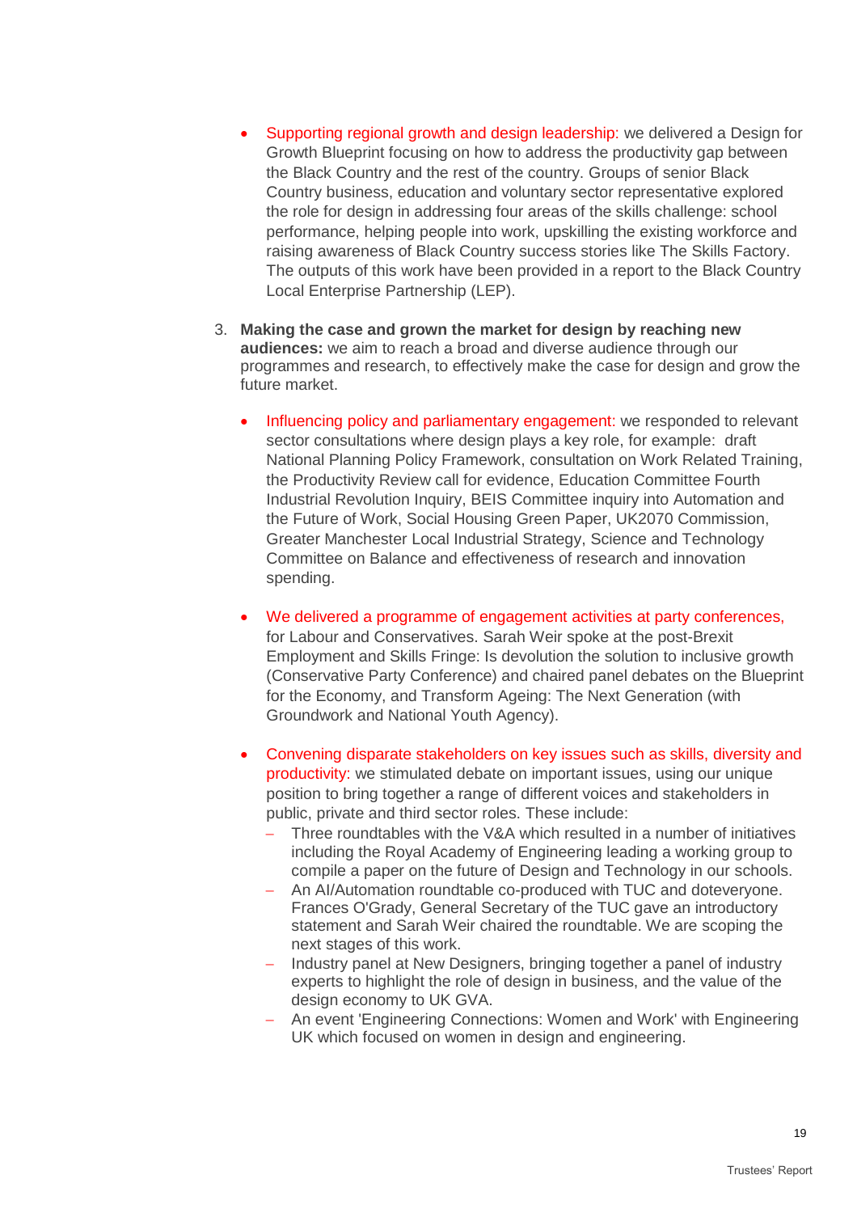- Supporting regional growth and design leadership: we delivered a Design for Growth Blueprint focusing on how to address the productivity gap between the Black Country and the rest of the country. Groups of senior Black Country business, education and voluntary sector representative explored the role for design in addressing four areas of the skills challenge: school performance, helping people into work, upskilling the existing workforce and raising awareness of Black Country success stories like The Skills Factory. The outputs of this work have been provided in a report to the Black Country Local Enterprise Partnership (LEP).

3. **Making the case and grown the market for design by reaching new audiences:** we aim to reach a broad and diverse audience through our programmes and research, to effectively make the case for design and grow the future market.

   - Influencing policy and parliamentary engagement: we responded to relevant sector consultations where design plays a key role, for example: draft National Planning Policy Framework, consultation on Work Related Training, the Productivity Review call for evidence, Education Committee Fourth Industrial Revolution Inquiry, BEIS Committee inquiry into Automation and the Future of Work, Social Housing Green Paper, UK2070 Commission, Greater Manchester Local Industrial Strategy, Science and Technology Committee on Balance and effectiveness of research and innovation spending.

   - We delivered a programme of engagement activities at party conferences, for Labour and Conservatives. Sarah Weir spoke at the post-Brexit Employment and Skills Fringe: Is devolution the solution to inclusive growth (Conservative Party Conference) and chaired panel debates on the Blueprint for the Economy, and Transform Ageing: The Next Generation (with Groundwork and National Youth Agency).

   - Convening disparate stakeholders on key issues such as skills, diversity and productivity: we stimulated debate on important issues, using our unique position to bring together a range of different voices and stakeholders in public, private and third sector roles. These include:
     - Three roundtables with the V&A which resulted in a number of initiatives including the Royal Academy of Engineering leading a working group to compile a paper on the future of Design and Technology in our schools.
     - An AI/Automation roundtable co-produced with TUC and doteveryone. Frances O'Grady, General Secretary of the TUC gave an introductory statement and Sarah Weir chaired the roundtable. We are scoping the next stages of this work.
     - Industry panel at New Designers, bringing together a panel of industry experts to highlight the role of design in business, and the value of the design economy to UK GVA.
     - An event 'Engineering Connections: Women and Work' with Engineering UK which focused on women in design and engineering.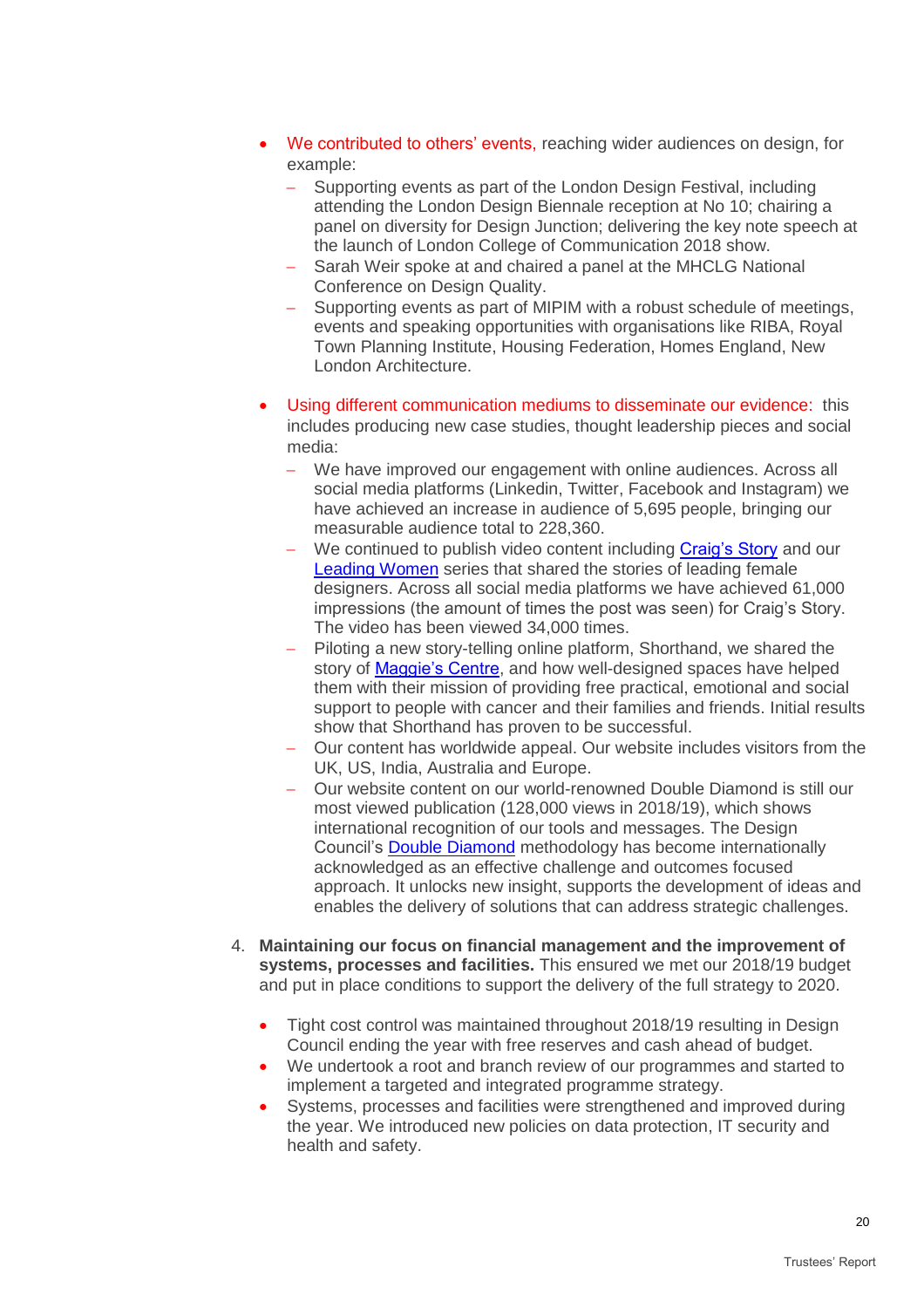- We contributed to others' events, reaching wider audiences on design, for example:
  - Supporting events as part of the London Design Festival, including attending the London Design Biennale reception at No 10; chairing a panel on diversity for Design Junction; delivering the key note speech at the launch of London College of Communication 2018 show.
  - Sarah Weir spoke at and chaired a panel at the MHCLG National Conference on Design Quality.
  - Supporting events as part of MIPIM with a robust schedule of meetings, events and speaking opportunities with organisations like RIBA, Royal Town Planning Institute, Housing Federation, Homes England, New London Architecture.

- Using different communication mediums to disseminate our evidence: this includes producing new case studies, thought leadership pieces and social media:
  - We have improved our engagement with online audiences. Across all social media platforms (Linkedin, Twitter, Facebook and Instagram) we have achieved an increase in audience of 5,695 people, bringing our measurable audience total to 228,360.
  - We continued to publish video content including Craig's Story and our Leading Women series that shared the stories of leading female designers. Across all social media platforms we have achieved 61,000 impressions (the amount of times the post was seen) for Craig's Story. The video has been viewed 34,000 times.
  - Piloting a new story-telling online platform, Shorthand, we shared the story of Maggie's Centre, and how well-designed spaces have helped them with their mission of providing free practical, emotional and social support to people with cancer and their families and friends. Initial results show that Shorthand has proven to be successful.
  - Our content has worldwide appeal. Our website includes visitors from the UK, US, India, Australia and Europe.
  - Our website content on our world-renowned Double Diamond is still our most viewed publication (128,000 views in 2018/19), which shows international recognition of our tools and messages. The Design Council's Double Diamond methodology has become internationally acknowledged as an effective challenge and outcomes focused approach. It unlocks new insight, supports the development of ideas and enables the delivery of solutions that can address strategic challenges.

4. **Maintaining our focus on financial management and the improvement of systems, processes and facilities.** This ensured we met our 2018/19 budget and put in place conditions to support the delivery of the full strategy to 2020.

- Tight cost control was maintained throughout 2018/19 resulting in Design Council ending the year with free reserves and cash ahead of budget.
- We undertook a root and branch review of our programmes and started to implement a targeted and integrated programme strategy.
- Systems, processes and facilities were strengthened and improved during the year. We introduced new policies on data protection, IT security and health and safety.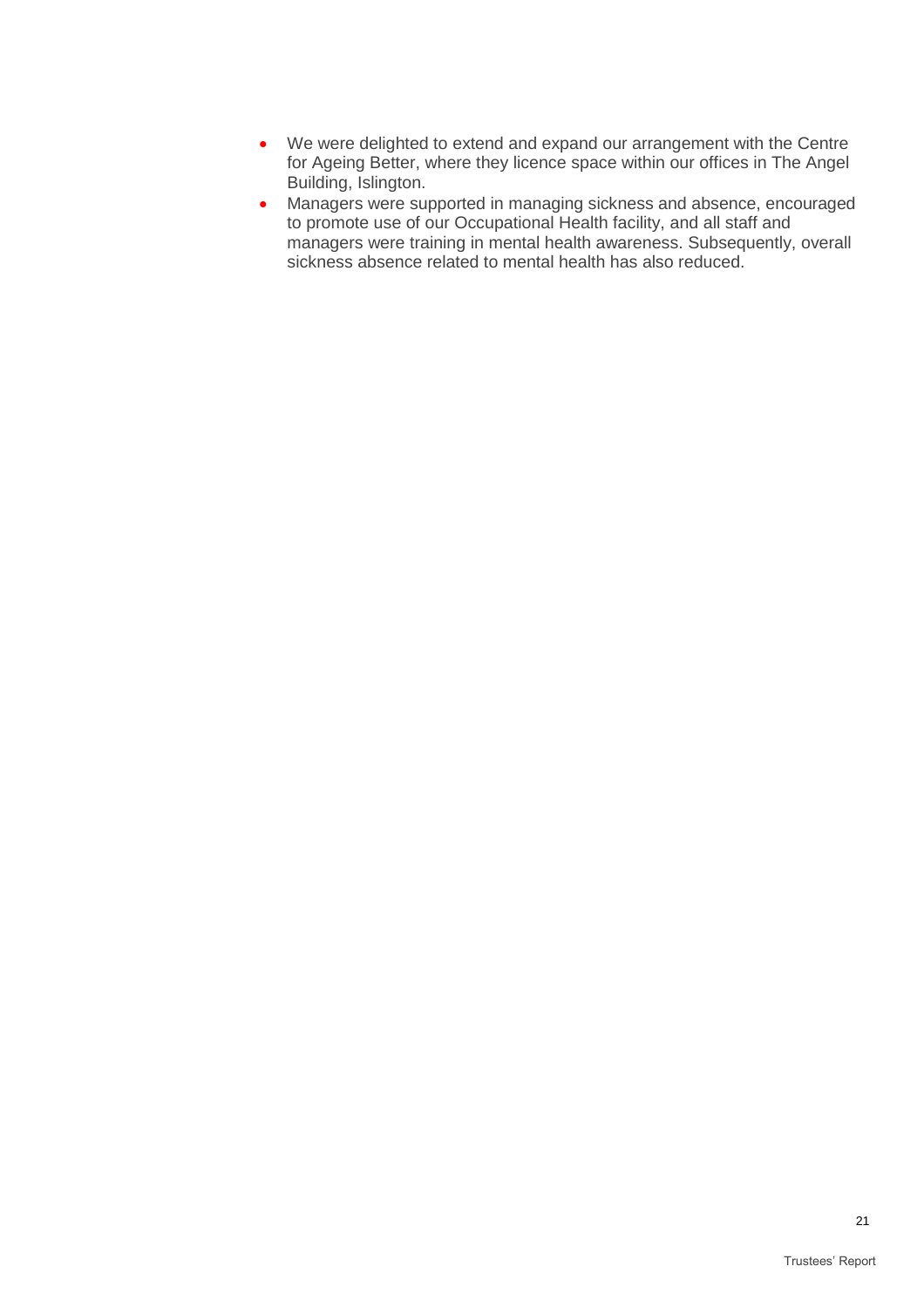- We were delighted to extend and expand our arrangement with the Centre for Ageing Better, where they licence space within our offices in The Angel Building, Islington.
- Managers were supported in managing sickness and absence, encouraged to promote use of our Occupational Health facility, and all staff and managers were training in mental health awareness. Subsequently, overall sickness absence related to mental health has also reduced.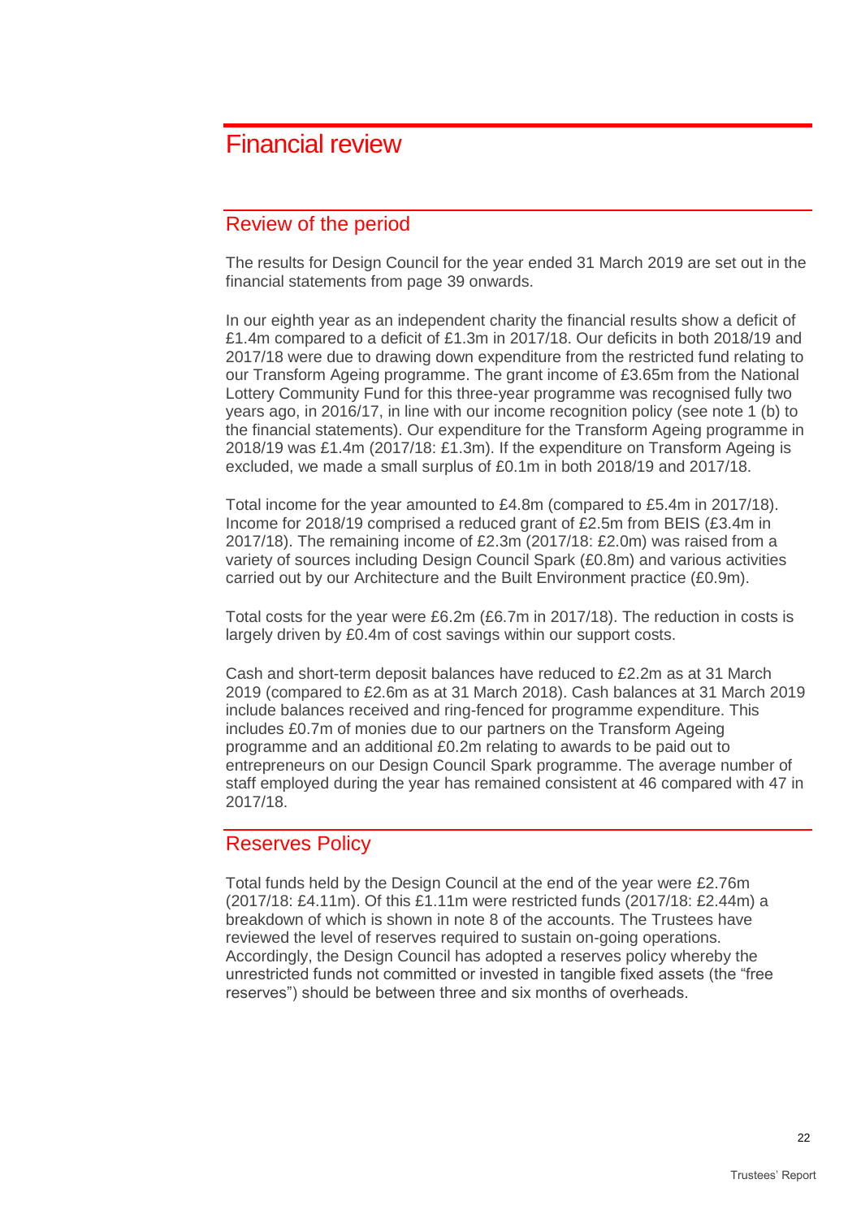# Financial review

## Review of the period

The results for Design Council for the year ended 31 March 2019 are set out in the financial statements from page 39 onwards.

In our eighth year as an independent charity the financial results show a deficit of £1.4m compared to a deficit of £1.3m in 2017/18. Our deficits in both 2018/19 and 2017/18 were due to drawing down expenditure from the restricted fund relating to our Transform Ageing programme. The grant income of £3.65m from the National Lottery Community Fund for this three-year programme was recognised fully two years ago, in 2016/17, in line with our income recognition policy (see note 1 (b) to the financial statements). Our expenditure for the Transform Ageing programme in 2018/19 was £1.4m (2017/18: £1.3m). If the expenditure on Transform Ageing is excluded, we made a small surplus of £0.1m in both 2018/19 and 2017/18.

Total income for the year amounted to £4.8m (compared to £5.4m in 2017/18). Income for 2018/19 comprised a reduced grant of £2.5m from BEIS (£3.4m in 2017/18). The remaining income of £2.3m (2017/18: £2.0m) was raised from a variety of sources including Design Council Spark (£0.8m) and various activities carried out by our Architecture and the Built Environment practice (£0.9m).

Total costs for the year were £6.2m (£6.7m in 2017/18). The reduction in costs is largely driven by £0.4m of cost savings within our support costs.

Cash and short-term deposit balances have reduced to £2.2m as at 31 March 2019 (compared to £2.6m as at 31 March 2018). Cash balances at 31 March 2019 include balances received and ring-fenced for programme expenditure. This includes £0.7m of monies due to our partners on the Transform Ageing programme and an additional £0.2m relating to awards to be paid out to entrepreneurs on our Design Council Spark programme. The average number of staff employed during the year has remained consistent at 46 compared with 47 in 2017/18.

## Reserves Policy

Total funds held by the Design Council at the end of the year were £2.76m (2017/18: £4.11m). Of this £1.11m were restricted funds (2017/18: £2.44m) a breakdown of which is shown in note 8 of the accounts. The Trustees have reviewed the level of reserves required to sustain on-going operations. Accordingly, the Design Council has adopted a reserves policy whereby the unrestricted funds not committed or invested in tangible fixed assets (the "free reserves") should be between three and six months of overheads.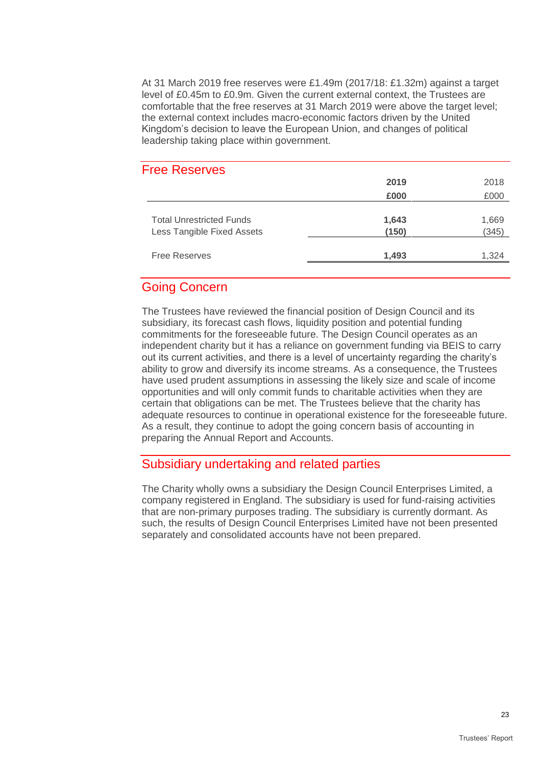At 31 March 2019 free reserves were £1.49m (2017/18: £1.32m) against a target level of £0.45m to £0.9m. Given the current external context, the Trustees are comfortable that the free reserves at 31 March 2019 were above the target level; the external context includes macro-economic factors driven by the United Kingdom's decision to leave the European Union, and changes of political leadership taking place within government.

## Free Reserves

| | **2019** | 2018 |
|---|---|---|
| | **£000** | £000 |
| Total Unrestricted Funds | **1,643** | 1,669 |
| Less Tangible Fixed Assets | **(150)** | (345) |
| Free Reserves | **1,493** | 1,324 |

## Going Concern

The Trustees have reviewed the financial position of Design Council and its subsidiary, its forecast cash flows, liquidity position and potential funding commitments for the foreseeable future. The Design Council operates as an independent charity but it has a reliance on government funding via BEIS to carry out its current activities, and there is a level of uncertainty regarding the charity's ability to grow and diversify its income streams. As a consequence, the Trustees have used prudent assumptions in assessing the likely size and scale of income opportunities and will only commit funds to charitable activities when they are certain that obligations can be met. The Trustees believe that the charity has adequate resources to continue in operational existence for the foreseeable future. As a result, they continue to adopt the going concern basis of accounting in preparing the Annual Report and Accounts.

## Subsidiary undertaking and related parties

The Charity wholly owns a subsidiary the Design Council Enterprises Limited, a company registered in England. The subsidiary is used for fund-raising activities that are non-primary purposes trading. The subsidiary is currently dormant. As such, the results of Design Council Enterprises Limited have not been presented separately and consolidated accounts have not been prepared.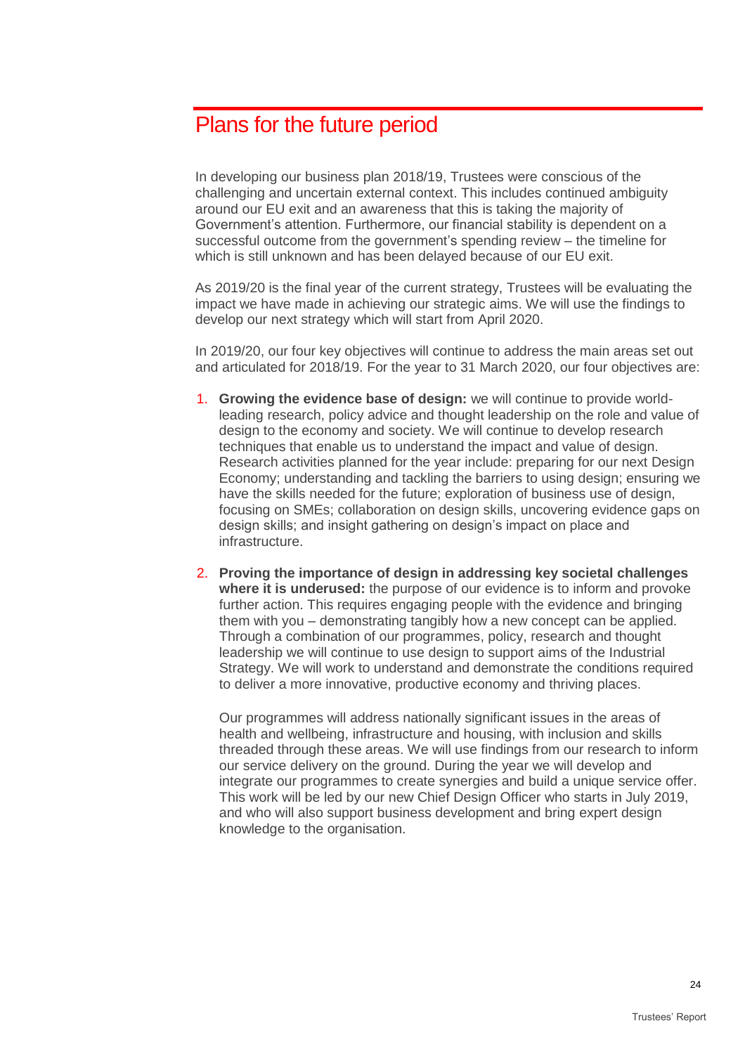## Plans for the future period

In developing our business plan 2018/19, Trustees were conscious of the challenging and uncertain external context. This includes continued ambiguity around our EU exit and an awareness that this is taking the majority of Government's attention. Furthermore, our financial stability is dependent on a successful outcome from the government's spending review – the timeline for which is still unknown and has been delayed because of our EU exit.

As 2019/20 is the final year of the current strategy, Trustees will be evaluating the impact we have made in achieving our strategic aims. We will use the findings to develop our next strategy which will start from April 2020.

In 2019/20, our four key objectives will continue to address the main areas set out and articulated for 2018/19. For the year to 31 March 2020, our four objectives are:

1. **Growing the evidence base of design:** we will continue to provide world-leading research, policy advice and thought leadership on the role and value of design to the economy and society. We will continue to develop research techniques that enable us to understand the impact and value of design. Research activities planned for the year include: preparing for our next Design Economy; understanding and tackling the barriers to using design; ensuring we have the skills needed for the future; exploration of business use of design, focusing on SMEs; collaboration on design skills, uncovering evidence gaps on design skills; and insight gathering on design's impact on place and infrastructure.

2. **Proving the importance of design in addressing key societal challenges where it is underused:** the purpose of our evidence is to inform and provoke further action. This requires engaging people with the evidence and bringing them with you – demonstrating tangibly how a new concept can be applied. Through a combination of our programmes, policy, research and thought leadership we will continue to use design to support aims of the Industrial Strategy. We will work to understand and demonstrate the conditions required to deliver a more innovative, productive economy and thriving places.

   Our programmes will address nationally significant issues in the areas of health and wellbeing, infrastructure and housing, with inclusion and skills threaded through these areas. We will use findings from our research to inform our service delivery on the ground. During the year we will develop and integrate our programmes to create synergies and build a unique service offer. This work will be led by our new Chief Design Officer who starts in July 2019, and who will also support business development and bring expert design knowledge to the organisation.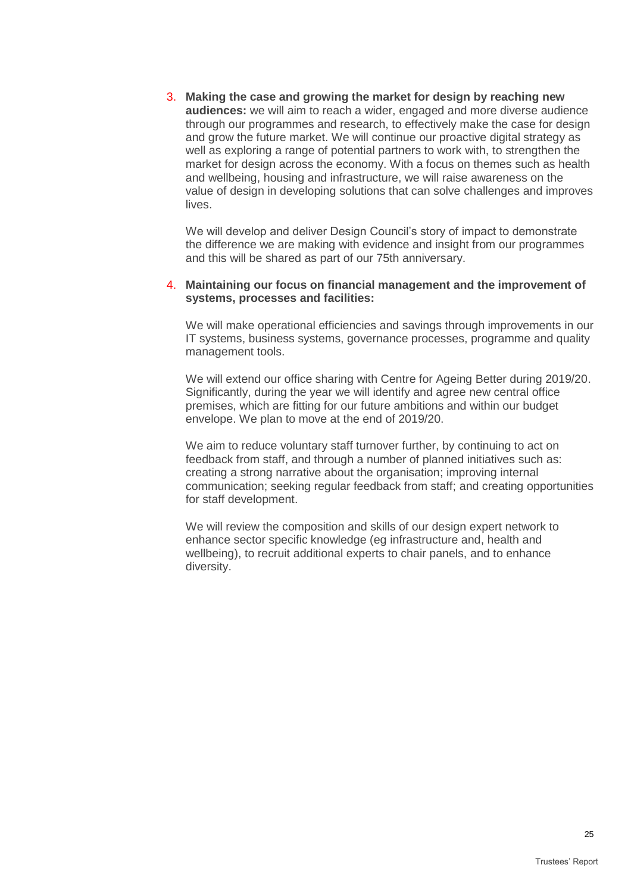3. **Making the case and growing the market for design by reaching new audiences:** we will aim to reach a wider, engaged and more diverse audience through our programmes and research, to effectively make the case for design and grow the future market. We will continue our proactive digital strategy as well as exploring a range of potential partners to work with, to strengthen the market for design across the economy. With a focus on themes such as health and wellbeing, housing and infrastructure, we will raise awareness on the value of design in developing solutions that can solve challenges and improves lives.

   We will develop and deliver Design Council's story of impact to demonstrate the difference we are making with evidence and insight from our programmes and this will be shared as part of our 75th anniversary.

4. **Maintaining our focus on financial management and the improvement of systems, processes and facilities:**

   We will make operational efficiencies and savings through improvements in our IT systems, business systems, governance processes, programme and quality management tools.

   We will extend our office sharing with Centre for Ageing Better during 2019/20. Significantly, during the year we will identify and agree new central office premises, which are fitting for our future ambitions and within our budget envelope. We plan to move at the end of 2019/20.

   We aim to reduce voluntary staff turnover further, by continuing to act on feedback from staff, and through a number of planned initiatives such as: creating a strong narrative about the organisation; improving internal communication; seeking regular feedback from staff; and creating opportunities for staff development.

   We will review the composition and skills of our design expert network to enhance sector specific knowledge (eg infrastructure and, health and wellbeing), to recruit additional experts to chair panels, and to enhance diversity.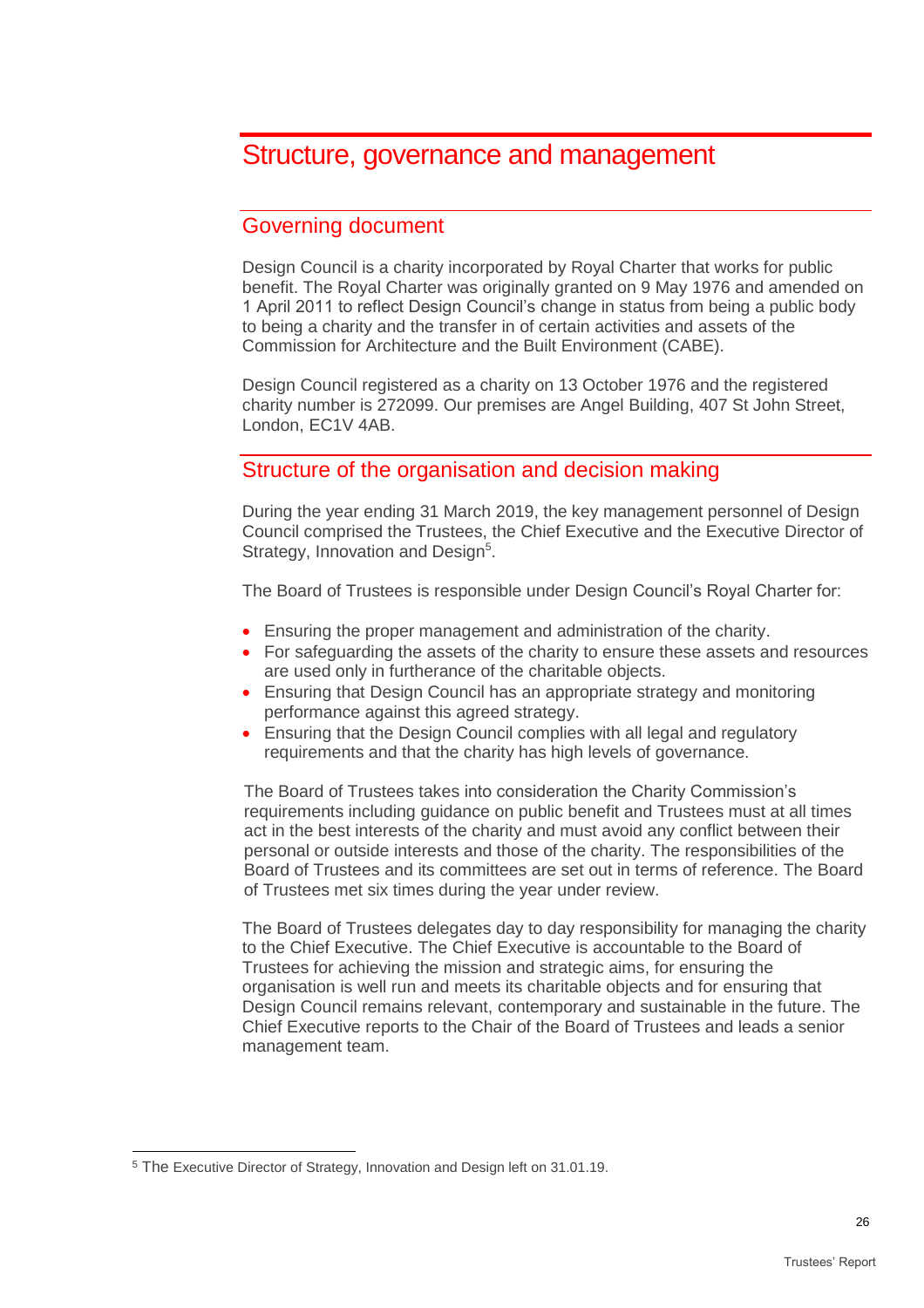# Structure, governance and management

## Governing document

Design Council is a charity incorporated by Royal Charter that works for public benefit. The Royal Charter was originally granted on 9 May 1976 and amended on 1 April 2011 to reflect Design Council's change in status from being a public body to being a charity and the transfer in of certain activities and assets of the Commission for Architecture and the Built Environment (CABE).

Design Council registered as a charity on 13 October 1976 and the registered charity number is 272099. Our premises are Angel Building, 407 St John Street, London, EC1V 4AB.

## Structure of the organisation and decision making

During the year ending 31 March 2019, the key management personnel of Design Council comprised the Trustees, the Chief Executive and the Executive Director of Strategy, Innovation and Design[5].

The Board of Trustees is responsible under Design Council's Royal Charter for:

- Ensuring the proper management and administration of the charity.
- For safeguarding the assets of the charity to ensure these assets and resources are used only in furtherance of the charitable objects.
- Ensuring that Design Council has an appropriate strategy and monitoring performance against this agreed strategy.
- Ensuring that the Design Council complies with all legal and regulatory requirements and that the charity has high levels of governance.

The Board of Trustees takes into consideration the Charity Commission's requirements including guidance on public benefit and Trustees must at all times act in the best interests of the charity and must avoid any conflict between their personal or outside interests and those of the charity. The responsibilities of the Board of Trustees and its committees are set out in terms of reference. The Board of Trustees met six times during the year under review.

The Board of Trustees delegates day to day responsibility for managing the charity to the Chief Executive. The Chief Executive is accountable to the Board of Trustees for achieving the mission and strategic aims, for ensuring the organisation is well run and meets its charitable objects and for ensuring that Design Council remains relevant, contemporary and sustainable in the future. The Chief Executive reports to the Chair of the Board of Trustees and leads a senior management team.

[5] The Executive Director of Strategy, Innovation and Design left on 31.01.19.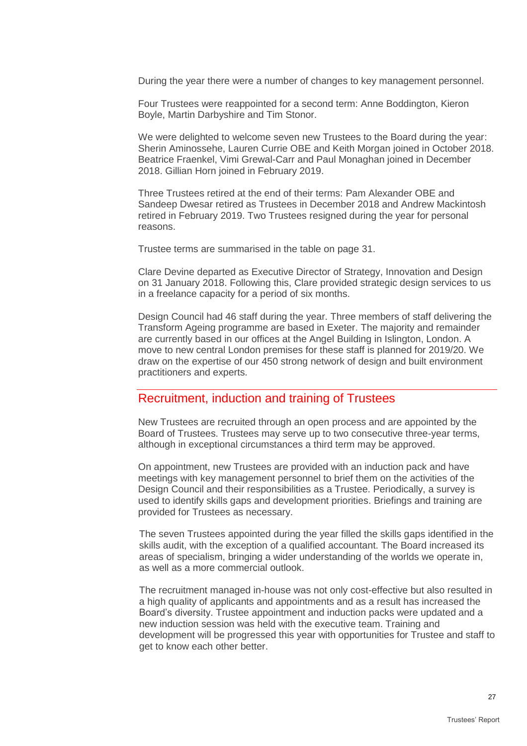During the year there were a number of changes to key management personnel.

Four Trustees were reappointed for a second term: Anne Boddington, Kieron Boyle, Martin Darbyshire and Tim Stonor.

We were delighted to welcome seven new Trustees to the Board during the year: Sherin Aminossehe, Lauren Currie OBE and Keith Morgan joined in October 2018. Beatrice Fraenkel, Vimi Grewal-Carr and Paul Monaghan joined in December 2018. Gillian Horn joined in February 2019.

Three Trustees retired at the end of their terms: Pam Alexander OBE and Sandeep Dwesar retired as Trustees in December 2018 and Andrew Mackintosh retired in February 2019. Two Trustees resigned during the year for personal reasons.

Trustee terms are summarised in the table on page 31.

Clare Devine departed as Executive Director of Strategy, Innovation and Design on 31 January 2018. Following this, Clare provided strategic design services to us in a freelance capacity for a period of six months.

Design Council had 46 staff during the year. Three members of staff delivering the Transform Ageing programme are based in Exeter. The majority and remainder are currently based in our offices at the Angel Building in Islington, London. A move to new central London premises for these staff is planned for 2019/20. We draw on the expertise of our 450 strong network of design and built environment practitioners and experts.

## Recruitment, induction and training of Trustees

New Trustees are recruited through an open process and are appointed by the Board of Trustees. Trustees may serve up to two consecutive three-year terms, although in exceptional circumstances a third term may be approved.

On appointment, new Trustees are provided with an induction pack and have meetings with key management personnel to brief them on the activities of the Design Council and their responsibilities as a Trustee. Periodically, a survey is used to identify skills gaps and development priorities. Briefings and training are provided for Trustees as necessary.

The seven Trustees appointed during the year filled the skills gaps identified in the skills audit, with the exception of a qualified accountant. The Board increased its areas of specialism, bringing a wider understanding of the worlds we operate in, as well as a more commercial outlook.

The recruitment managed in-house was not only cost-effective but also resulted in a high quality of applicants and appointments and as a result has increased the Board's diversity. Trustee appointment and induction packs were updated and a new induction session was held with the executive team. Training and development will be progressed this year with opportunities for Trustee and staff to get to know each other better.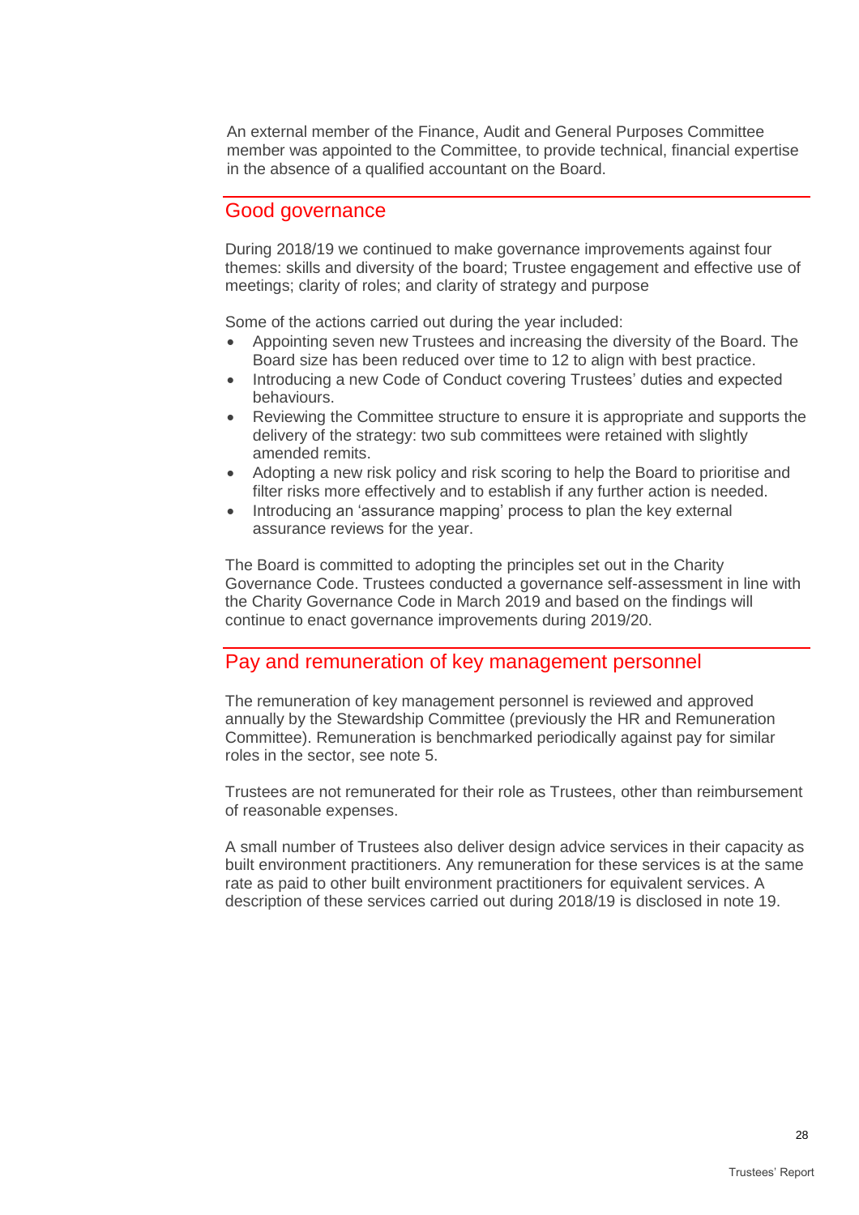An external member of the Finance, Audit and General Purposes Committee member was appointed to the Committee, to provide technical, financial expertise in the absence of a qualified accountant on the Board.

## Good governance

During 2018/19 we continued to make governance improvements against four themes: skills and diversity of the board; Trustee engagement and effective use of meetings; clarity of roles; and clarity of strategy and purpose

Some of the actions carried out during the year included:

- Appointing seven new Trustees and increasing the diversity of the Board. The Board size has been reduced over time to 12 to align with best practice.
- Introducing a new Code of Conduct covering Trustees' duties and expected behaviours.
- Reviewing the Committee structure to ensure it is appropriate and supports the delivery of the strategy: two sub committees were retained with slightly amended remits.
- Adopting a new risk policy and risk scoring to help the Board to prioritise and filter risks more effectively and to establish if any further action is needed.
- Introducing an 'assurance mapping' process to plan the key external assurance reviews for the year.

The Board is committed to adopting the principles set out in the Charity Governance Code. Trustees conducted a governance self-assessment in line with the Charity Governance Code in March 2019 and based on the findings will continue to enact governance improvements during 2019/20.

## Pay and remuneration of key management personnel

The remuneration of key management personnel is reviewed and approved annually by the Stewardship Committee (previously the HR and Remuneration Committee). Remuneration is benchmarked periodically against pay for similar roles in the sector, see note 5.

Trustees are not remunerated for their role as Trustees, other than reimbursement of reasonable expenses.

A small number of Trustees also deliver design advice services in their capacity as built environment practitioners. Any remuneration for these services is at the same rate as paid to other built environment practitioners for equivalent services. A description of these services carried out during 2018/19 is disclosed in note 19.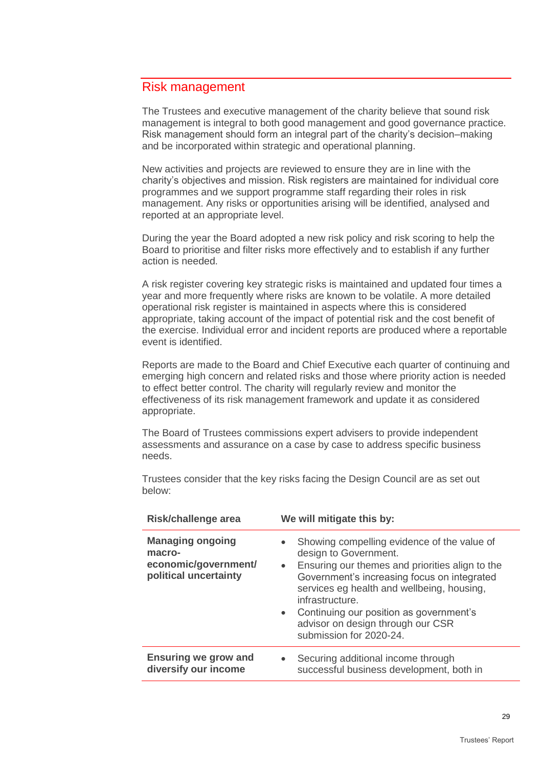## Risk management

The Trustees and executive management of the charity believe that sound risk management is integral to both good management and good governance practice. Risk management should form an integral part of the charity's decision–making and be incorporated within strategic and operational planning.

New activities and projects are reviewed to ensure they are in line with the charity's objectives and mission. Risk registers are maintained for individual core programmes and we support programme staff regarding their roles in risk management. Any risks or opportunities arising will be identified, analysed and reported at an appropriate level.

During the year the Board adopted a new risk policy and risk scoring to help the Board to prioritise and filter risks more effectively and to establish if any further action is needed.

A risk register covering key strategic risks is maintained and updated four times a year and more frequently where risks are known to be volatile. A more detailed operational risk register is maintained in aspects where this is considered appropriate, taking account of the impact of potential risk and the cost benefit of the exercise. Individual error and incident reports are produced where a reportable event is identified.

Reports are made to the Board and Chief Executive each quarter of continuing and emerging high concern and related risks and those where priority action is needed to effect better control. The charity will regularly review and monitor the effectiveness of its risk management framework and update it as considered appropriate.

The Board of Trustees commissions expert advisers to provide independent assessments and assurance on a case by case to address specific business needs.

Trustees consider that the key risks facing the Design Council are as set out below:

| Risk/challenge area | We will mitigate this by: |
|---|---|
| **Managing ongoing macro-economic/government/ political uncertainty** | • Showing compelling evidence of the value of design to Government.<br>• Ensuring our themes and priorities align to the Government's increasing focus on integrated services eg health and wellbeing, housing, infrastructure.<br>• Continuing our position as government's advisor on design through our CSR submission for 2020-24. |
| **Ensuring we grow and diversify our income** | • Securing additional income through successful business development, both in |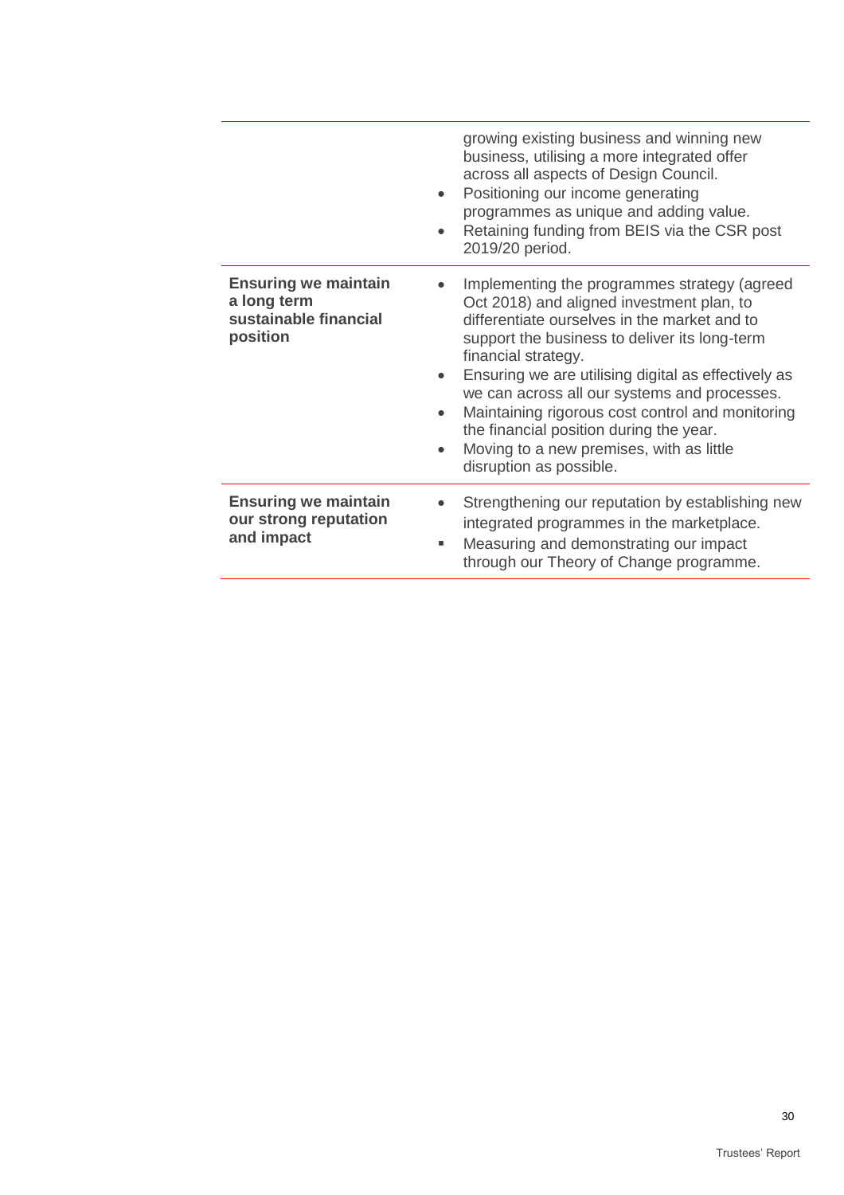| | |
|---|---|
| | growing existing business and winning new business, utilising a more integrated offer across all aspects of Design Council.<br>• Positioning our income generating programmes as unique and adding value.<br>• Retaining funding from BEIS via the CSR post 2019/20 period. |
| **Ensuring we maintain a long term sustainable financial position** | • Implementing the programmes strategy (agreed Oct 2018) and aligned investment plan, to differentiate ourselves in the market and to support the business to deliver its long-term financial strategy.<br>• Ensuring we are utilising digital as effectively as we can across all our systems and processes.<br>• Maintaining rigorous cost control and monitoring the financial position during the year.<br>• Moving to a new premises, with as little disruption as possible. |
| **Ensuring we maintain our strong reputation and impact** | • Strengthening our reputation by establishing new integrated programmes in the marketplace.<br>▪ Measuring and demonstrating our impact through our Theory of Change programme. |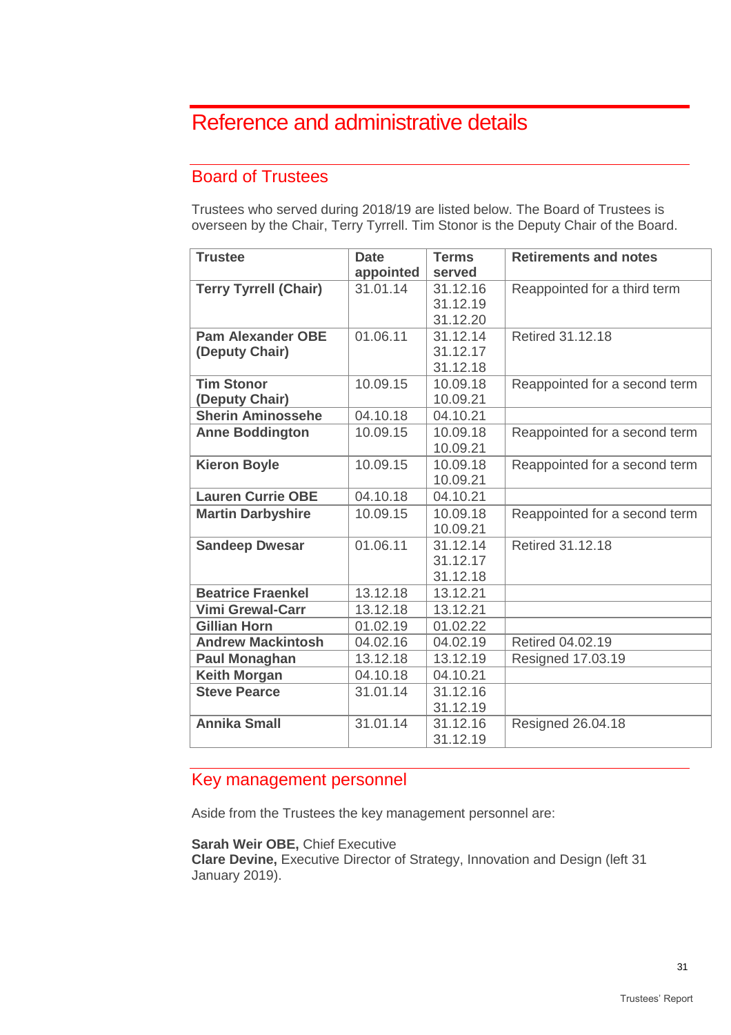# Reference and administrative details

## Board of Trustees

Trustees who served during 2018/19 are listed below. The Board of Trustees is overseen by the Chair, Terry Tyrrell. Tim Stonor is the Deputy Chair of the Board.

| Trustee | Date appointed | Terms served | Retirements and notes |
|---|---|---|---|
| **Terry Tyrrell (Chair)** | 31.01.14 | 31.12.16<br>31.12.19<br>31.12.20 | Reappointed for a third term |
| **Pam Alexander OBE (Deputy Chair)** | 01.06.11 | 31.12.14<br>31.12.17<br>31.12.18 | Retired 31.12.18 |
| **Tim Stonor (Deputy Chair)** | 10.09.15 | 10.09.18<br>10.09.21 | Reappointed for a second term |
| **Sherin Aminossehe** | 04.10.18 | 04.10.21 | |
| **Anne Boddington** | 10.09.15 | 10.09.18<br>10.09.21 | Reappointed for a second term |
| **Kieron Boyle** | 10.09.15 | 10.09.18<br>10.09.21 | Reappointed for a second term |
| **Lauren Currie OBE** | 04.10.18 | 04.10.21 | |
| **Martin Darbyshire** | 10.09.15 | 10.09.18<br>10.09.21 | Reappointed for a second term |
| **Sandeep Dwesar** | 01.06.11 | 31.12.14<br>31.12.17<br>31.12.18 | Retired 31.12.18 |
| **Beatrice Fraenkel** | 13.12.18 | 13.12.21 | |
| **Vimi Grewal-Carr** | 13.12.18 | 13.12.21 | |
| **Gillian Horn** | 01.02.19 | 01.02.22 | |
| **Andrew Mackintosh** | 04.02.16 | 04.02.19 | Retired 04.02.19 |
| **Paul Monaghan** | 13.12.18 | 13.12.19 | Resigned 17.03.19 |
| **Keith Morgan** | 04.10.18 | 04.10.21 | |
| **Steve Pearce** | 31.01.14 | 31.12.16<br>31.12.19 | |
| **Annika Small** | 31.01.14 | 31.12.16<br>31.12.19 | Resigned 26.04.18 |

## Key management personnel

Aside from the Trustees the key management personnel are:

**Sarah Weir OBE,** Chief Executive
**Clare Devine,** Executive Director of Strategy, Innovation and Design (left 31 January 2019).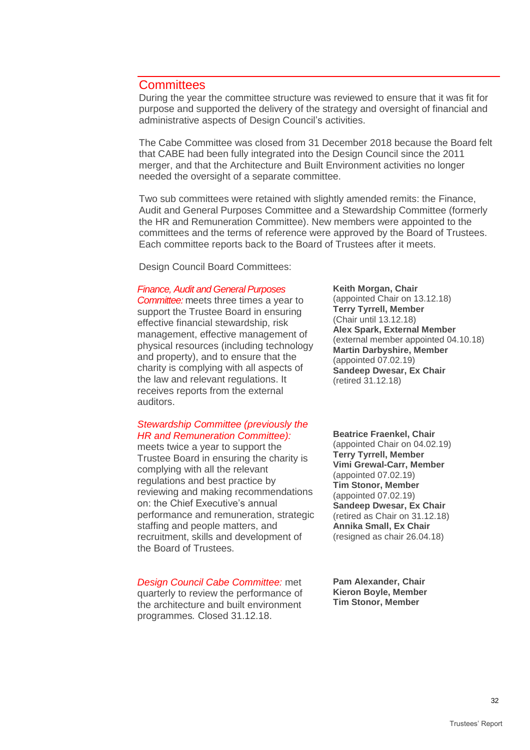## Committees

During the year the committee structure was reviewed to ensure that it was fit for purpose and supported the delivery of the strategy and oversight of financial and administrative aspects of Design Council's activities.

The Cabe Committee was closed from 31 December 2018 because the Board felt that CABE had been fully integrated into the Design Council since the 2011 merger, and that the Architecture and Built Environment activities no longer needed the oversight of a separate committee.

Two sub committees were retained with slightly amended remits: the Finance, Audit and General Purposes Committee and a Stewardship Committee (formerly the HR and Remuneration Committee). New members were appointed to the committees and the terms of reference were approved by the Board of Trustees. Each committee reports back to the Board of Trustees after it meets.

Design Council Board Committees:

*Finance, Audit and General Purposes Committee:* meets three times a year to support the Trustee Board in ensuring effective financial stewardship, risk management, effective management of physical resources (including technology and property), and to ensure that the charity is complying with all aspects of the law and relevant regulations. It receives reports from the external auditors.

**Keith Morgan, Chair**
(appointed Chair on 13.12.18)
**Terry Tyrrell, Member**
(Chair until 13.12.18)
**Alex Spark, External Member**
(external member appointed 04.10.18)
**Martin Darbyshire, Member**
(appointed 07.02.19)
**Sandeep Dwesar, Ex Chair**
(retired 31.12.18)

*Stewardship Committee (previously the HR and Remuneration Committee):* meets twice a year to support the Trustee Board in ensuring the charity is complying with all the relevant regulations and best practice by reviewing and making recommendations on: the Chief Executive's annual performance and remuneration, strategic staffing and people matters, and recruitment, skills and development of the Board of Trustees.

**Beatrice Fraenkel, Chair**
(appointed Chair on 04.02.19)
**Terry Tyrrell, Member**
**Vimi Grewal-Carr, Member**
(appointed 07.02.19)
**Tim Stonor, Member**
(appointed 07.02.19)
**Sandeep Dwesar, Ex Chair**
(retired as Chair on 31.12.18)
**Annika Small, Ex Chair**
(resigned as chair 26.04.18)

*Design Council Cabe Committee:* met quarterly to review the performance of the architecture and built environment programmes. Closed 31.12.18.

**Pam Alexander, Chair**
**Kieron Boyle, Member**
**Tim Stonor, Member**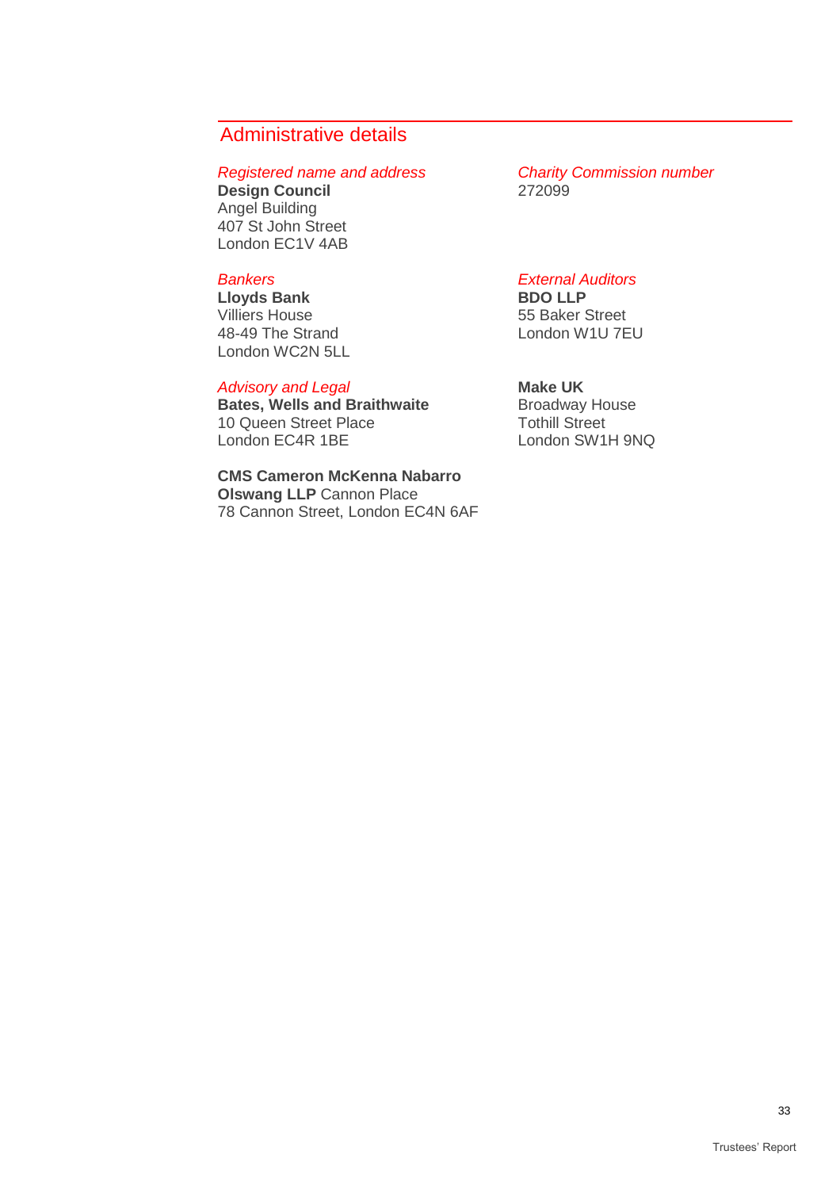## Administrative details

*Registered name and address*
**Design Council**
Angel Building
407 St John Street
London EC1V 4AB

*Charity Commission number*
272099

*Bankers*
**Lloyds Bank**
Villiers House
48-49 The Strand
London WC2N 5LL

*External Auditors*
**BDO LLP**
55 Baker Street
London W1U 7EU

*Advisory and Legal*
**Bates, Wells and Braithwaite**
10 Queen Street Place
London EC4R 1BE

**Make UK**
Broadway House
Tothill Street
London SW1H 9NQ

**CMS Cameron McKenna Nabarro Olswang LLP** Cannon Place
78 Cannon Street, London EC4N 6AF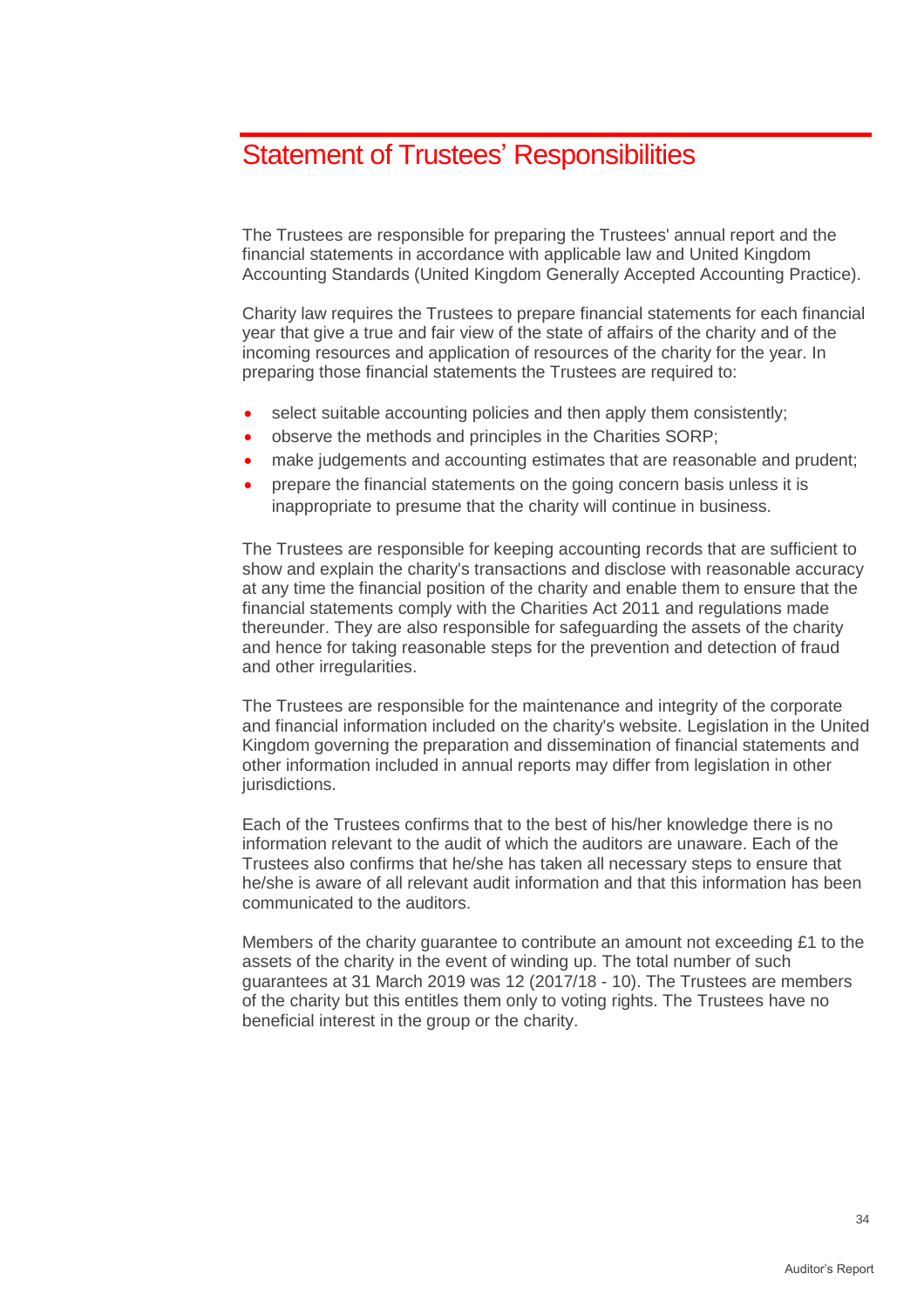# Statement of Trustees' Responsibilities

The Trustees are responsible for preparing the Trustees' annual report and the financial statements in accordance with applicable law and United Kingdom Accounting Standards (United Kingdom Generally Accepted Accounting Practice).

Charity law requires the Trustees to prepare financial statements for each financial year that give a true and fair view of the state of affairs of the charity and of the incoming resources and application of resources of the charity for the year. In preparing those financial statements the Trustees are required to:

- select suitable accounting policies and then apply them consistently;
- observe the methods and principles in the Charities SORP;
- make judgements and accounting estimates that are reasonable and prudent;
- prepare the financial statements on the going concern basis unless it is inappropriate to presume that the charity will continue in business.

The Trustees are responsible for keeping accounting records that are sufficient to show and explain the charity's transactions and disclose with reasonable accuracy at any time the financial position of the charity and enable them to ensure that the financial statements comply with the Charities Act 2011 and regulations made thereunder. They are also responsible for safeguarding the assets of the charity and hence for taking reasonable steps for the prevention and detection of fraud and other irregularities.

The Trustees are responsible for the maintenance and integrity of the corporate and financial information included on the charity's website. Legislation in the United Kingdom governing the preparation and dissemination of financial statements and other information included in annual reports may differ from legislation in other jurisdictions.

Each of the Trustees confirms that to the best of his/her knowledge there is no information relevant to the audit of which the auditors are unaware. Each of the Trustees also confirms that he/she has taken all necessary steps to ensure that he/she is aware of all relevant audit information and that this information has been communicated to the auditors.

Members of the charity guarantee to contribute an amount not exceeding £1 to the assets of the charity in the event of winding up. The total number of such guarantees at 31 March 2019 was 12 (2017/18 - 10). The Trustees are members of the charity but this entitles them only to voting rights. The Trustees have no beneficial interest in the group or the charity.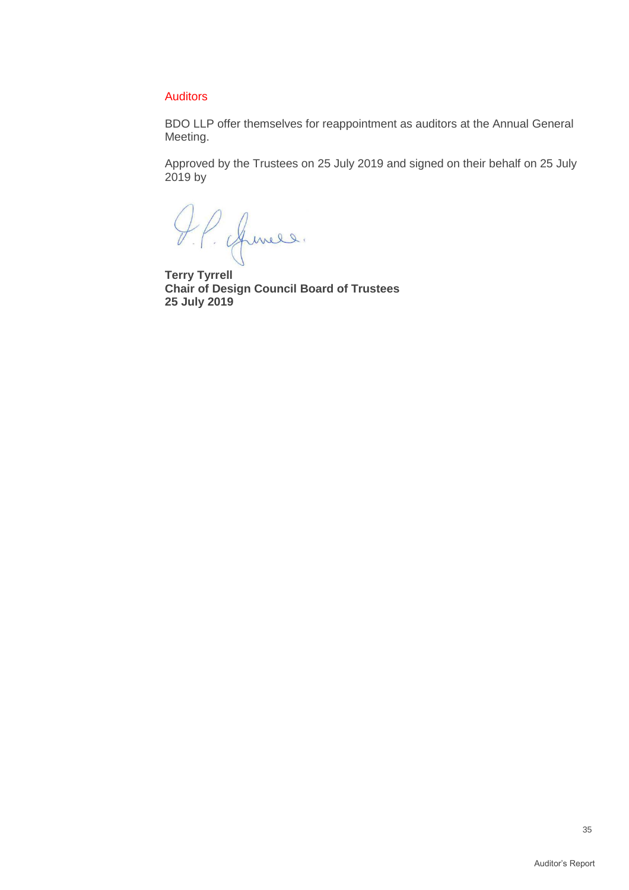## Auditors

BDO LLP offer themselves for reappointment as auditors at the Annual General Meeting.

Approved by the Trustees on 25 July 2019 and signed on their behalf on 25 July 2019 by

**Terry Tyrrell**
**Chair of Design Council Board of Trustees**
**25 July 2019**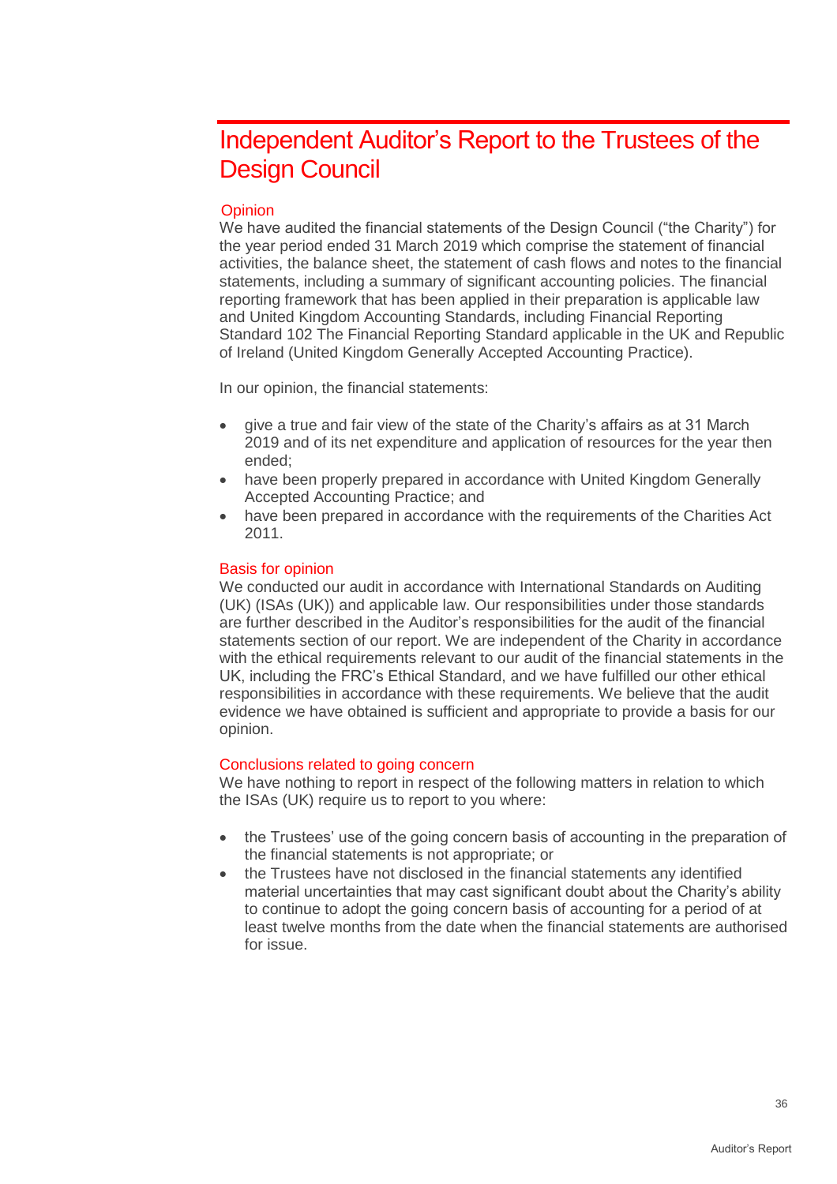# Independent Auditor's Report to the Trustees of the Design Council

## Opinion

We have audited the financial statements of the Design Council ("the Charity") for the year period ended 31 March 2019 which comprise the statement of financial activities, the balance sheet, the statement of cash flows and notes to the financial statements, including a summary of significant accounting policies. The financial reporting framework that has been applied in their preparation is applicable law and United Kingdom Accounting Standards, including Financial Reporting Standard 102 The Financial Reporting Standard applicable in the UK and Republic of Ireland (United Kingdom Generally Accepted Accounting Practice).

In our opinion, the financial statements:

- give a true and fair view of the state of the Charity's affairs as at 31 March 2019 and of its net expenditure and application of resources for the year then ended;
- have been properly prepared in accordance with United Kingdom Generally Accepted Accounting Practice; and
- have been prepared in accordance with the requirements of the Charities Act 2011.

## Basis for opinion

We conducted our audit in accordance with International Standards on Auditing (UK) (ISAs (UK)) and applicable law. Our responsibilities under those standards are further described in the Auditor's responsibilities for the audit of the financial statements section of our report. We are independent of the Charity in accordance with the ethical requirements relevant to our audit of the financial statements in the UK, including the FRC's Ethical Standard, and we have fulfilled our other ethical responsibilities in accordance with these requirements. We believe that the audit evidence we have obtained is sufficient and appropriate to provide a basis for our opinion.

## Conclusions related to going concern

We have nothing to report in respect of the following matters in relation to which the ISAs (UK) require us to report to you where:

- the Trustees' use of the going concern basis of accounting in the preparation of the financial statements is not appropriate; or
- the Trustees have not disclosed in the financial statements any identified material uncertainties that may cast significant doubt about the Charity's ability to continue to adopt the going concern basis of accounting for a period of at least twelve months from the date when the financial statements are authorised for issue.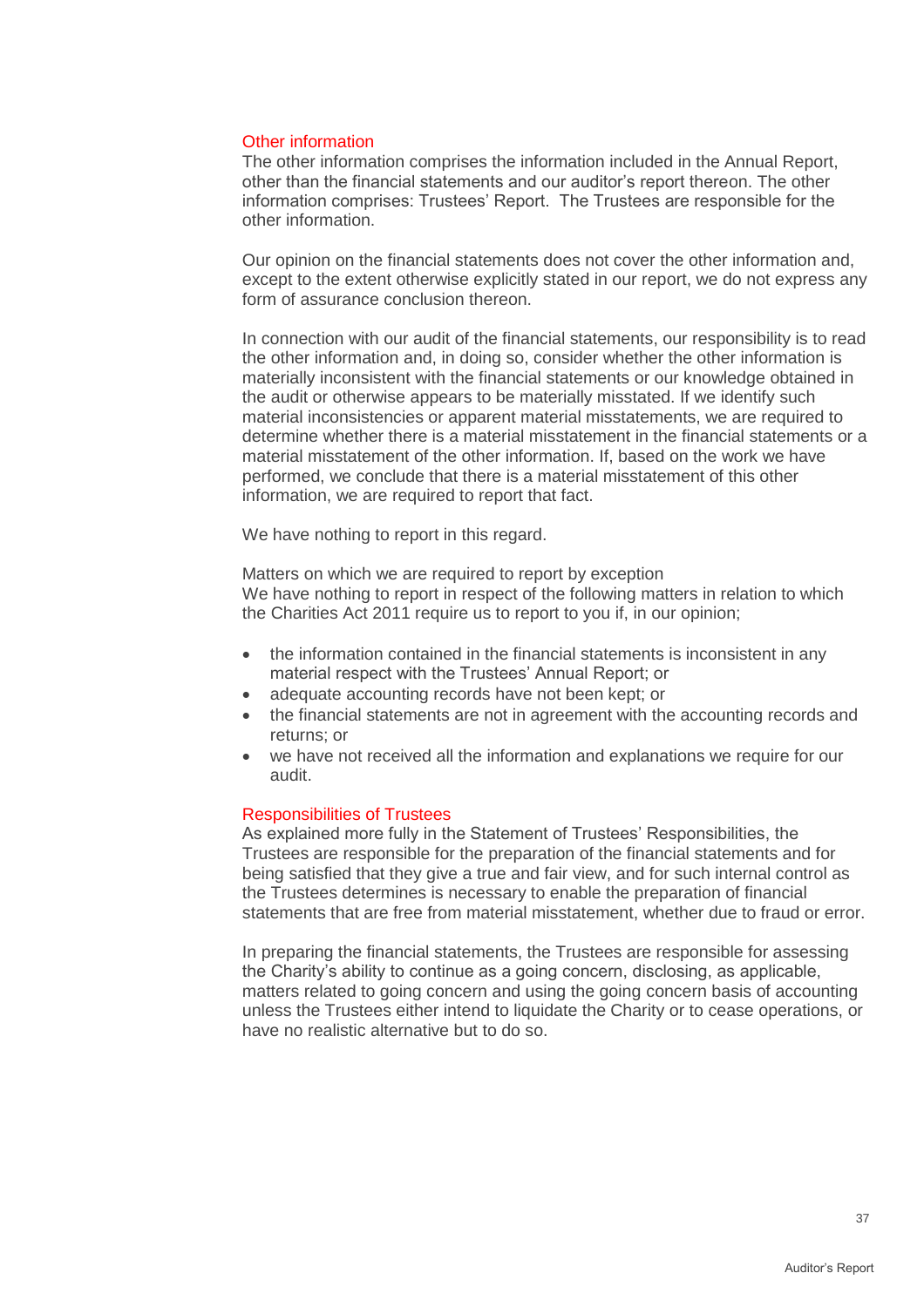## Other information

The other information comprises the information included in the Annual Report, other than the financial statements and our auditor's report thereon. The other information comprises: Trustees' Report. The Trustees are responsible for the other information.

Our opinion on the financial statements does not cover the other information and, except to the extent otherwise explicitly stated in our report, we do not express any form of assurance conclusion thereon.

In connection with our audit of the financial statements, our responsibility is to read the other information and, in doing so, consider whether the other information is materially inconsistent with the financial statements or our knowledge obtained in the audit or otherwise appears to be materially misstated. If we identify such material inconsistencies or apparent material misstatements, we are required to determine whether there is a material misstatement in the financial statements or a material misstatement of the other information. If, based on the work we have performed, we conclude that there is a material misstatement of this other information, we are required to report that fact.

We have nothing to report in this regard.

Matters on which we are required to report by exception

We have nothing to report in respect of the following matters in relation to which the Charities Act 2011 require us to report to you if, in our opinion;

- the information contained in the financial statements is inconsistent in any material respect with the Trustees' Annual Report; or
- adequate accounting records have not been kept; or
- the financial statements are not in agreement with the accounting records and returns; or
- we have not received all the information and explanations we require for our audit.

## Responsibilities of Trustees

As explained more fully in the Statement of Trustees' Responsibilities, the Trustees are responsible for the preparation of the financial statements and for being satisfied that they give a true and fair view, and for such internal control as the Trustees determines is necessary to enable the preparation of financial statements that are free from material misstatement, whether due to fraud or error.

In preparing the financial statements, the Trustees are responsible for assessing the Charity's ability to continue as a going concern, disclosing, as applicable, matters related to going concern and using the going concern basis of accounting unless the Trustees either intend to liquidate the Charity or to cease operations, or have no realistic alternative but to do so.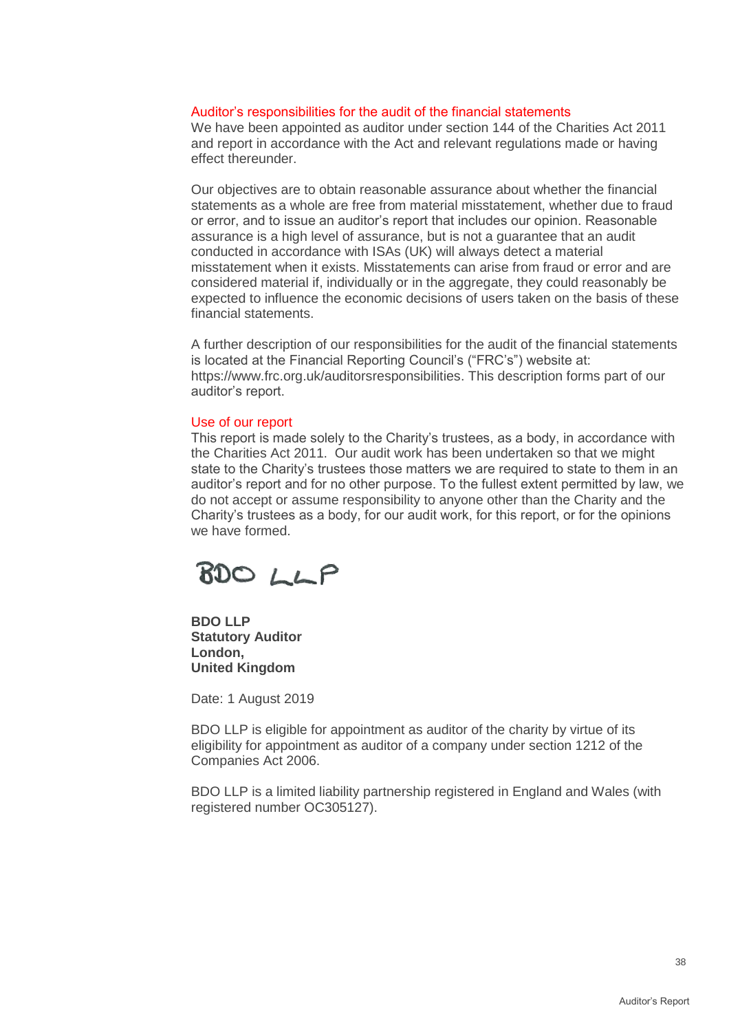## Auditor’s responsibilities for the audit of the financial statements

We have been appointed as auditor under section 144 of the Charities Act 2011 and report in accordance with the Act and relevant regulations made or having effect thereunder.

Our objectives are to obtain reasonable assurance about whether the financial statements as a whole are free from material misstatement, whether due to fraud or error, and to issue an auditor’s report that includes our opinion. Reasonable assurance is a high level of assurance, but is not a guarantee that an audit conducted in accordance with ISAs (UK) will always detect a material misstatement when it exists. Misstatements can arise from fraud or error and are considered material if, individually or in the aggregate, they could reasonably be expected to influence the economic decisions of users taken on the basis of these financial statements.

A further description of our responsibilities for the audit of the financial statements is located at the Financial Reporting Council’s (“FRC’s”) website at: https://www.frc.org.uk/auditorsresponsibilities. This description forms part of our auditor’s report.

## Use of our report

This report is made solely to the Charity’s trustees, as a body, in accordance with the Charities Act 2011. Our audit work has been undertaken so that we might state to the Charity’s trustees those matters we are required to state to them in an auditor’s report and for no other purpose. To the fullest extent permitted by law, we do not accept or assume responsibility to anyone other than the Charity and the Charity’s trustees as a body, for our audit work, for this report, or for the opinions we have formed.

BDO LLP

**BDO LLP**
**Statutory Auditor**
**London,**
**United Kingdom**

Date: 1 August 2019

BDO LLP is eligible for appointment as auditor of the charity by virtue of its eligibility for appointment as auditor of a company under section 1212 of the Companies Act 2006.

BDO LLP is a limited liability partnership registered in England and Wales (with registered number OC305127).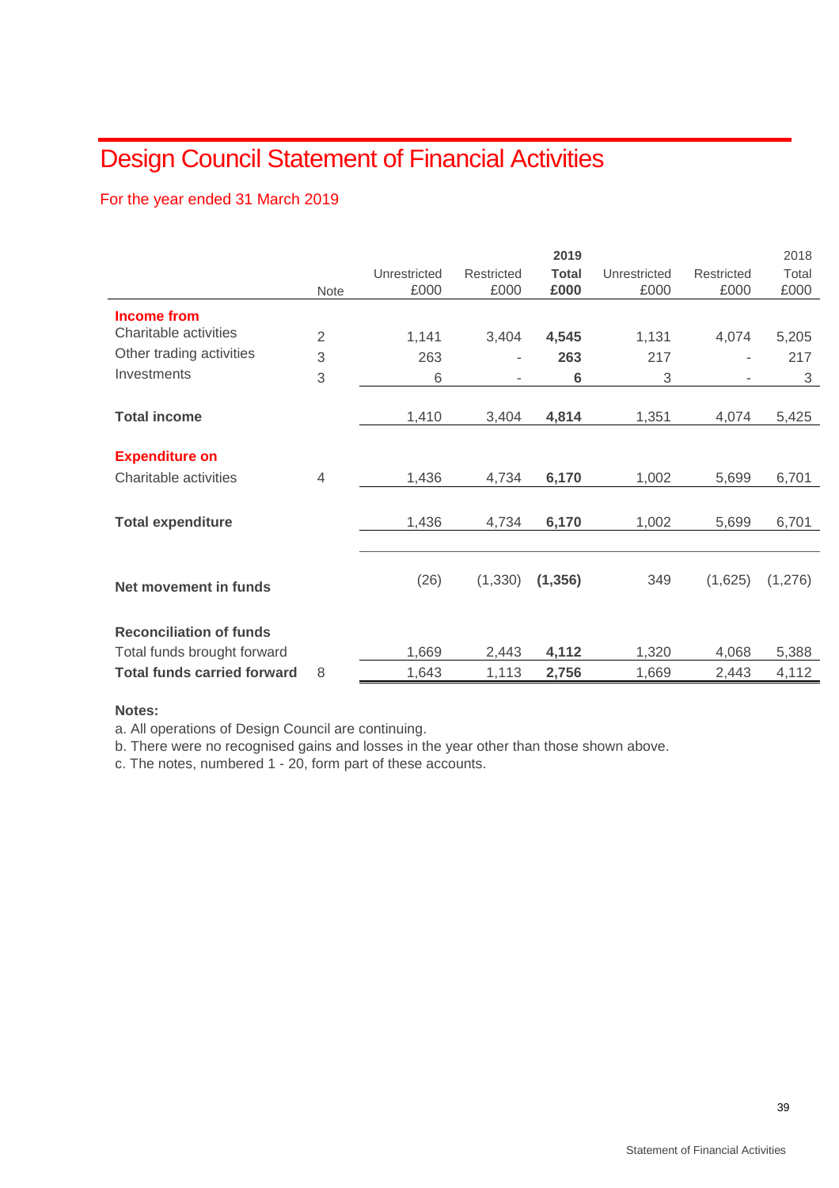# Design Council Statement of Financial Activities

For the year ended 31 March 2019

| | Note | Unrestricted £000 | Restricted £000 | **2019 Total £000** | Unrestricted £000 | Restricted £000 | 2018 Total £000 |
|---|---|---|---|---|---|---|---|
| **Income from** | | | | | | | |
| Charitable activities | 2 | 1,141 | 3,404 | **4,545** | 1,131 | 4,074 | 5,205 |
| Other trading activities | 3 | 263 | - | **263** | 217 | - | 217 |
| Investments | 3 | 6 | - | **6** | 3 | - | 3 |
| **Total income** | | 1,410 | 3,404 | **4,814** | 1,351 | 4,074 | 5,425 |
| **Expenditure on** | | | | | | | |
| Charitable activities | 4 | 1,436 | 4,734 | **6,170** | 1,002 | 5,699 | 6,701 |
| **Total expenditure** | | 1,436 | 4,734 | **6,170** | 1,002 | 5,699 | 6,701 |
| **Net movement in funds** | | (26) | (1,330) | **(1,356)** | 349 | (1,625) | (1,276) |
| **Reconciliation of funds** | | | | | | | |
| Total funds brought forward | | 1,669 | 2,443 | **4,112** | 1,320 | 4,068 | 5,388 |
| **Total funds carried forward** | 8 | 1,643 | 1,113 | **2,756** | 1,669 | 2,443 | 4,112 |

**Notes:**

a. All operations of Design Council are continuing.

b. There were no recognised gains and losses in the year other than those shown above.

c. The notes, numbered 1 - 20, form part of these accounts.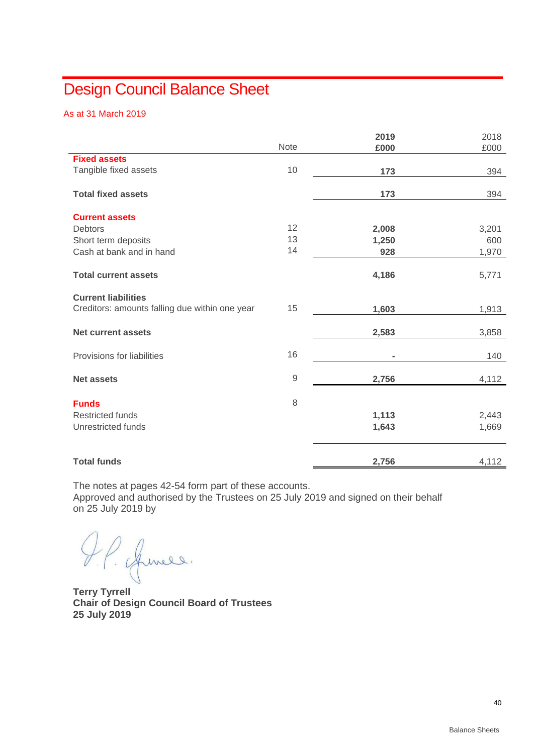# Design Council Balance Sheet

As at 31 March 2019

| | Note | 2019 £000 | 2018 £000 |
|---|---|---|---|
| **Fixed assets** | | | |
| Tangible fixed assets | 10 | **173** | 394 |
| **Total fixed assets** | | **173** | 394 |
| **Current assets** | | | |
| Debtors | 12 | **2,008** | 3,201 |
| Short term deposits | 13 | **1,250** | 600 |
| Cash at bank and in hand | 14 | **928** | 1,970 |
| **Total current assets** | | **4,186** | 5,771 |
| **Current liabilities** | | | |
| Creditors: amounts falling due within one year | 15 | **1,603** | 1,913 |
| **Net current assets** | | **2,583** | 3,858 |
| Provisions for liabilities | 16 | **-** | 140 |
| **Net assets** | 9 | **2,756** | 4,112 |
| **Funds** | 8 | | |
| Restricted funds | | **1,113** | 2,443 |
| Unrestricted funds | | **1,643** | 1,669 |
| **Total funds** | | **2,756** | 4,112 |

The notes at pages 42-54 form part of these accounts.
Approved and authorised by the Trustees on 25 July 2019 and signed on their behalf on 25 July 2019 by

**Terry Tyrrell**
**Chair of Design Council Board of Trustees**
**25 July 2019**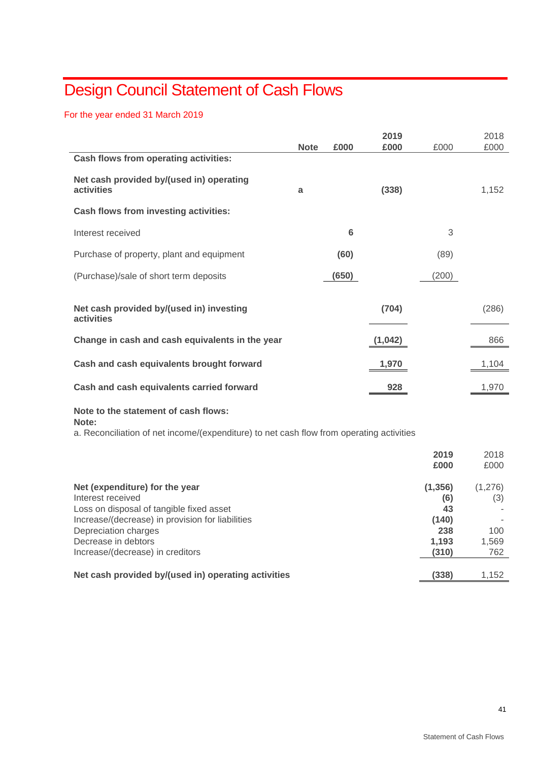# Design Council Statement of Cash Flows

For the year ended 31 March 2019

| | Note | 2019 £000 | 2019 £000 | 2018 £000 | 2018 £000 |
|---|---|---|---|---|---|
| **Cash flows from operating activities:** | | | | | |
| **Net cash provided by/(used in) operating activities** | **a** | | **(338)** | | 1,152 |
| **Cash flows from investing activities:** | | | | | |
| Interest received | | **6** | | 3 | |
| Purchase of property, plant and equipment | | **(60)** | | (89) | |
| (Purchase)/sale of short term deposits | | **(650)** | | (200) | |
| **Net cash provided by/(used in) investing activities** | | | **(704)** | | (286) |
| **Change in cash and cash equivalents in the year** | | | **(1,042)** | | 866 |
| **Cash and cash equivalents brought forward** | | | **1,970** | | 1,104 |
| **Cash and cash equivalents carried forward** | | | **928** | | 1,970 |

**Note to the statement of cash flows:**

**Note:**

a. Reconciliation of net income/(expenditure) to net cash flow from operating activities

| | 2019 £000 | 2018 £000 |
|---|---|---|
| **Net (expenditure) for the year** | **(1,356)** | (1,276) |
| Interest received | **(6)** | (3) |
| Loss on disposal of tangible fixed asset | **43** | - |
| Increase/(decrease) in provision for liabilities | **(140)** | - |
| Depreciation charges | **238** | 100 |
| Decrease in debtors | **1,193** | 1,569 |
| Increase/(decrease) in creditors | **(310)** | 762 |
| **Net cash provided by/(used in) operating activities** | **(338)** | 1,152 |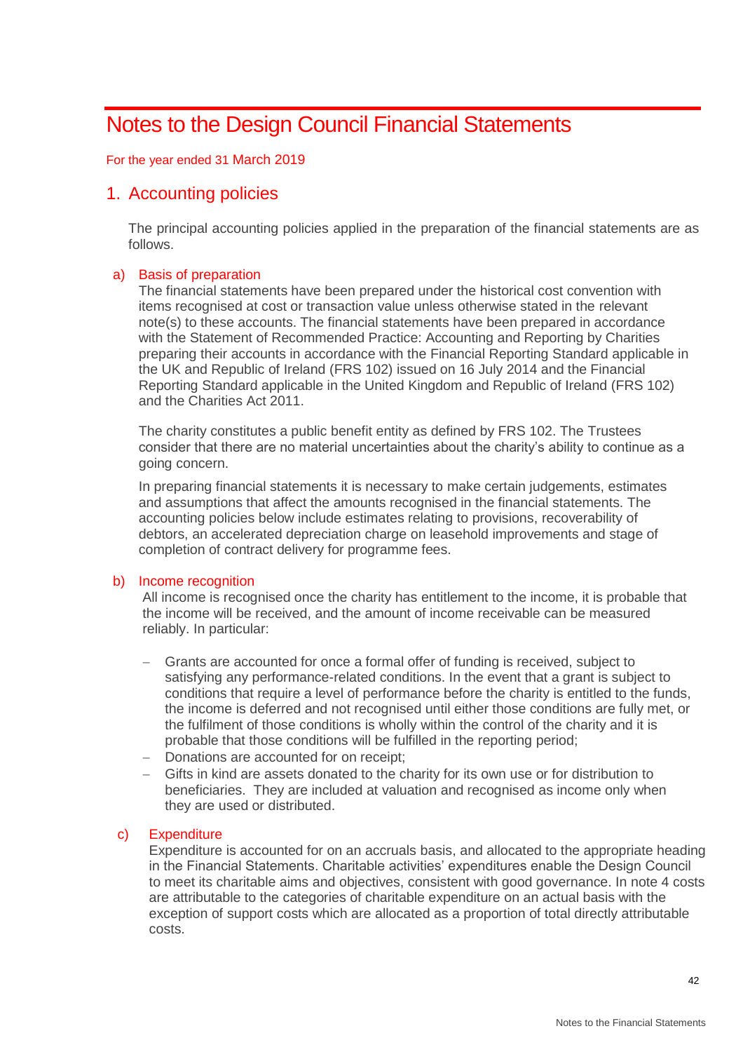# Notes to the Design Council Financial Statements

For the year ended 31 March 2019

## 1. Accounting policies

The principal accounting policies applied in the preparation of the financial statements are as follows.

### a) Basis of preparation

The financial statements have been prepared under the historical cost convention with items recognised at cost or transaction value unless otherwise stated in the relevant note(s) to these accounts. The financial statements have been prepared in accordance with the Statement of Recommended Practice: Accounting and Reporting by Charities preparing their accounts in accordance with the Financial Reporting Standard applicable in the UK and Republic of Ireland (FRS 102) issued on 16 July 2014 and the Financial Reporting Standard applicable in the United Kingdom and Republic of Ireland (FRS 102) and the Charities Act 2011.

The charity constitutes a public benefit entity as defined by FRS 102. The Trustees consider that there are no material uncertainties about the charity's ability to continue as a going concern.

In preparing financial statements it is necessary to make certain judgements, estimates and assumptions that affect the amounts recognised in the financial statements. The accounting policies below include estimates relating to provisions, recoverability of debtors, an accelerated depreciation charge on leasehold improvements and stage of completion of contract delivery for programme fees.

### b) Income recognition

All income is recognised once the charity has entitlement to the income, it is probable that the income will be received, and the amount of income receivable can be measured reliably. In particular:

- Grants are accounted for once a formal offer of funding is received, subject to satisfying any performance-related conditions. In the event that a grant is subject to conditions that require a level of performance before the charity is entitled to the funds, the income is deferred and not recognised until either those conditions are fully met, or the fulfilment of those conditions is wholly within the control of the charity and it is probable that those conditions will be fulfilled in the reporting period;
- Donations are accounted for on receipt;
- Gifts in kind are assets donated to the charity for its own use or for distribution to beneficiaries. They are included at valuation and recognised as income only when they are used or distributed.

### c) Expenditure

Expenditure is accounted for on an accruals basis, and allocated to the appropriate heading in the Financial Statements. Charitable activities' expenditures enable the Design Council to meet its charitable aims and objectives, consistent with good governance. In note 4 costs are attributable to the categories of charitable expenditure on an actual basis with the exception of support costs which are allocated as a proportion of total directly attributable costs.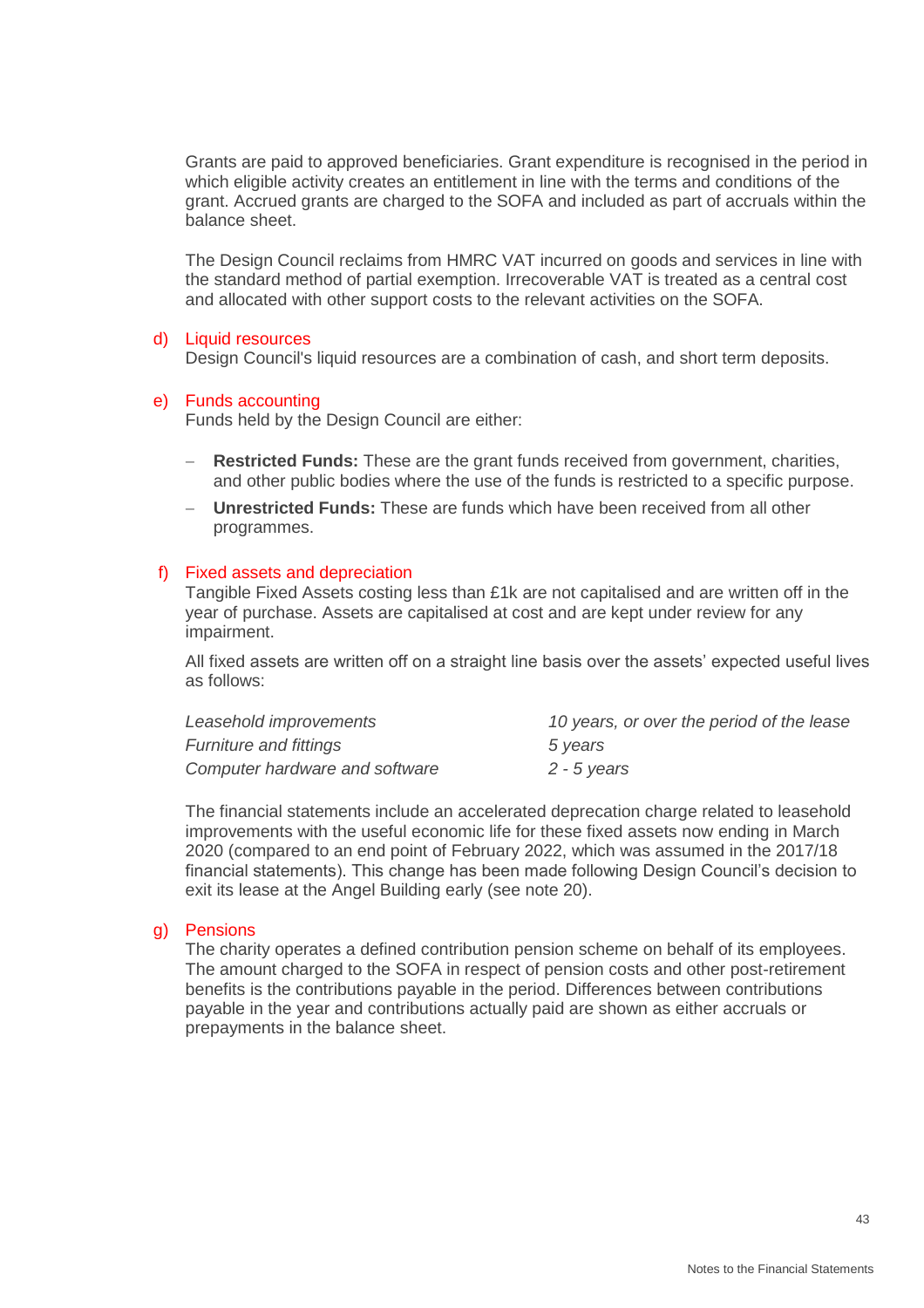Grants are paid to approved beneficiaries. Grant expenditure is recognised in the period in which eligible activity creates an entitlement in line with the terms and conditions of the grant. Accrued grants are charged to the SOFA and included as part of accruals within the balance sheet.

The Design Council reclaims from HMRC VAT incurred on goods and services in line with the standard method of partial exemption. Irrecoverable VAT is treated as a central cost and allocated with other support costs to the relevant activities on the SOFA.

### d) Liquid resources

Design Council's liquid resources are a combination of cash, and short term deposits.

### e) Funds accounting

Funds held by the Design Council are either:

- **Restricted Funds:** These are the grant funds received from government, charities, and other public bodies where the use of the funds is restricted to a specific purpose.
- **Unrestricted Funds:** These are funds which have been received from all other programmes.

### f) Fixed assets and depreciation

Tangible Fixed Assets costing less than £1k are not capitalised and are written off in the year of purchase. Assets are capitalised at cost and are kept under review for any impairment.

All fixed assets are written off on a straight line basis over the assets' expected useful lives as follows:

| | |
|---|---|
| *Leasehold improvements* | *10 years, or over the period of the lease* |
| *Furniture and fittings* | *5 years* |
| *Computer hardware and software* | *2 - 5 years* |

The financial statements include an accelerated deprecation charge related to leasehold improvements with the useful economic life for these fixed assets now ending in March 2020 (compared to an end point of February 2022, which was assumed in the 2017/18 financial statements). This change has been made following Design Council's decision to exit its lease at the Angel Building early (see note 20).

### g) Pensions

The charity operates a defined contribution pension scheme on behalf of its employees. The amount charged to the SOFA in respect of pension costs and other post-retirement benefits is the contributions payable in the period. Differences between contributions payable in the year and contributions actually paid are shown as either accruals or prepayments in the balance sheet.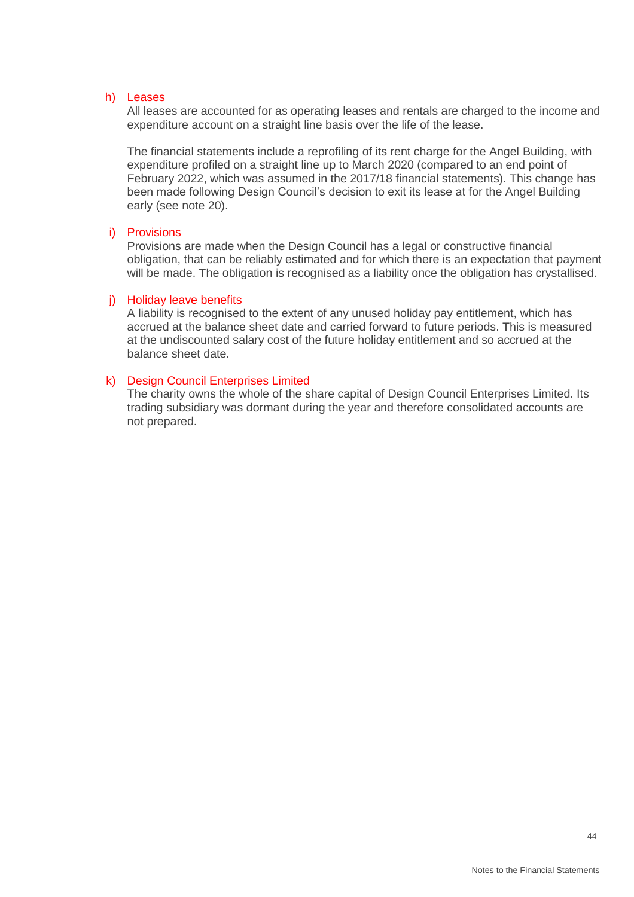### h) Leases

All leases are accounted for as operating leases and rentals are charged to the income and expenditure account on a straight line basis over the life of the lease.

The financial statements include a reprofiling of its rent charge for the Angel Building, with expenditure profiled on a straight line up to March 2020 (compared to an end point of February 2022, which was assumed in the 2017/18 financial statements). This change has been made following Design Council's decision to exit its lease at for the Angel Building early (see note 20).

### i) Provisions

Provisions are made when the Design Council has a legal or constructive financial obligation, that can be reliably estimated and for which there is an expectation that payment will be made. The obligation is recognised as a liability once the obligation has crystallised.

### j) Holiday leave benefits

A liability is recognised to the extent of any unused holiday pay entitlement, which has accrued at the balance sheet date and carried forward to future periods. This is measured at the undiscounted salary cost of the future holiday entitlement and so accrued at the balance sheet date.

### k) Design Council Enterprises Limited

The charity owns the whole of the share capital of Design Council Enterprises Limited. Its trading subsidiary was dormant during the year and therefore consolidated accounts are not prepared.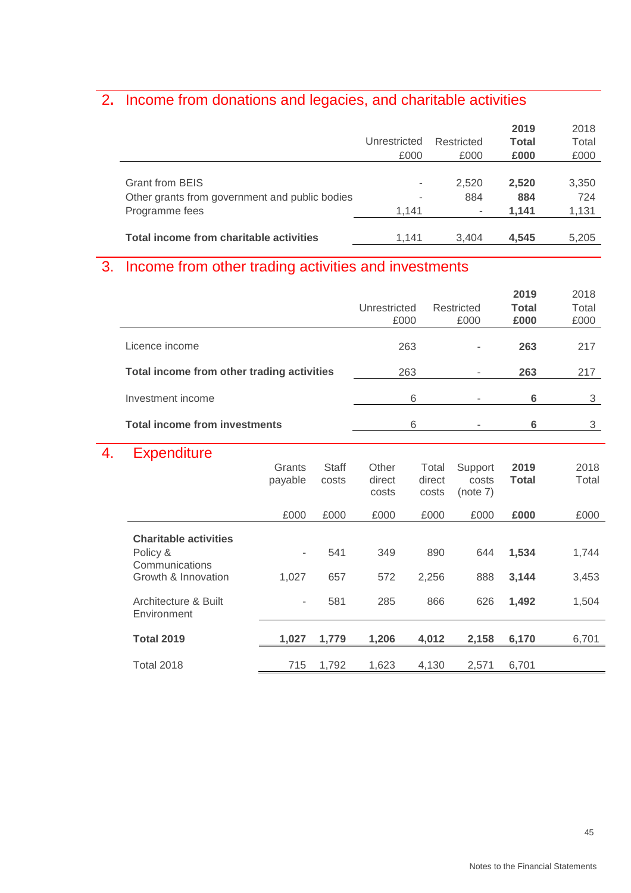## 2. Income from donations and legacies, and charitable activities

| | Unrestricted £000 | Restricted £000 | **2019 Total £000** | 2018 Total £000 |
|---|---|---|---|---|
| Grant from BEIS | - | 2,520 | **2,520** | 3,350 |
| Other grants from government and public bodies | - | 884 | **884** | 724 |
| Programme fees | 1,141 | - | **1,141** | 1,131 |
| **Total income from charitable activities** | 1,141 | 3,404 | **4,545** | 5,205 |

## 3. Income from other trading activities and investments

| | Unrestricted £000 | Restricted £000 | **2019 Total £000** | 2018 Total £000 |
|---|---|---|---|---|
| Licence income | 263 | - | **263** | 217 |
| **Total income from other trading activities** | 263 | - | **263** | 217 |
| Investment income | 6 | - | **6** | 3 |
| **Total income from investments** | 6 | - | **6** | 3 |

## 4. Expenditure

| | Grants payable £000 | Staff costs £000 | Other direct costs £000 | Total direct costs £000 | Support costs (note 7) £000 | **2019 Total £000** | 2018 Total £000 |
|---|---|---|---|---|---|---|---|
| **Charitable activities** | | | | | | | |
| Policy & Communications | - | 541 | 349 | 890 | 644 | **1,534** | 1,744 |
| Growth & Innovation | 1,027 | 657 | 572 | 2,256 | 888 | **3,144** | 3,453 |
| Architecture & Built Environment | - | 581 | 285 | 866 | 626 | **1,492** | 1,504 |
| **Total 2019** | **1,027** | **1,779** | **1,206** | **4,012** | **2,158** | **6,170** | 6,701 |
| Total 2018 | 715 | 1,792 | 1,623 | 4,130 | 2,571 | 6,701 | |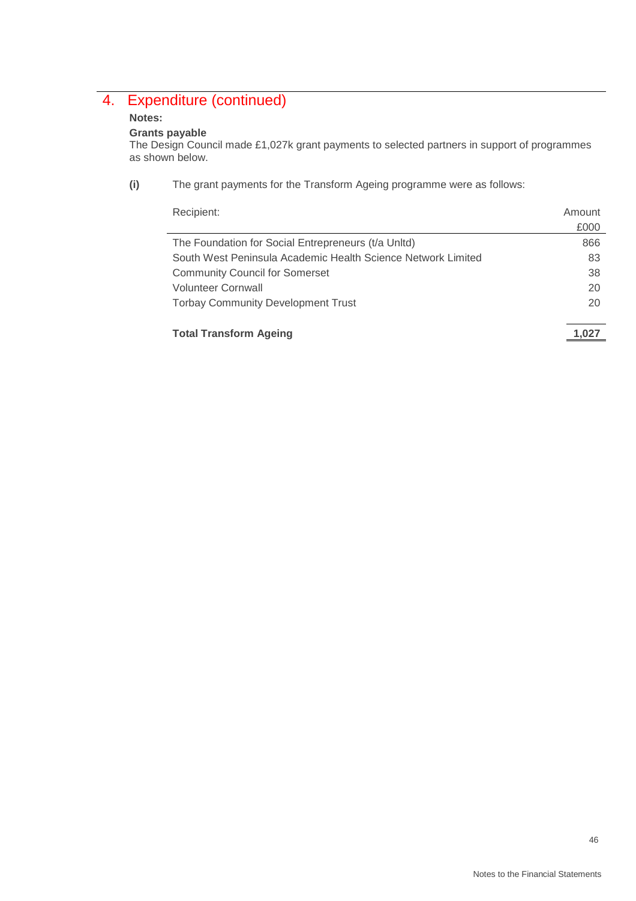## 4. Expenditure (continued)

**Notes:**

**Grants payable**
The Design Council made £1,027k grant payments to selected partners in support of programmes as shown below.

**(i)** The grant payments for the Transform Ageing programme were as follows:

| Recipient: | Amount £000 |
|---|---|
| The Foundation for Social Entrepreneurs (t/a Unltd) | 866 |
| South West Peninsula Academic Health Science Network Limited | 83 |
| Community Council for Somerset | 38 |
| Volunteer Cornwall | 20 |
| Torbay Community Development Trust | 20 |
| **Total Transform Ageing** | **1,027** |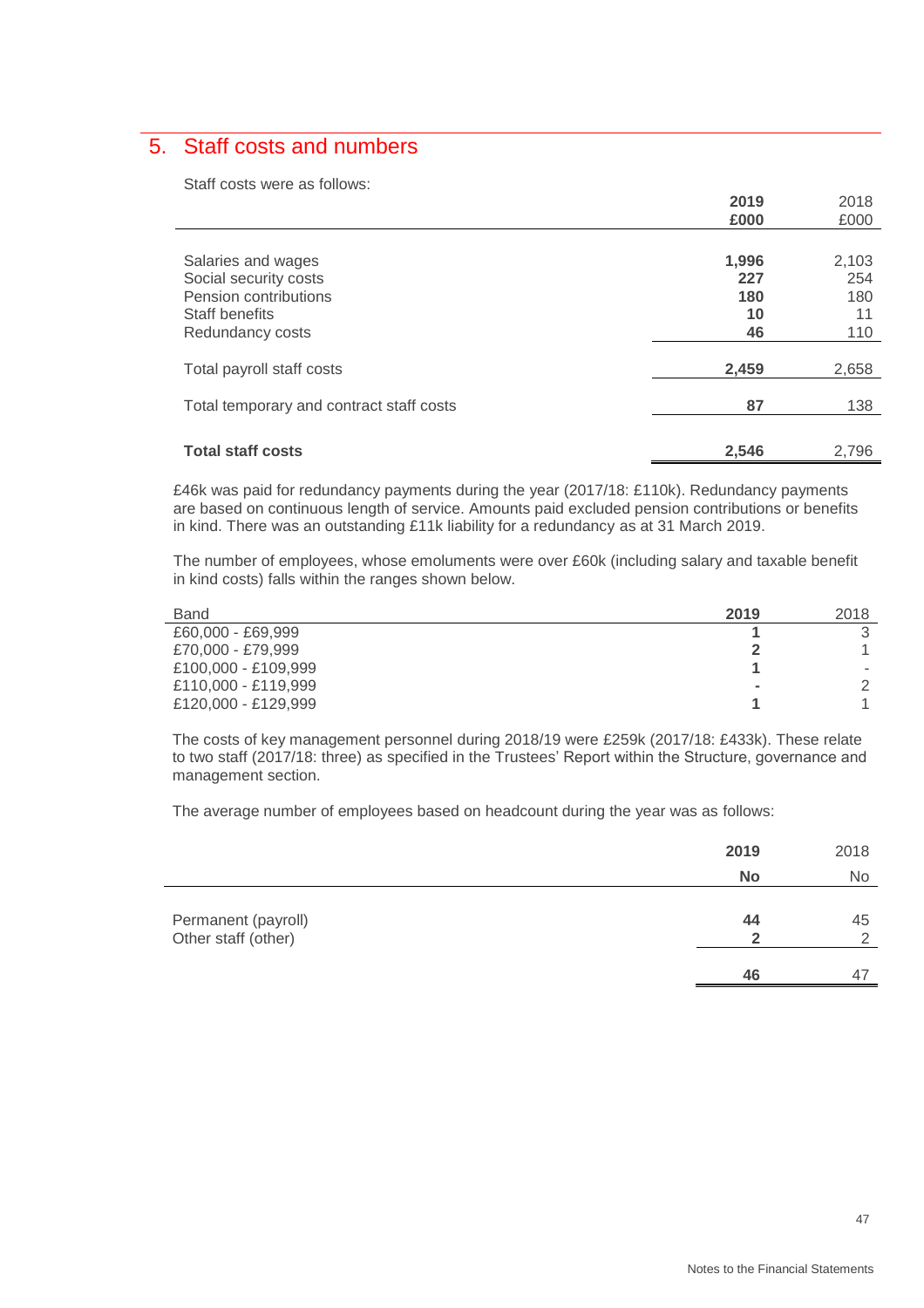## 5. Staff costs and numbers

Staff costs were as follows:

| | 2019<br>£000 | 2018<br>£000 |
|---|---|---|
| Salaries and wages | **1,996** | 2,103 |
| Social security costs | **227** | 254 |
| Pension contributions | **180** | 180 |
| Staff benefits | **10** | 11 |
| Redundancy costs | **46** | 110 |
| Total payroll staff costs | **2,459** | 2,658 |
| Total temporary and contract staff costs | **87** | 138 |
| **Total staff costs** | **2,546** | 2,796 |

£46k was paid for redundancy payments during the year (2017/18: £110k). Redundancy payments are based on continuous length of service. Amounts paid excluded pension contributions or benefits in kind. There was an outstanding £11k liability for a redundancy as at 31 March 2019.

The number of employees, whose emoluments were over £60k (including salary and taxable benefit in kind costs) falls within the ranges shown below.

| Band | 2019 | 2018 |
|---|---|---|
| £60,000 - £69,999 | **1** | 3 |
| £70,000 - £79,999 | **2** | 1 |
| £100,000 - £109,999 | **1** | - |
| £110,000 - £119,999 | **-** | 2 |
| £120,000 - £129,999 | **1** | 1 |

The costs of key management personnel during 2018/19 were £259k (2017/18: £433k). These relate to two staff (2017/18: three) as specified in the Trustees' Report within the Structure, governance and management section.

The average number of employees based on headcount during the year was as follows:

| | 2019<br>No | 2018<br>No |
|---|---|---|
| Permanent (payroll) | **44** | 45 |
| Other staff (other) | **2** | 2 |
| | **46** | 47 |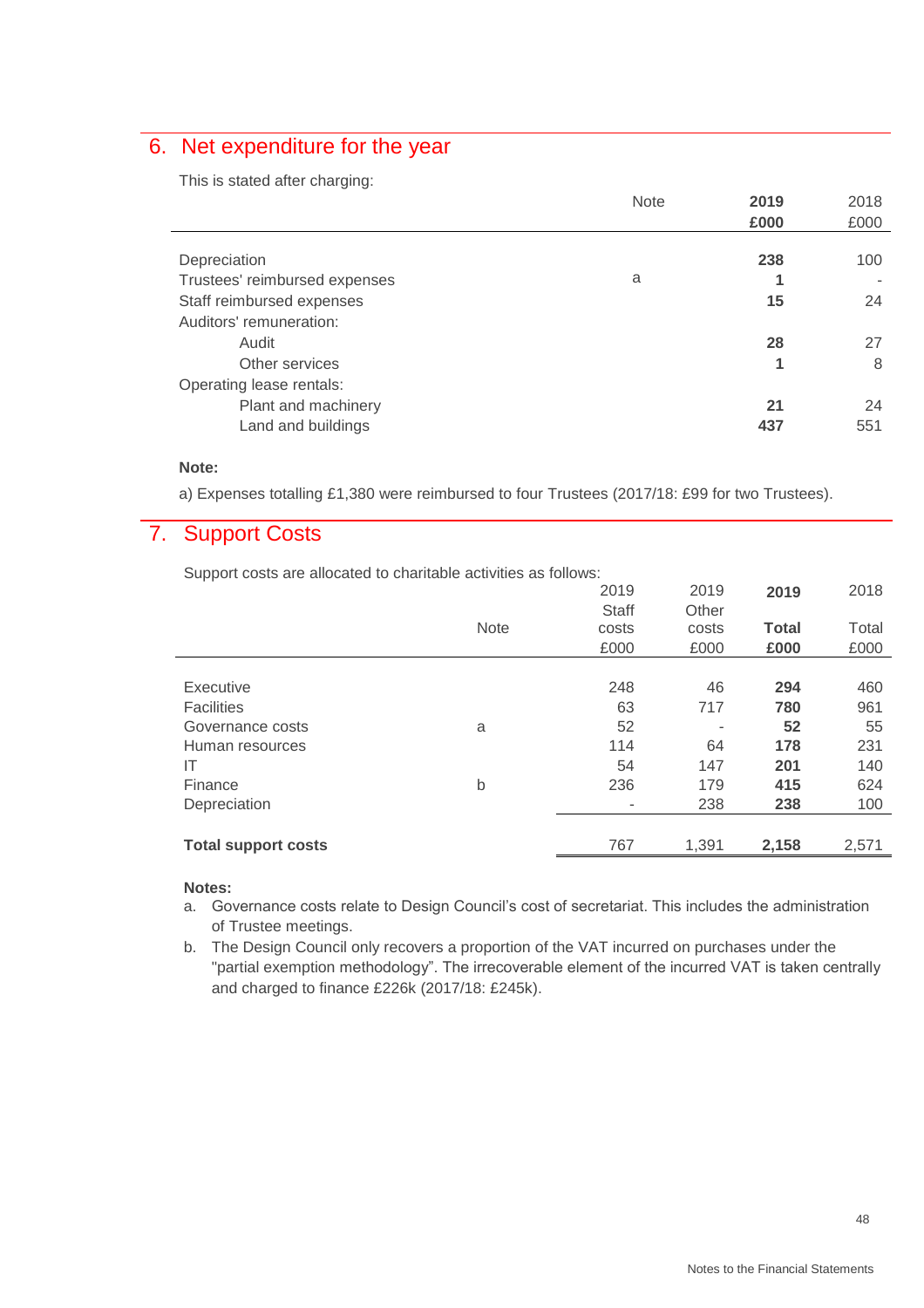## 6. Net expenditure for the year

This is stated after charging:

| | Note | 2019 £000 | 2018 £000 |
|---|---|---|---|
| Depreciation | | **238** | 100 |
| Trustees' reimbursed expenses | a | **1** | - |
| Staff reimbursed expenses | | **15** | 24 |
| Auditors' remuneration: | | | |
| Audit | | **28** | 27 |
| Other services | | **1** | 8 |
| Operating lease rentals: | | | |
| Plant and machinery | | **21** | 24 |
| Land and buildings | | **437** | 551 |

**Note:**

a) Expenses totalling £1,380 were reimbursed to four Trustees (2017/18: £99 for two Trustees).

## 7. Support Costs

Support costs are allocated to charitable activities as follows:

| | Note | 2019 Staff costs £000 | 2019 Other costs £000 | 2019 Total £000 | 2018 Total £000 |
|---|---|---|---|---|---|
| Executive | | 248 | 46 | **294** | 460 |
| Facilities | | 63 | 717 | **780** | 961 |
| Governance costs | a | 52 | - | **52** | 55 |
| Human resources | | 114 | 64 | **178** | 231 |
| IT | | 54 | 147 | **201** | 140 |
| Finance | b | 236 | 179 | **415** | 624 |
| Depreciation | | - | 238 | **238** | 100 |
| **Total support costs** | | 767 | 1,391 | **2,158** | 2,571 |

**Notes:**

a. Governance costs relate to Design Council's cost of secretariat. This includes the administration of Trustee meetings.

b. The Design Council only recovers a proportion of the VAT incurred on purchases under the "partial exemption methodology". The irrecoverable element of the incurred VAT is taken centrally and charged to finance £226k (2017/18: £245k).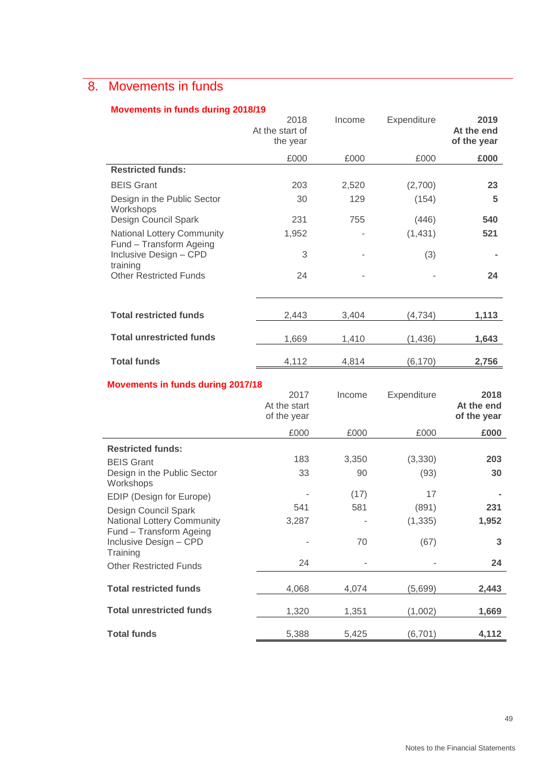## 8. Movements in funds

**Movements in funds during 2018/19**

| | 2018 At the start of the year | Income | Expenditure | **2019 At the end of the year** |
|---|---|---|---|---|
| | £000 | £000 | £000 | **£000** |
| **Restricted funds:** | | | | |
| BEIS Grant | 203 | 2,520 | (2,700) | **23** |
| Design in the Public Sector Workshops | 30 | 129 | (154) | **5** |
| Design Council Spark | 231 | 755 | (446) | **540** |
| National Lottery Community Fund – Transform Ageing | 1,952 | - | (1,431) | **521** |
| Inclusive Design – CPD training | 3 | - | (3) | **-** |
| Other Restricted Funds | 24 | - | - | **24** |
| **Total restricted funds** | 2,443 | 3,404 | (4,734) | **1,113** |
| **Total unrestricted funds** | 1,669 | 1,410 | (1,436) | **1,643** |
| **Total funds** | 4,112 | 4,814 | (6,170) | **2,756** |

**Movements in funds during 2017/18**

| | 2017 At the start of the year | Income | Expenditure | **2018 At the end of the year** |
|---|---|---|---|---|
| | £000 | £000 | £000 | **£000** |
| **Restricted funds:** | | | | |
| BEIS Grant | 183 | 3,350 | (3,330) | **203** |
| Design in the Public Sector Workshops | 33 | 90 | (93) | **30** |
| EDIP (Design for Europe) | - | (17) | 17 | **-** |
| Design Council Spark | 541 | 581 | (891) | **231** |
| National Lottery Community Fund – Transform Ageing | 3,287 | - | (1,335) | **1,952** |
| Inclusive Design – CPD Training | - | 70 | (67) | **3** |
| Other Restricted Funds | 24 | - | - | **24** |
| **Total restricted funds** | 4,068 | 4,074 | (5,699) | **2,443** |
| **Total unrestricted funds** | 1,320 | 1,351 | (1,002) | **1,669** |
| **Total funds** | 5,388 | 5,425 | (6,701) | **4,112** |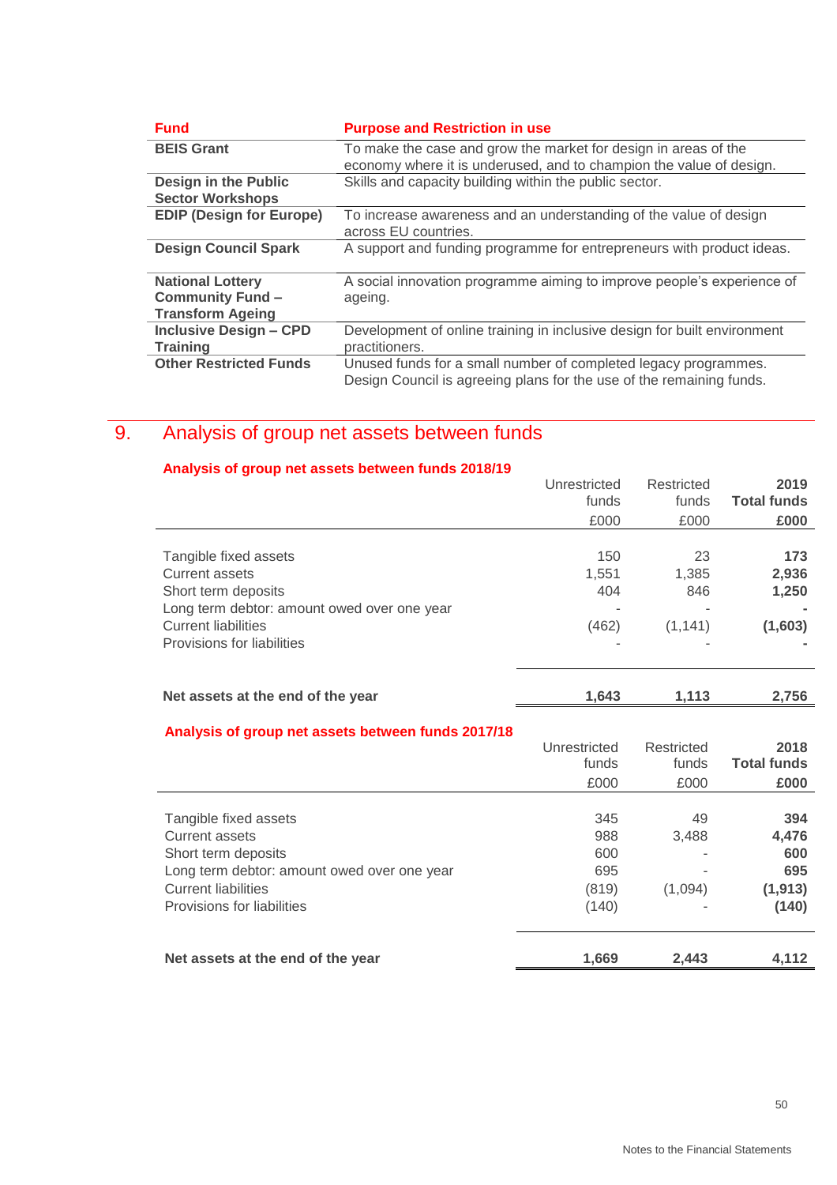| Fund | Purpose and Restriction in use |
|---|---|
| **BEIS Grant** | To make the case and grow the market for design in areas of the economy where it is underused, and to champion the value of design. |
| **Design in the Public Sector Workshops** | Skills and capacity building within the public sector. |
| **EDIP (Design for Europe)** | To increase awareness and an understanding of the value of design across EU countries. |
| **Design Council Spark** | A support and funding programme for entrepreneurs with product ideas. |
| **National Lottery Community Fund – Transform Ageing** | A social innovation programme aiming to improve people's experience of ageing. |
| **Inclusive Design – CPD Training** | Development of online training in inclusive design for built environment practitioners. |
| **Other Restricted Funds** | Unused funds for a small number of completed legacy programmes. Design Council is agreeing plans for the use of the remaining funds. |

## 9. Analysis of group net assets between funds

### Analysis of group net assets between funds 2018/19

| | Unrestricted funds £000 | Restricted funds £000 | **2019 Total funds £000** |
|---|---|---|---|
| Tangible fixed assets | 150 | 23 | **173** |
| Current assets | 1,551 | 1,385 | **2,936** |
| Short term deposits | 404 | 846 | **1,250** |
| Long term debtor: amount owed over one year | - | - | **-** |
| Current liabilities | (462) | (1,141) | **(1,603)** |
| Provisions for liabilities | - | - | **-** |
| **Net assets at the end of the year** | **1,643** | **1,113** | **2,756** |

### Analysis of group net assets between funds 2017/18

| | Unrestricted funds £000 | Restricted funds £000 | **2018 Total funds £000** |
|---|---|---|---|
| Tangible fixed assets | 345 | 49 | **394** |
| Current assets | 988 | 3,488 | **4,476** |
| Short term deposits | 600 | - | **600** |
| Long term debtor: amount owed over one year | 695 | - | **695** |
| Current liabilities | (819) | (1,094) | **(1,913)** |
| Provisions for liabilities | (140) | - | **(140)** |
| **Net assets at the end of the year** | **1,669** | **2,443** | **4,112** |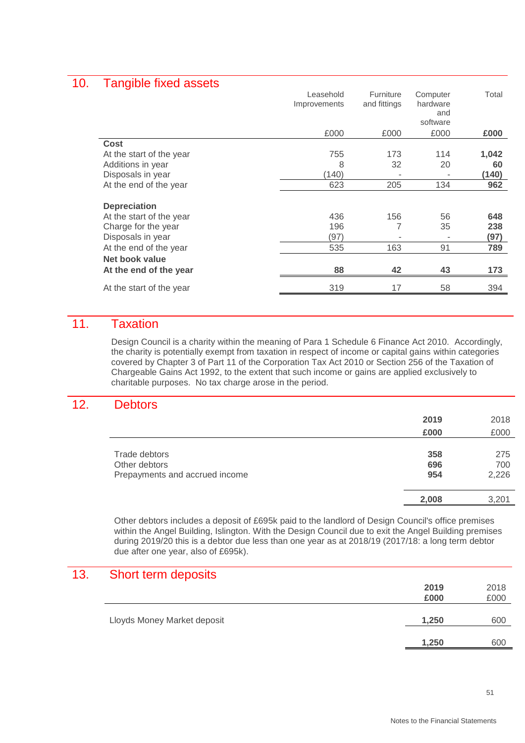## 10. Tangible fixed assets

| | Leasehold Improvements | Furniture and fittings | Computer hardware and software | Total |
|---|---|---|---|---|
| | £000 | £000 | £000 | **£000** |
| **Cost** | | | | |
| At the start of the year | 755 | 173 | 114 | **1,042** |
| Additions in year | 8 | 32 | 20 | **60** |
| Disposals in year | (140) | - | - | **(140)** |
| At the end of the year | 623 | 205 | 134 | **962** |
| **Depreciation** | | | | |
| At the start of the year | 436 | 156 | 56 | **648** |
| Charge for the year | 196 | 7 | 35 | **238** |
| Disposals in year | (97) | - | - | **(97)** |
| At the end of the year | 535 | 163 | 91 | **789** |
| **Net book value** | | | | |
| **At the end of the year** | **88** | **42** | **43** | **173** |
| At the start of the year | 319 | 17 | 58 | 394 |

## 11. Taxation

Design Council is a charity within the meaning of Para 1 Schedule 6 Finance Act 2010. Accordingly, the charity is potentially exempt from taxation in respect of income or capital gains within categories covered by Chapter 3 of Part 11 of the Corporation Tax Act 2010 or Section 256 of the Taxation of Chargeable Gains Act 1992, to the extent that such income or gains are applied exclusively to charitable purposes. No tax charge arose in the period.

## 12. Debtors

| | **2019** | 2018 |
|---|---|---|
| | **£000** | £000 |
| Trade debtors | **358** | 275 |
| Other debtors | **696** | 700 |
| Prepayments and accrued income | **954** | 2,226 |
| | **2,008** | 3,201 |

Other debtors includes a deposit of £695k paid to the landlord of Design Council's office premises within the Angel Building, Islington. With the Design Council due to exit the Angel Building premises during 2019/20 this is a debtor due less than one year as at 2018/19 (2017/18: a long term debtor due after one year, also of £695k).

## 13. Short term deposits

| | **2019** | 2018 |
|---|---|---|
| | **£000** | £000 |
| Lloyds Money Market deposit | **1,250** | 600 |
| | **1,250** | 600 |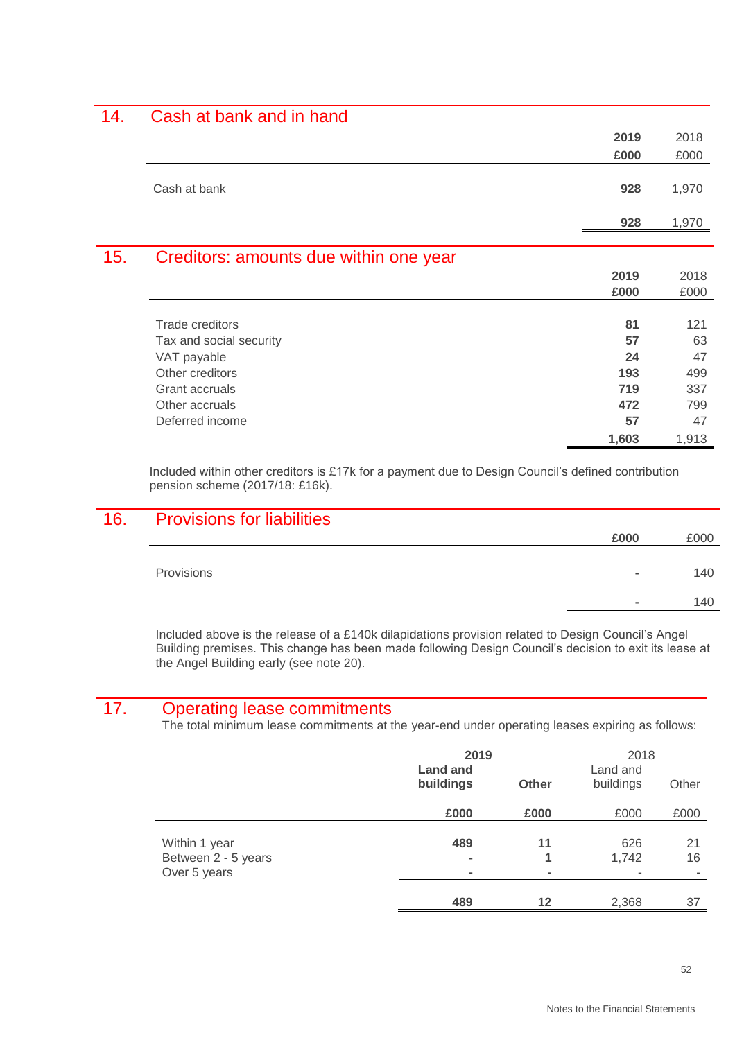## 14. Cash at bank and in hand

| | 2019<br>£000 | 2018<br>£000 |
|---|---|---|
| Cash at bank | **928** | 1,970 |
| | **928** | 1,970 |

## 15. Creditors: amounts due within one year

| | 2019<br>£000 | 2018<br>£000 |
|---|---|---|
| Trade creditors | **81** | 121 |
| Tax and social security | **57** | 63 |
| VAT payable | **24** | 47 |
| Other creditors | **193** | 499 |
| Grant accruals | **719** | 337 |
| Other accruals | **472** | 799 |
| Deferred income | **57** | 47 |
| | **1,603** | 1,913 |

Included within other creditors is £17k for a payment due to Design Council's defined contribution pension scheme (2017/18: £16k).

## 16. Provisions for liabilities

| | £000 | £000 |
|---|---|---|
| Provisions | **-** | 140 |
| | **-** | 140 |

Included above is the release of a £140k dilapidations provision related to Design Council's Angel Building premises. This change has been made following Design Council's decision to exit its lease at the Angel Building early (see note 20).

## 17. Operating lease commitments

The total minimum lease commitments at the year-end under operating leases expiring as follows:

| | **2019** | | 2018 | |
|---|---|---|---|---|
| | **Land and buildings** | **Other** | Land and buildings | Other |
| | **£000** | **£000** | £000 | £000 |
| Within 1 year | **489** | **11** | 626 | 21 |
| Between 2 - 5 years | **-** | **1** | 1,742 | 16 |
| Over 5 years | **-** | **-** | - | - |
| | **489** | **12** | 2,368 | 37 |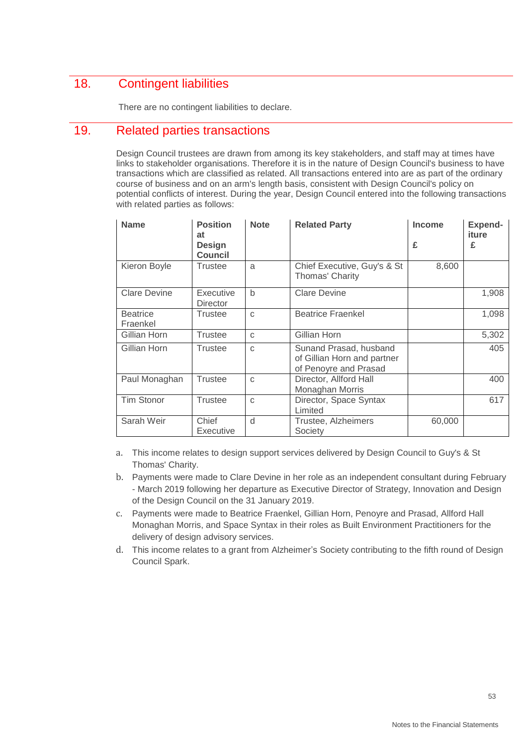## 18. Contingent liabilities

There are no contingent liabilities to declare.

## 19. Related parties transactions

Design Council trustees are drawn from among its key stakeholders, and staff may at times have links to stakeholder organisations. Therefore it is in the nature of Design Council's business to have transactions which are classified as related. All transactions entered into are as part of the ordinary course of business and on an arm's length basis, consistent with Design Council's policy on potential conflicts of interest. During the year, Design Council entered into the following transactions with related parties as follows:

| Name | Position at Design Council | Note | Related Party | Income £ | Expend-iture £ |
|---|---|---|---|---|---|
| Kieron Boyle | Trustee | a | Chief Executive, Guy's & St Thomas' Charity | 8,600 | |
| Clare Devine | Executive Director | b | Clare Devine | | 1,908 |
| Beatrice Fraenkel | Trustee | c | Beatrice Fraenkel | | 1,098 |
| Gillian Horn | Trustee | c | Gillian Horn | | 5,302 |
| Gillian Horn | Trustee | c | Sunand Prasad, husband of Gillian Horn and partner of Penoyre and Prasad | | 405 |
| Paul Monaghan | Trustee | c | Director, Allford Hall Monaghan Morris | | 400 |
| Tim Stonor | Trustee | c | Director, Space Syntax Limited | | 617 |
| Sarah Weir | Chief Executive | d | Trustee, Alzheimers Society | 60,000 | |

a. This income relates to design support services delivered by Design Council to Guy's & St Thomas' Charity.

b. Payments were made to Clare Devine in her role as an independent consultant during February - March 2019 following her departure as Executive Director of Strategy, Innovation and Design of the Design Council on the 31 January 2019.

c. Payments were made to Beatrice Fraenkel, Gillian Horn, Penoyre and Prasad, Allford Hall Monaghan Morris, and Space Syntax in their roles as Built Environment Practitioners for the delivery of design advisory services.

d. This income relates to a grant from Alzheimer's Society contributing to the fifth round of Design Council Spark.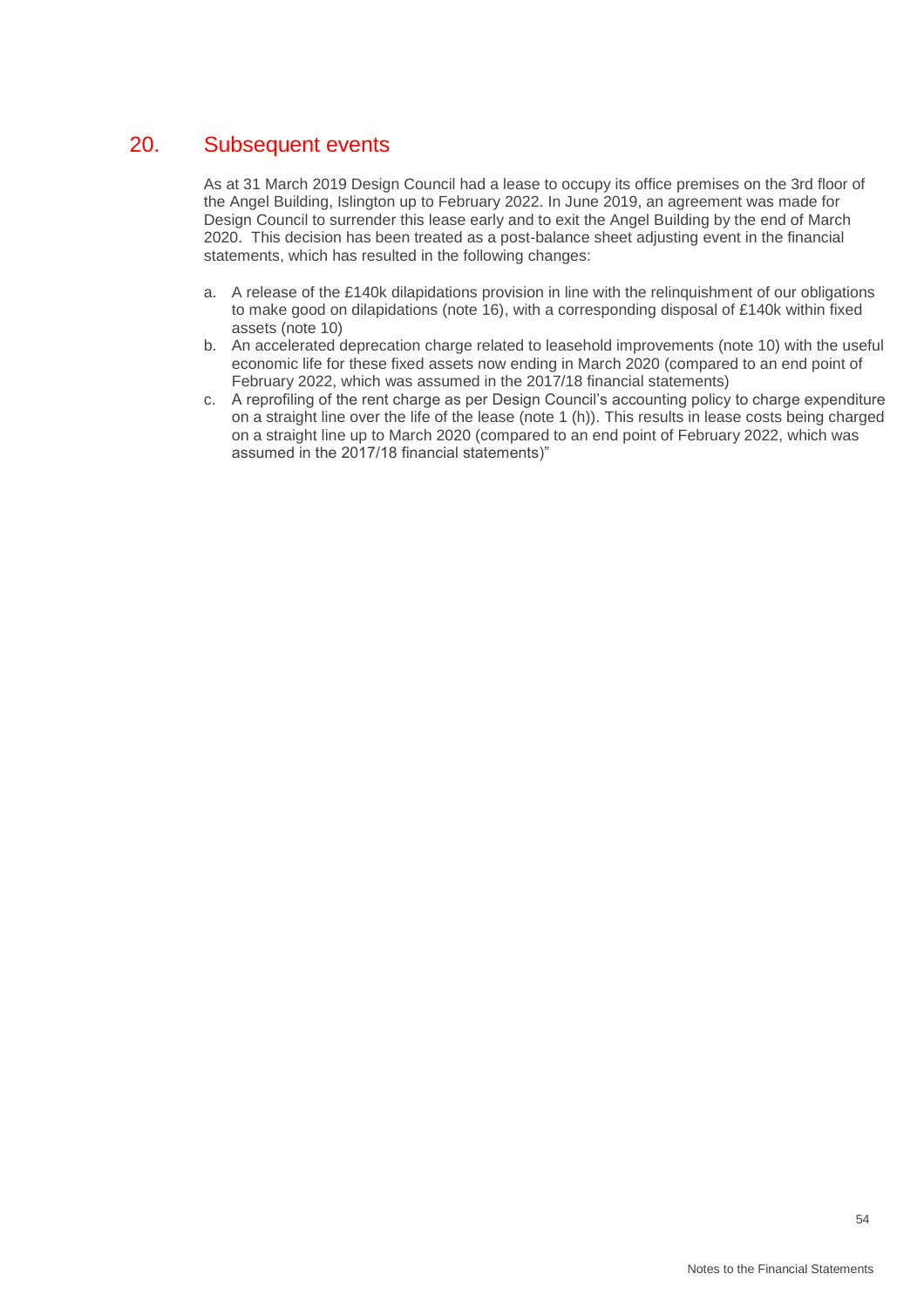## 20. Subsequent events

As at 31 March 2019 Design Council had a lease to occupy its office premises on the 3rd floor of the Angel Building, Islington up to February 2022. In June 2019, an agreement was made for Design Council to surrender this lease early and to exit the Angel Building by the end of March 2020. This decision has been treated as a post-balance sheet adjusting event in the financial statements, which has resulted in the following changes:

a. A release of the £140k dilapidations provision in line with the relinquishment of our obligations to make good on dilapidations (note 16), with a corresponding disposal of £140k within fixed assets (note 10)
b. An accelerated deprecation charge related to leasehold improvements (note 10) with the useful economic life for these fixed assets now ending in March 2020 (compared to an end point of February 2022, which was assumed in the 2017/18 financial statements)
c. A reprofiling of the rent charge as per Design Council's accounting policy to charge expenditure on a straight line over the life of the lease (note 1 (h)). This results in lease costs being charged on a straight line up to March 2020 (compared to an end point of February 2022, which was assumed in the 2017/18 financial statements)"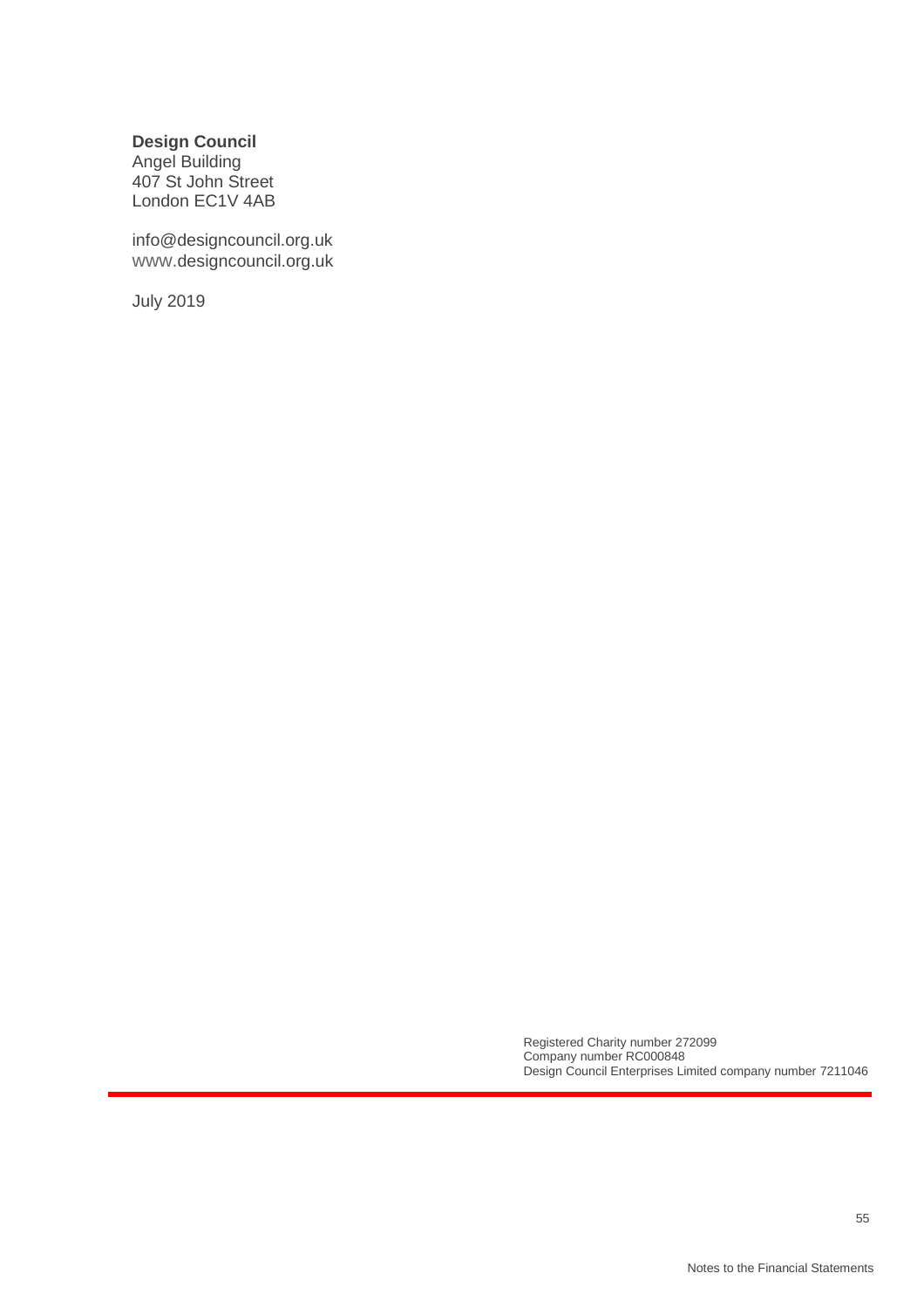**Design Council**
Angel Building
407 St John Street
London EC1V 4AB

info@designcouncil.org.uk
www.designcouncil.org.uk

July 2019

Registered Charity number 272099
Company number RC000848
Design Council Enterprises Limited company number 7211046